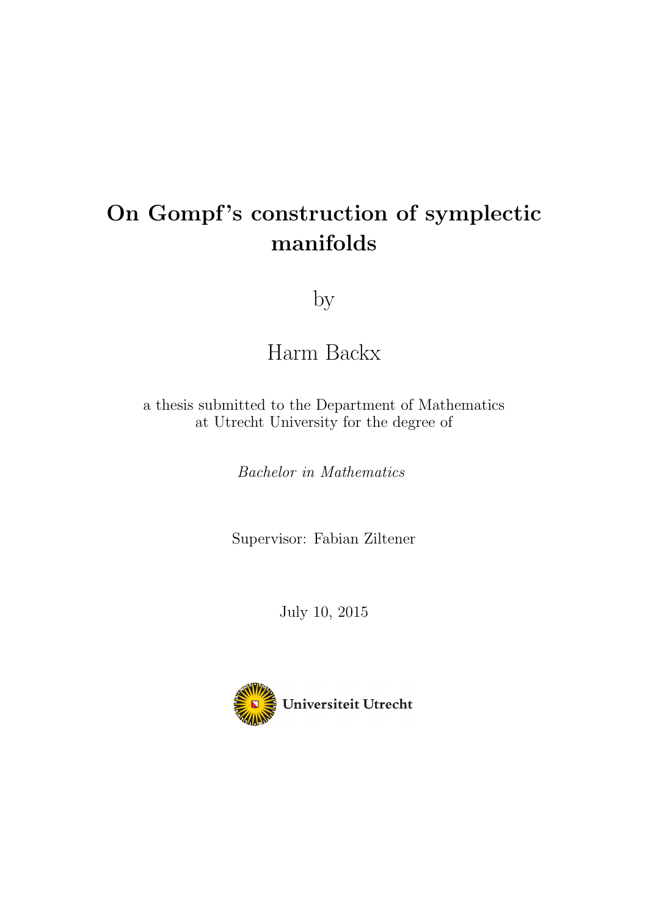# On Gompf's construction of symplectic manifolds

by

Harm Backx

a thesis submitted to the Department of Mathematics at Utrecht University for the degree of

*Bachelor in Mathematics*

Supervisor: Fabian Ziltener

July 10, 2015

Universiteit Utrecht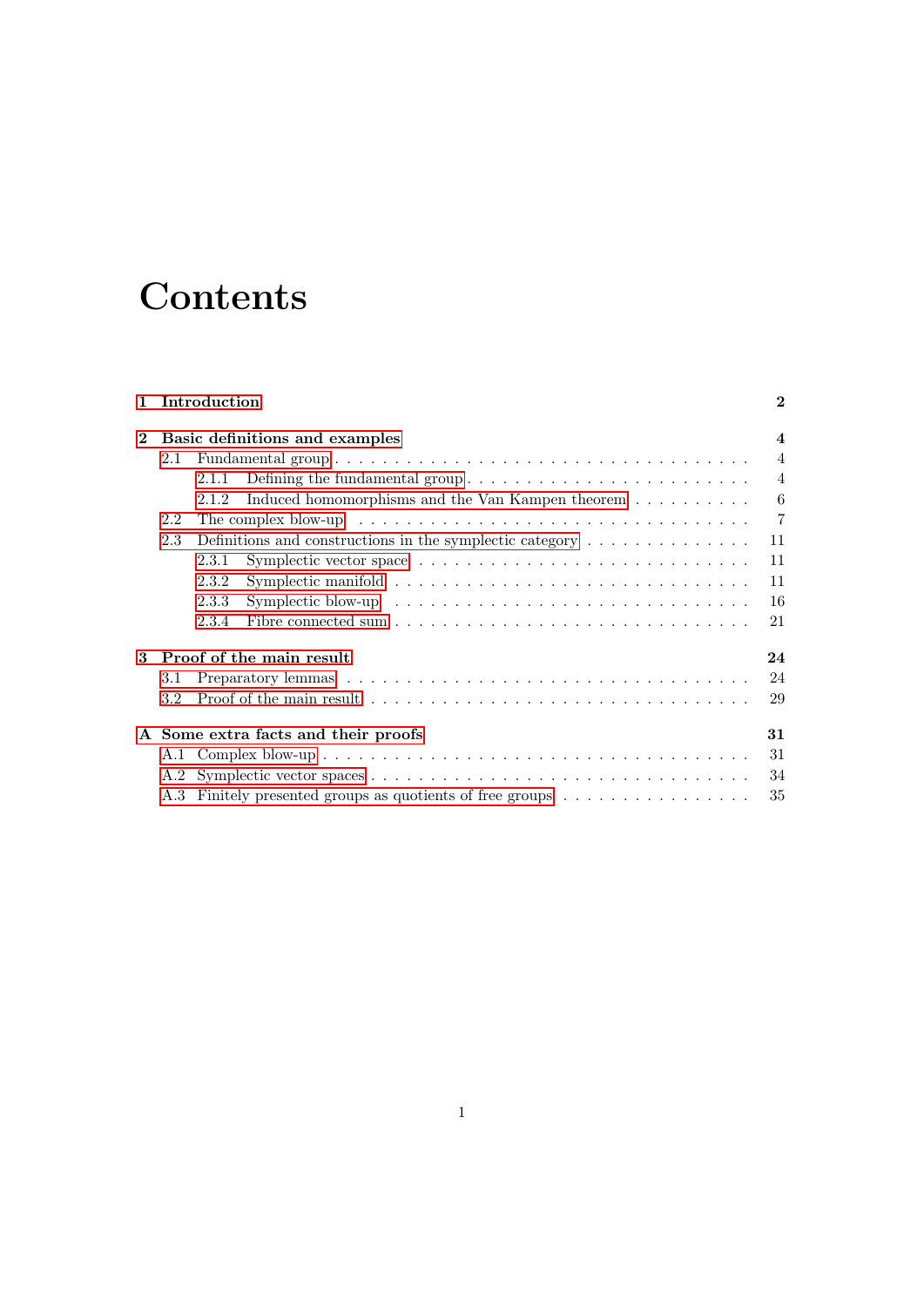# Contents

**1 Introduction** **2**

**2 Basic definitions and examples** **4**

- 2.1 Fundamental group . . . 4
  - 2.1.1 Defining the fundamental group . . . 4
  - 2.1.2 Induced homomorphisms and the Van Kampen theorem . . . 6
- 2.2 The complex blow-up . . . 7
- 2.3 Definitions and constructions in the symplectic category . . . 11
  - 2.3.1 Symplectic vector space . . . 11
  - 2.3.2 Symplectic manifold . . . 11
  - 2.3.3 Symplectic blow-up . . . 16
  - 2.3.4 Fibre connected sum . . . 21

**3 Proof of the main result** **24**

- 3.1 Preparatory lemmas . . . 24
- 3.2 Proof of the main result . . . 29

**A Some extra facts and their proofs** **31**

- A.1 Complex blow-up . . . 31
- A.2 Symplectic vector spaces . . . 34
- A.3 Finitely presented groups as quotients of free groups . . . 35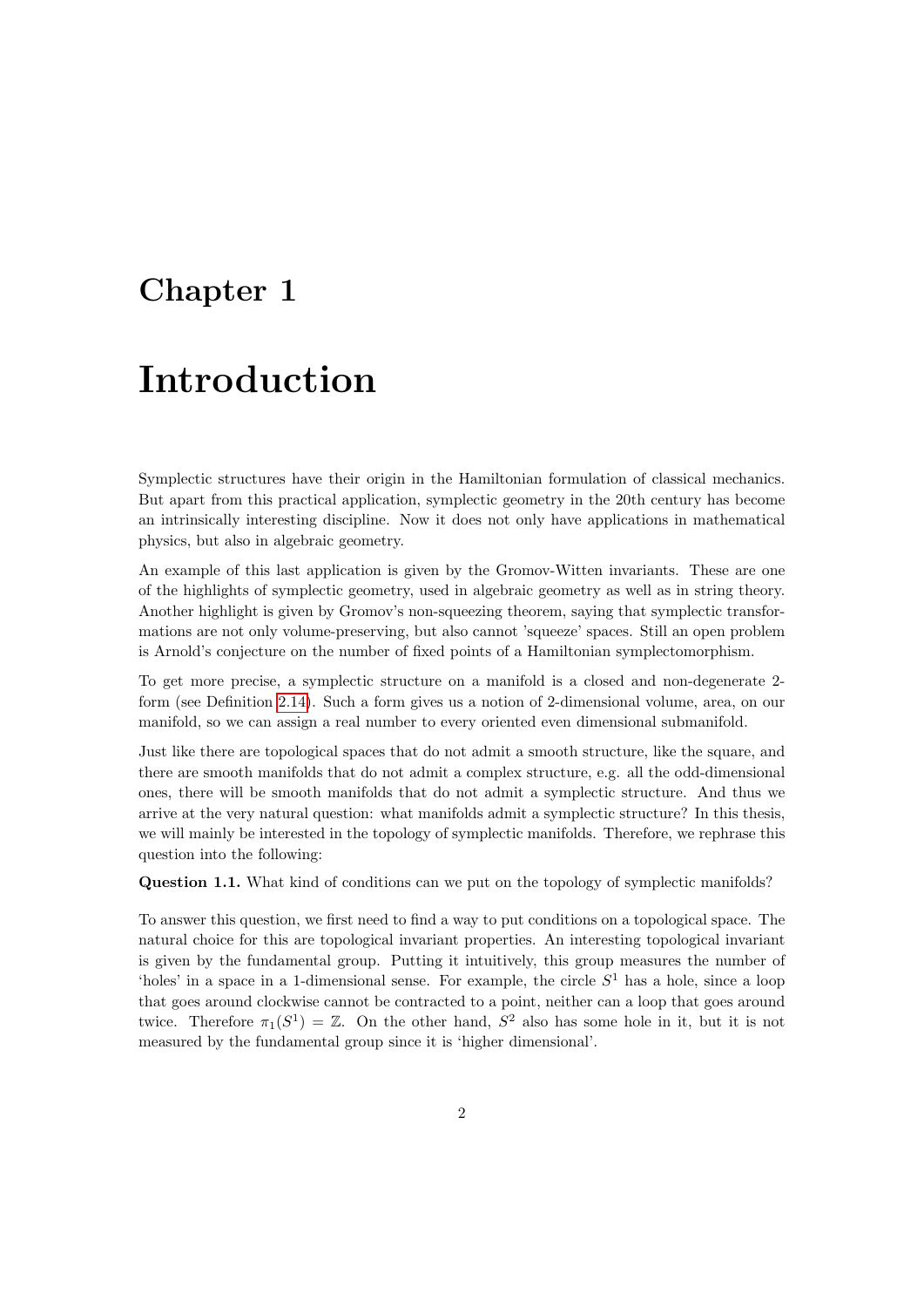# Chapter 1

# Introduction

Symplectic structures have their origin in the Hamiltonian formulation of classical mechanics. But apart from this practical application, symplectic geometry in the 20th century has become an intrinsically interesting discipline. Now it does not only have applications in mathematical physics, but also in algebraic geometry.

An example of this last application is given by the Gromov-Witten invariants. These are one of the highlights of symplectic geometry, used in algebraic geometry as well as in string theory. Another highlight is given by Gromov's non-squeezing theorem, saying that symplectic transformations are not only volume-preserving, but also cannot 'squeeze' spaces. Still an open problem is Arnold's conjecture on the number of fixed points of a Hamiltonian symplectomorphism.

To get more precise, a symplectic structure on a manifold is a closed and non-degenerate 2-form (see Definition 2.14). Such a form gives us a notion of 2-dimensional volume, area, on our manifold, so we can assign a real number to every oriented even dimensional submanifold.

Just like there are topological spaces that do not admit a smooth structure, like the square, and there are smooth manifolds that do not admit a complex structure, e.g. all the odd-dimensional ones, there will be smooth manifolds that do not admit a symplectic structure. And thus we arrive at the very natural question: what manifolds admit a symplectic structure? In this thesis, we will mainly be interested in the topology of symplectic manifolds. Therefore, we rephrase this question into the following:

**Question 1.1.** What kind of conditions can we put on the topology of symplectic manifolds?

To answer this question, we first need to find a way to put conditions on a topological space. The natural choice for this are topological invariant properties. An interesting topological invariant is given by the fundamental group. Putting it intuitively, this group measures the number of 'holes' in a space in a 1-dimensional sense. For example, the circle $S^1$ has a hole, since a loop that goes around clockwise cannot be contracted to a point, neither can a loop that goes around twice. Therefore $\pi_1(S^1) = \mathbb{Z}$. On the other hand, $S^2$ also has some hole in it, but it is not measured by the fundamental group since it is 'higher dimensional'.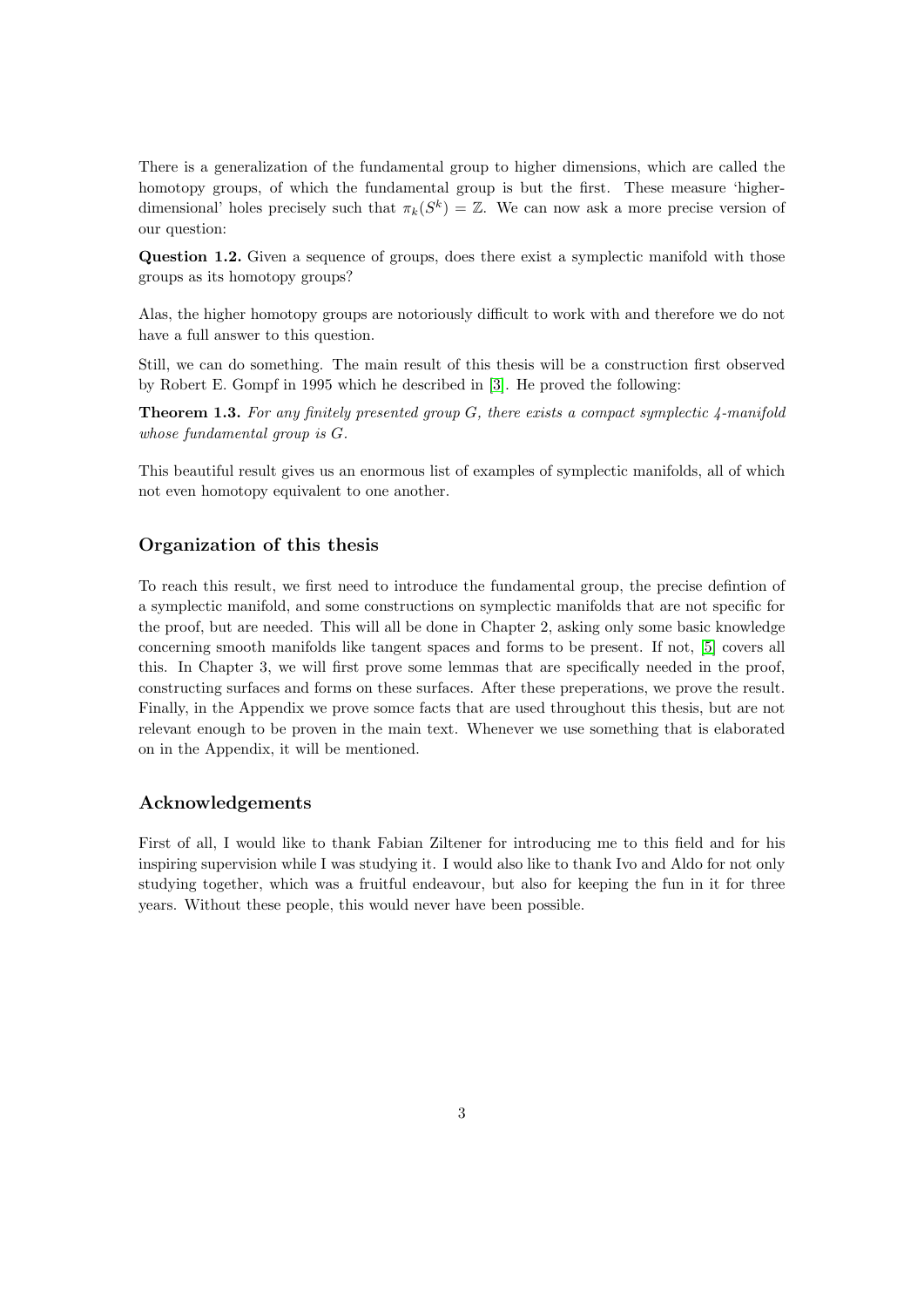There is a generalization of the fundamental group to higher dimensions, which are called the homotopy groups, of which the fundamental group is but the first. These measure 'higher-dimensional' holes precisely such that $\pi_k(S^k) = \mathbb{Z}$. We can now ask a more precise version of our question:

**Question 1.2.** Given a sequence of groups, does there exist a symplectic manifold with those groups as its homotopy groups?

Alas, the higher homotopy groups are notoriously difficult to work with and therefore we do not have a full answer to this question.

Still, we can do something. The main result of this thesis will be a construction first observed by Robert E. Gompf in 1995 which he described in [3]. He proved the following:

**Theorem 1.3.** *For any finitely presented group $G$, there exists a compact symplectic 4-manifold whose fundamental group is $G$.*

This beautiful result gives us an enormous list of examples of symplectic manifolds, all of which not even homotopy equivalent to one another.

## Organization of this thesis

To reach this result, we first need to introduce the fundamental group, the precise defintion of a symplectic manifold, and some constructions on symplectic manifolds that are not specific for the proof, but are needed. This will all be done in Chapter 2, asking only some basic knowledge concerning smooth manifolds like tangent spaces and forms to be present. If not, [5] covers all this. In Chapter 3, we will first prove some lemmas that are specifically needed in the proof, constructing surfaces and forms on these surfaces. After these preperations, we prove the result. Finally, in the Appendix we prove somce facts that are used throughout this thesis, but are not relevant enough to be proven in the main text. Whenever we use something that is elaborated on in the Appendix, it will be mentioned.

## Acknowledgements

First of all, I would like to thank Fabian Ziltener for introducing me to this field and for his inspiring supervision while I was studying it. I would also like to thank Ivo and Aldo for not only studying together, which was a fruitful endeavour, but also for keeping the fun in it for three years. Without these people, this would never have been possible.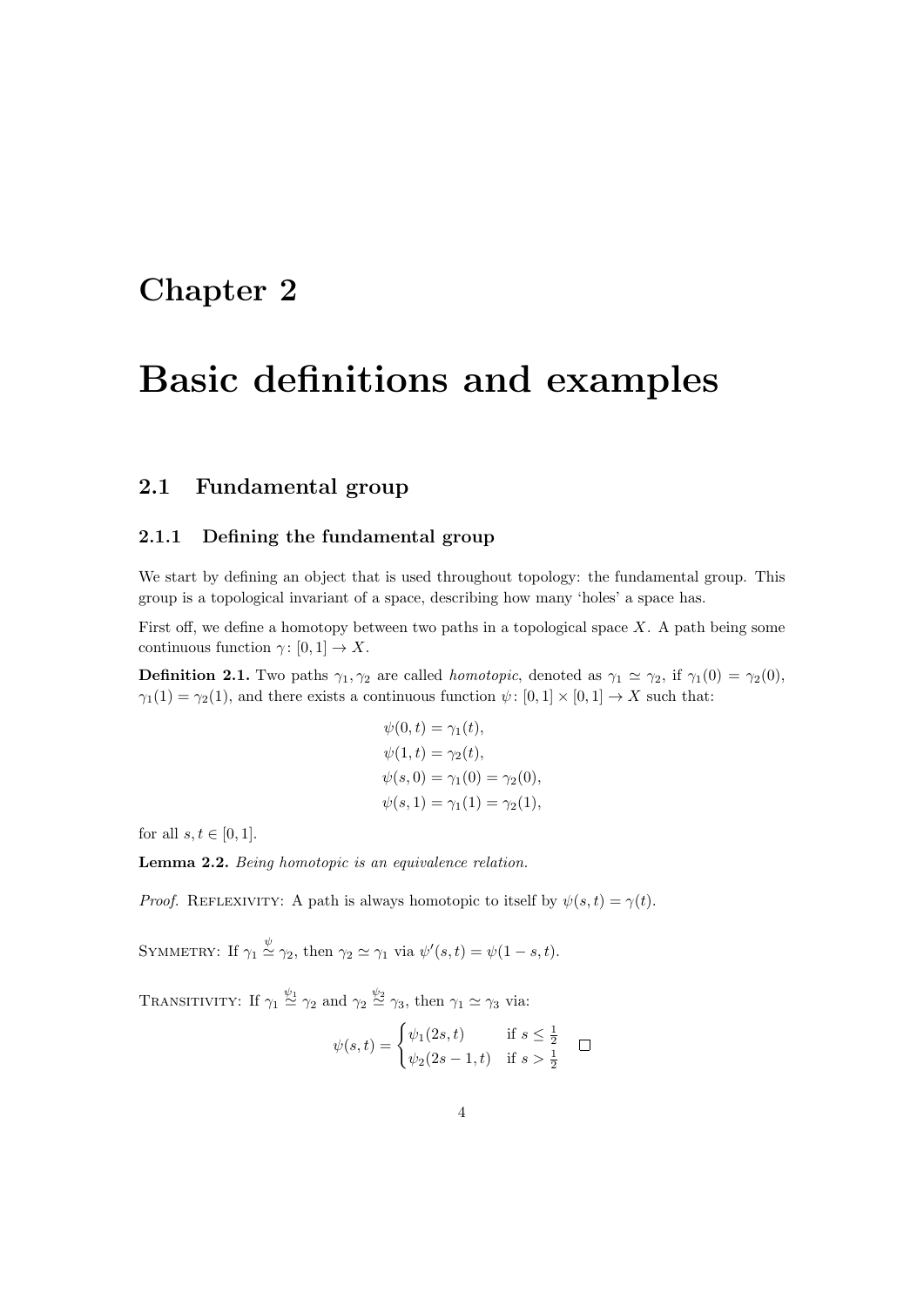# Chapter 2

# Basic definitions and examples

## 2.1 Fundamental group

### 2.1.1 Defining the fundamental group

We start by defining an object that is used throughout topology: the fundamental group. This group is a topological invariant of a space, describing how many 'holes' a space has.

First off, we define a homotopy between two paths in a topological space $X$. A path being some continuous function $\gamma\colon [0,1] \to X$.

**Definition 2.1.** Two paths $\gamma_1, \gamma_2$ are called *homotopic*, denoted as $\gamma_1 \simeq \gamma_2$, if $\gamma_1(0) = \gamma_2(0)$, $\gamma_1(1) = \gamma_2(1)$, and there exists a continuous function $\psi\colon [0,1] \times [0,1] \to X$ such that:

$$\begin{aligned}
\psi(0,t) &= \gamma_1(t), \\
\psi(1,t) &= \gamma_2(t), \\
\psi(s,0) &= \gamma_1(0) = \gamma_2(0), \\
\psi(s,1) &= \gamma_1(1) = \gamma_2(1),
\end{aligned}$$

for all $s, t \in [0,1]$.

**Lemma 2.2.** *Being homotopic is an equivalence relation.*

*Proof.* Reflexivity: A path is always homotopic to itself by $\psi(s,t) = \gamma(t)$.

Symmetry: If $\gamma_1 \overset{\psi}{\simeq} \gamma_2$, then $\gamma_2 \simeq \gamma_1$ via $\psi'(s,t) = \psi(1-s,t)$.

Transitivity: If $\gamma_1 \overset{\psi_1}{\simeq} \gamma_2$ and $\gamma_2 \overset{\psi_2}{\simeq} \gamma_3$, then $\gamma_1 \simeq \gamma_3$ via:

$$\psi(s,t) = \begin{cases} \psi_1(2s,t) & \text{if } s \leq \frac{1}{2} \\ \psi_2(2s-1,t) & \text{if } s > \frac{1}{2} \end{cases}$$

□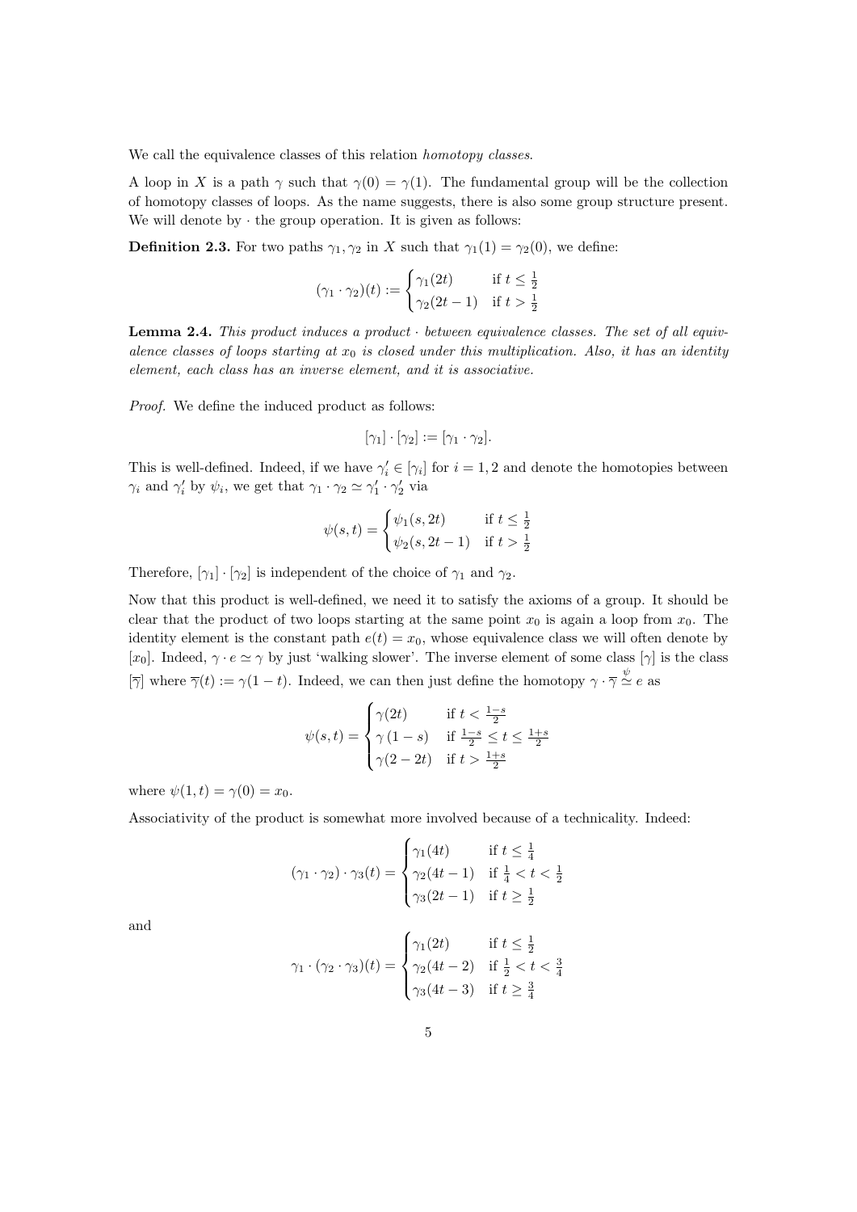We call the equivalence classes of this relation *homotopy classes*.

A loop in $X$ is a path $\gamma$ such that $\gamma(0) = \gamma(1)$. The fundamental group will be the collection of homotopy classes of loops. As the name suggests, there is also some group structure present. We will denote by $\cdot$ the group operation. It is given as follows:

**Definition 2.3.** For two paths $\gamma_1, \gamma_2$ in $X$ such that $\gamma_1(1) = \gamma_2(0)$, we define:

$$(\gamma_1 \cdot \gamma_2)(t) := \begin{cases} \gamma_1(2t) & \text{if } t \leq \frac{1}{2} \\ \gamma_2(2t-1) & \text{if } t > \frac{1}{2} \end{cases}$$

**Lemma 2.4.** *This product induces a product $\cdot$ between equivalence classes. The set of all equivalence classes of loops starting at $x_0$ is closed under this multiplication. Also, it has an identity element, each class has an inverse element, and it is associative.*

*Proof.* We define the induced product as follows:

$$[\gamma_1] \cdot [\gamma_2] := [\gamma_1 \cdot \gamma_2].$$

This is well-defined. Indeed, if we have $\gamma_i' \in [\gamma_i]$ for $i = 1, 2$ and denote the homotopies between $\gamma_i$ and $\gamma_i'$ by $\psi_i$, we get that $\gamma_1 \cdot \gamma_2 \simeq \gamma_1' \cdot \gamma_2'$ via

$$\psi(s,t) = \begin{cases} \psi_1(s, 2t) & \text{if } t \leq \frac{1}{2} \\ \psi_2(s, 2t-1) & \text{if } t > \frac{1}{2} \end{cases}$$

Therefore, $[\gamma_1] \cdot [\gamma_2]$ is independent of the choice of $\gamma_1$ and $\gamma_2$.

Now that this product is well-defined, we need it to satisfy the axioms of a group. It should be clear that the product of two loops starting at the same point $x_0$ is again a loop from $x_0$. The identity element is the constant path $e(t) = x_0$, whose equivalence class we will often denote by $[x_0]$. Indeed, $\gamma \cdot e \simeq \gamma$ by just 'walking slower'. The inverse element of some class $[\gamma]$ is the class $[\overline{\gamma}]$ where $\overline{\gamma}(t) := \gamma(1-t)$. Indeed, we can then just define the homotopy $\gamma \cdot \overline{\gamma} \overset{\psi}{\simeq} e$ as

$$\psi(s,t) = \begin{cases} \gamma(2t) & \text{if } t < \frac{1-s}{2} \\ \gamma(1-s) & \text{if } \frac{1-s}{2} \leq t \leq \frac{1+s}{2} \\ \gamma(2-2t) & \text{if } t > \frac{1+s}{2} \end{cases}$$

where $\psi(1,t) = \gamma(0) = x_0$.

Associativity of the product is somewhat more involved because of a technicality. Indeed:

$$(\gamma_1 \cdot \gamma_2) \cdot \gamma_3(t) = \begin{cases} \gamma_1(4t) & \text{if } t \leq \frac{1}{4} \\ \gamma_2(4t-1) & \text{if } \frac{1}{4} < t < \frac{1}{2} \\ \gamma_3(2t-1) & \text{if } t \geq \frac{1}{2} \end{cases}$$

and

$$\gamma_1 \cdot (\gamma_2 \cdot \gamma_3)(t) = \begin{cases} \gamma_1(2t) & \text{if } t \leq \frac{1}{2} \\ \gamma_2(4t-2) & \text{if } \frac{1}{2} < t < \frac{3}{4} \\ \gamma_3(4t-3) & \text{if } t \geq \frac{3}{4} \end{cases}$$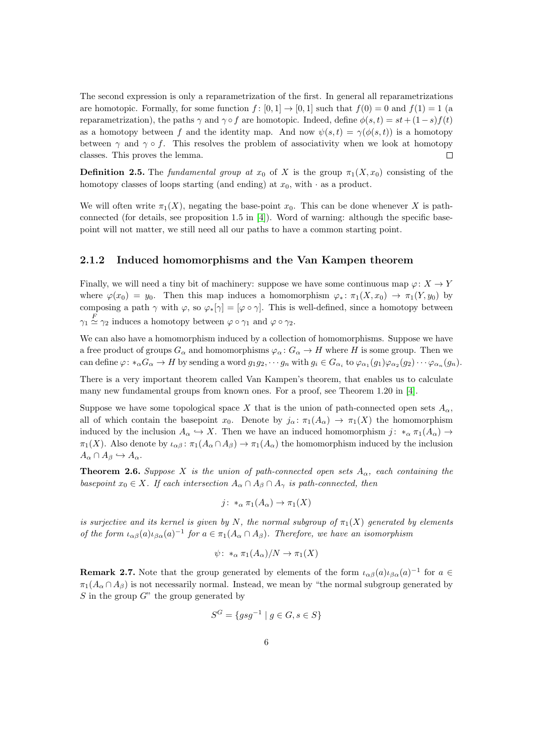The second expression is only a reparametrization of the first. In general all reparametrizations are homotopic. Formally, for some function $f\colon [0,1] \to [0,1]$ such that $f(0) = 0$ and $f(1) = 1$ (a reparametrization), the paths $\gamma$ and $\gamma \circ f$ are homotopic. Indeed, define $\phi(s,t) = st + (1-s)f(t)$ as a homotopy between $f$ and the identity map. And now $\psi(s,t) = \gamma(\phi(s,t))$ is a homotopy between $\gamma$ and $\gamma \circ f$. This resolves the problem of associativity when we look at homotopy classes. This proves the lemma. $\square$

**Definition 2.5.** The *fundamental group at* $x_0$ of $X$ is the group $\pi_1(X, x_0)$ consisting of the homotopy classes of loops starting (and ending) at $x_0$, with $\cdot$ as a product.

We will often write $\pi_1(X)$, negating the base-point $x_0$. This can be done whenever $X$ is path-connected (for details, see proposition 1.5 in [4]). Word of warning: although the specific base-point will not matter, we still need all our paths to have a common starting point.

### 2.1.2 Induced homomorphisms and the Van Kampen theorem

Finally, we will need a tiny bit of machinery: suppose we have some continuous map $\varphi\colon X \to Y$ where $\varphi(x_0) = y_0$. Then this map induces a homomorphism $\varphi_*\colon \pi_1(X, x_0) \to \pi_1(Y, y_0)$ by composing a path $\gamma$ with $\varphi$, so $\varphi_*[\gamma] = [\varphi \circ \gamma]$. This is well-defined, since a homotopy between $\gamma_1 \overset{F}{\simeq} \gamma_2$ induces a homotopy between $\varphi \circ \gamma_1$ and $\varphi \circ \gamma_2$.

We can also have a homomorphism induced by a collection of homomorphisms. Suppose we have a free product of groups $G_\alpha$ and homomorphisms $\varphi_\alpha\colon G_\alpha \to H$ where $H$ is some group. Then we can define $\varphi\colon *_\alpha G_\alpha \to H$ by sending a word $g_1 g_2, \cdots g_n$ with $g_i \in G_{\alpha_i}$ to $\varphi_{\alpha_1}(g_1)\varphi_{\alpha_2}(g_2)\cdots\varphi_{\alpha_n}(g_n)$.

There is a very important theorem called Van Kampen's theorem, that enables us to calculate many new fundamental groups from known ones. For a proof, see Theorem 1.20 in [4].

Suppose we have some topological space $X$ that is the union of path-connected open sets $A_\alpha$, all of which contain the basepoint $x_0$. Denote by $j_\alpha\colon \pi_1(A_\alpha) \to \pi_1(X)$ the homomorphism induced by the inclusion $A_\alpha \hookrightarrow X$. Then we have an induced homomorphism $j\colon *_\alpha \pi_1(A_\alpha) \to \pi_1(X)$. Also denote by $\iota_{\alpha\beta}\colon \pi_1(A_\alpha \cap A_\beta) \to \pi_1(A_\alpha)$ the homomorphism induced by the inclusion $A_\alpha \cap A_\beta \hookrightarrow A_\alpha$.

**Theorem 2.6.** *Suppose $X$ is the union of path-connected open sets $A_\alpha$, each containing the basepoint $x_0 \in X$. If each intersection $A_\alpha \cap A_\beta \cap A_\gamma$ is path-connected, then*

$$j\colon *_\alpha\, \pi_1(A_\alpha) \to \pi_1(X)$$

*is surjective and its kernel is given by $N$, the normal subgroup of $\pi_1(X)$ generated by elements of the form $\iota_{\alpha\beta}(a)\iota_{\beta\alpha}(a)^{-1}$ for $a \in \pi_1(A_\alpha \cap A_\beta)$. Therefore, we have an isomorphism*

$$\psi\colon *_\alpha\, \pi_1(A_\alpha)/N \to \pi_1(X)$$

**Remark 2.7.** Note that the group generated by elements of the form $\iota_{\alpha\beta}(a)\iota_{\beta\alpha}(a)^{-1}$ for $a \in \pi_1(A_\alpha \cap A_\beta)$ is not necessarily normal. Instead, we mean by "the normal subgroup generated by $S$ in the group $G$" the group generated by

$$S^G = \{gsg^{-1} \mid g \in G, s \in S\}$$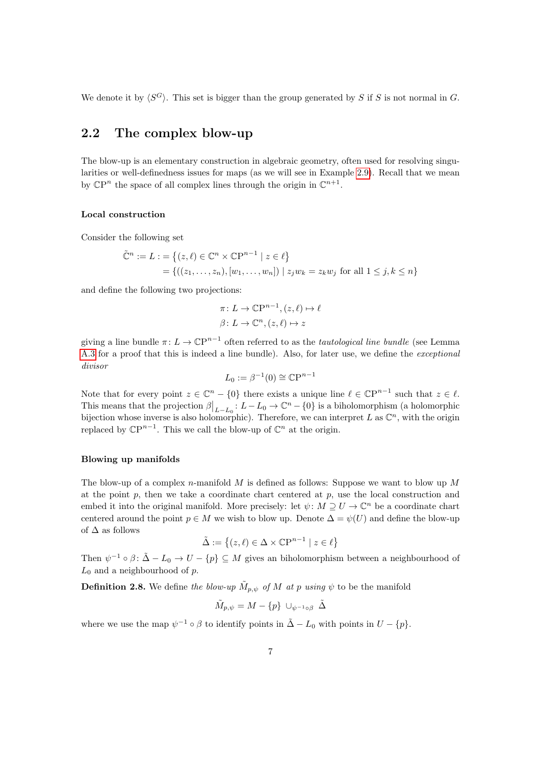We denote it by $\langle S^G \rangle$. This set is bigger than the group generated by $S$ if $S$ is not normal in $G$.

## 2.2 The complex blow-up

The blow-up is an elementary construction in algebraic geometry, often used for resolving singularities or well-definedness issues for maps (as we will see in Example 2.9). Recall that we mean by $\mathbb{CP}^n$ the space of all complex lines through the origin in $\mathbb{C}^{n+1}$.

#### Local construction

Consider the following set

$$\begin{aligned}\tilde{\mathbb{C}}^n := L := &\left\{(z, \ell) \in \mathbb{C}^n \times \mathbb{CP}^{n-1} \mid z \in \ell\right\} \\ = &\left\{((z_1, \ldots, z_n), [w_1, \ldots, w_n]) \mid z_j w_k = z_k w_j \text{ for all } 1 \leq j, k \leq n\right\}\end{aligned}$$

and define the following two projections:

$$\pi \colon L \to \mathbb{CP}^{n-1}, (z, \ell) \mapsto \ell$$
$$\beta \colon L \to \mathbb{C}^n, (z, \ell) \mapsto z$$

giving a line bundle $\pi \colon L \to \mathbb{CP}^{n-1}$ often referred to as the *tautological line bundle* (see Lemma A.3 for a proof that this is indeed a line bundle). Also, for later use, we define the *exceptional divisor*

$$L_0 := \beta^{-1}(0) \cong \mathbb{CP}^{n-1}$$

Note that for every point $z \in \mathbb{C}^n - \{0\}$ there exists a unique line $\ell \in \mathbb{CP}^{n-1}$ such that $z \in \ell$. This means that the projection $\beta\big|_{L-L_0} \colon L - L_0 \to \mathbb{C}^n - \{0\}$ is a biholomorphism (a holomorphic bijection whose inverse is also holomorphic). Therefore, we can interpret $L$ as $\mathbb{C}^n$, with the origin replaced by $\mathbb{CP}^{n-1}$. This we call the blow-up of $\mathbb{C}^n$ at the origin.

#### Blowing up manifolds

The blow-up of a complex $n$-manifold $M$ is defined as follows: Suppose we want to blow up $M$ at the point $p$, then we take a coordinate chart centered at $p$, use the local construction and embed it into the original manifold. More precisely: let $\psi \colon M \supseteq U \to \mathbb{C}^n$ be a coordinate chart centered around the point $p \in M$ we wish to blow up. Denote $\Delta = \psi(U)$ and define the blow-up of $\Delta$ as follows

$$\tilde{\Delta} := \left\{(z, \ell) \in \Delta \times \mathbb{CP}^{n-1} \mid z \in \ell\right\}$$

Then $\psi^{-1} \circ \beta \colon \tilde{\Delta} - L_0 \to U - \{p\} \subseteq M$ gives an biholomorphism between a neighbourhood of $L_0$ and a neighbourhood of $p$.

**Definition 2.8.** We define *the blow-up $\tilde{M}_{p,\psi}$ of $M$ at $p$ using $\psi$* to be the manifold

$$\tilde{M}_{p,\psi} = M - \{p\} \cup_{\psi^{-1} \circ \beta} \tilde{\Delta}$$

where we use the map $\psi^{-1} \circ \beta$ to identify points in $\tilde{\Delta} - L_0$ with points in $U - \{p\}$.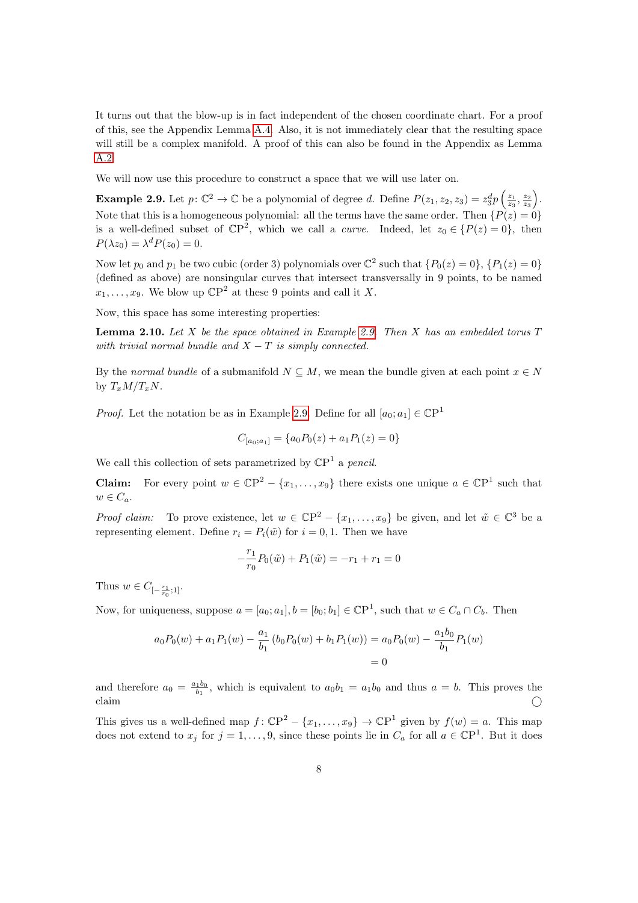It turns out that the blow-up is in fact independent of the chosen coordinate chart. For a proof of this, see the Appendix Lemma A.4. Also, it is not immediately clear that the resulting space will still be a complex manifold. A proof of this can also be found in the Appendix as Lemma A.2.

We will now use this procedure to construct a space that we will use later on.

**Example 2.9.** Let $p\colon \mathbb{C}^2 \to \mathbb{C}$ be a polynomial of degree $d$. Define $P(z_1, z_2, z_3) = z_3^d p\left(\frac{z_1}{z_3}, \frac{z_2}{z_3}\right)$. Note that this is a homogeneous polynomial: all the terms have the same order. Then $\{P(z) = 0\}$ is a well-defined subset of $\mathbb{CP}^2$, which we call a *curve*. Indeed, let $z_0 \in \{P(z) = 0\}$, then $P(\lambda z_0) = \lambda^d P(z_0) = 0$.

Now let $p_0$ and $p_1$ be two cubic (order 3) polynomials over $\mathbb{C}^2$ such that $\{P_0(z) = 0\}$, $\{P_1(z) = 0\}$ (defined as above) are nonsingular curves that intersect transversally in 9 points, to be named $x_1, \ldots, x_9$. We blow up $\mathbb{CP}^2$ at these 9 points and call it $X$.

Now, this space has some interesting properties:

**Lemma 2.10.** *Let $X$ be the space obtained in Example 2.9. Then $X$ has an embedded torus $T$ with trivial normal bundle and $X - T$ is simply connected.*

By the *normal bundle* of a submanifold $N \subseteq M$, we mean the bundle given at each point $x \in N$ by $T_xM/T_xN$.

*Proof.* Let the notation be as in Example 2.9. Define for all $[a_0; a_1] \in \mathbb{CP}^1$

$$C_{[a_0;a_1]} = \{a_0 P_0(z) + a_1 P_1(z) = 0\}$$

We call this collection of sets parametrized by $\mathbb{CP}^1$ a *pencil*.

**Claim:** For every point $w \in \mathbb{CP}^2 - \{x_1, \ldots, x_9\}$ there exists one unique $a \in \mathbb{CP}^1$ such that $w \in C_a$.

*Proof claim:* To prove existence, let $w \in \mathbb{CP}^2 - \{x_1, \ldots, x_9\}$ be given, and let $\tilde{w} \in \mathbb{C}^3$ be a representing element. Define $r_i = P_i(\tilde{w})$ for $i = 0, 1$. Then we have

$$-\frac{r_1}{r_0} P_0(\tilde{w}) + P_1(\tilde{w}) = -r_1 + r_1 = 0$$

Thus $w \in C_{[-\frac{r_1}{r_0};1]}$.

Now, for uniqueness, suppose $a = [a_0; a_1], b = [b_0; b_1] \in \mathbb{CP}^1$, such that $w \in C_a \cap C_b$. Then

$$\begin{aligned} a_0 P_0(w) + a_1 P_1(w) - \frac{a_1}{b_1}\left(b_0 P_0(w) + b_1 P_1(w)\right) &= a_0 P_0(w) - \frac{a_1 b_0}{b_1} P_1(w) \\ &= 0 \end{aligned}$$

and therefore $a_0 = \frac{a_1 b_0}{b_1}$, which is equivalent to $a_0 b_1 = a_1 b_0$ and thus $a = b$. This proves the claim ○

This gives us a well-defined map $f\colon \mathbb{CP}^2 - \{x_1, \ldots, x_9\} \to \mathbb{CP}^1$ given by $f(w) = a$. This map does not extend to $x_j$ for $j = 1, \ldots, 9$, since these points lie in $C_a$ for all $a \in \mathbb{CP}^1$. But it does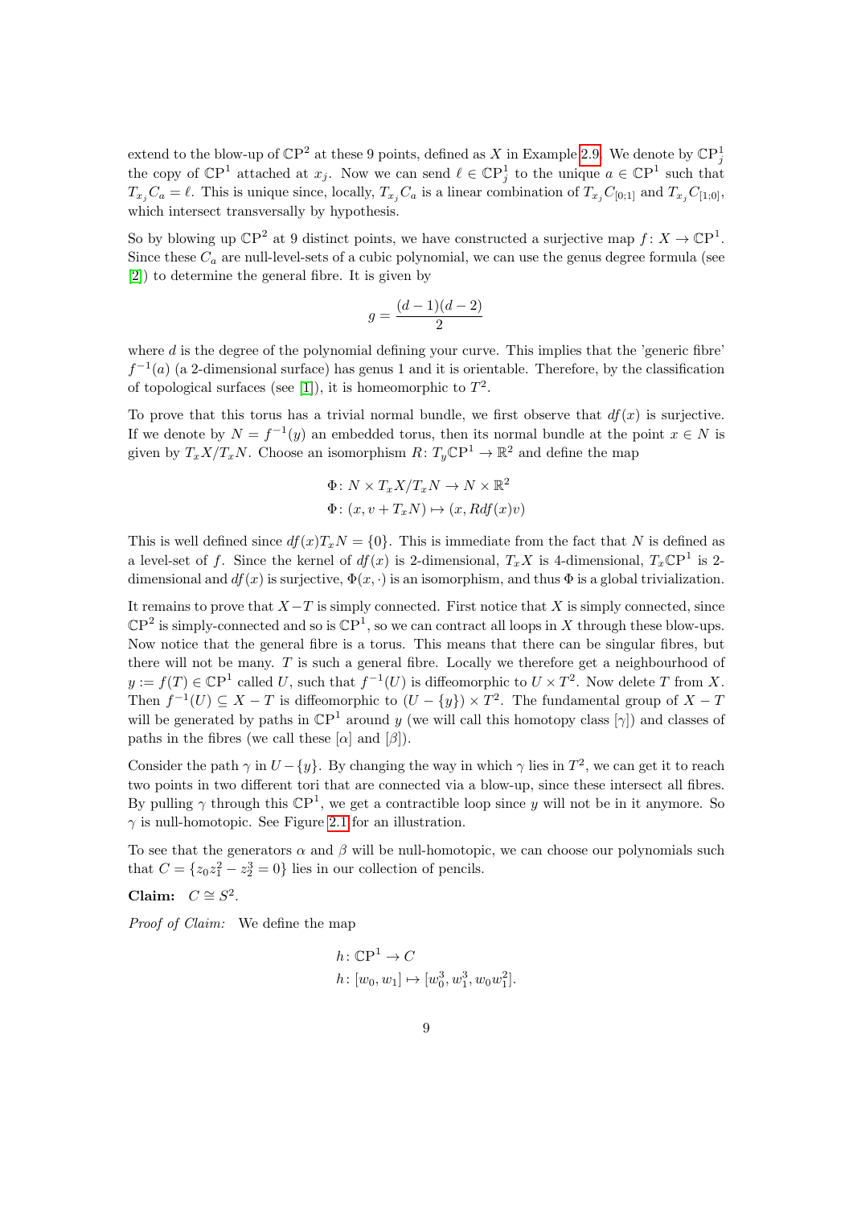extend to the blow-up of $\mathbb{C}\mathrm{P}^2$ at these 9 points, defined as $X$ in Example 2.9. We denote by $\mathbb{C}\mathrm{P}^1_j$ the copy of $\mathbb{C}\mathrm{P}^1$ attached at $x_j$. Now we can send $\ell \in \mathbb{C}\mathrm{P}^1_j$ to the unique $a \in \mathbb{C}\mathrm{P}^1$ such that $T_{x_j} C_a = \ell$. This is unique since, locally, $T_{x_j} C_a$ is a linear combination of $T_{x_j} C_{[0;1]}$ and $T_{x_j} C_{[1;0]}$, which intersect transversally by hypothesis.

So by blowing up $\mathbb{C}\mathrm{P}^2$ at 9 distinct points, we have constructed a surjective map $f\colon X \to \mathbb{C}\mathrm{P}^1$. Since these $C_a$ are null-level-sets of a cubic polynomial, we can use the genus degree formula (see [2]) to determine the general fibre. It is given by

$$g = \frac{(d-1)(d-2)}{2}$$

where $d$ is the degree of the polynomial defining your curve. This implies that the 'generic fibre' $f^{-1}(a)$ (a 2-dimensional surface) has genus 1 and it is orientable. Therefore, by the classification of topological surfaces (see [1]), it is homeomorphic to $T^2$.

To prove that this torus has a trivial normal bundle, we first observe that $df(x)$ is surjective. If we denote by $N = f^{-1}(y)$ an embedded torus, then its normal bundle at the point $x \in N$ is given by $T_x X / T_x N$. Choose an isomorphism $R\colon T_y \mathbb{C}\mathrm{P}^1 \to \mathbb{R}^2$ and define the map

$$\Phi\colon N \times T_x X / T_x N \to N \times \mathbb{R}^2$$
$$\Phi\colon (x, v + T_x N) \mapsto (x, R\, df(x) v)$$

This is well defined since $df(x) T_x N = \{0\}$. This is immediate from the fact that $N$ is defined as a level-set of $f$. Since the kernel of $df(x)$ is 2-dimensional, $T_x X$ is 4-dimensional, $T_x \mathbb{C}\mathrm{P}^1$ is 2-dimensional and $df(x)$ is surjective, $\Phi(x, \cdot)$ is an isomorphism, and thus $\Phi$ is a global trivialization.

It remains to prove that $X - T$ is simply connected. First notice that $X$ is simply connected, since $\mathbb{C}\mathrm{P}^2$ is simply-connected and so is $\mathbb{C}\mathrm{P}^1$, so we can contract all loops in $X$ through these blow-ups. Now notice that the general fibre is a torus. This means that there can be singular fibres, but there will not be many. $T$ is such a general fibre. Locally we therefore get a neighbourhood of $y := f(T) \in \mathbb{C}\mathrm{P}^1$ called $U$, such that $f^{-1}(U)$ is diffeomorphic to $U \times T^2$. Now delete $T$ from $X$. Then $f^{-1}(U) \subseteq X - T$ is diffeomorphic to $(U - \{y\}) \times T^2$. The fundamental group of $X - T$ will be generated by paths in $\mathbb{C}\mathrm{P}^1$ around $y$ (we will call this homotopy class $[\gamma]$) and classes of paths in the fibres (we call these $[\alpha]$ and $[\beta]$).

Consider the path $\gamma$ in $U - \{y\}$. By changing the way in which $\gamma$ lies in $T^2$, we can get it to reach two points in two different tori that are connected via a blow-up, since these intersect all fibres. By pulling $\gamma$ through this $\mathbb{C}\mathrm{P}^1$, we get a contractible loop since $y$ will not be in it anymore. So $\gamma$ is null-homotopic. See Figure 2.1 for an illustration.

To see that the generators $\alpha$ and $\beta$ will be null-homotopic, we can choose our polynomials such that $C = \{z_0 z_1^2 - z_2^3 = 0\}$ lies in our collection of pencils.

**Claim:** $C \cong S^2$.

*Proof of Claim:* We define the map

$$h\colon \mathbb{C}\mathrm{P}^1 \to C$$
$$h\colon [w_0, w_1] \mapsto [w_0^3, w_1^3, w_0 w_1^2].$$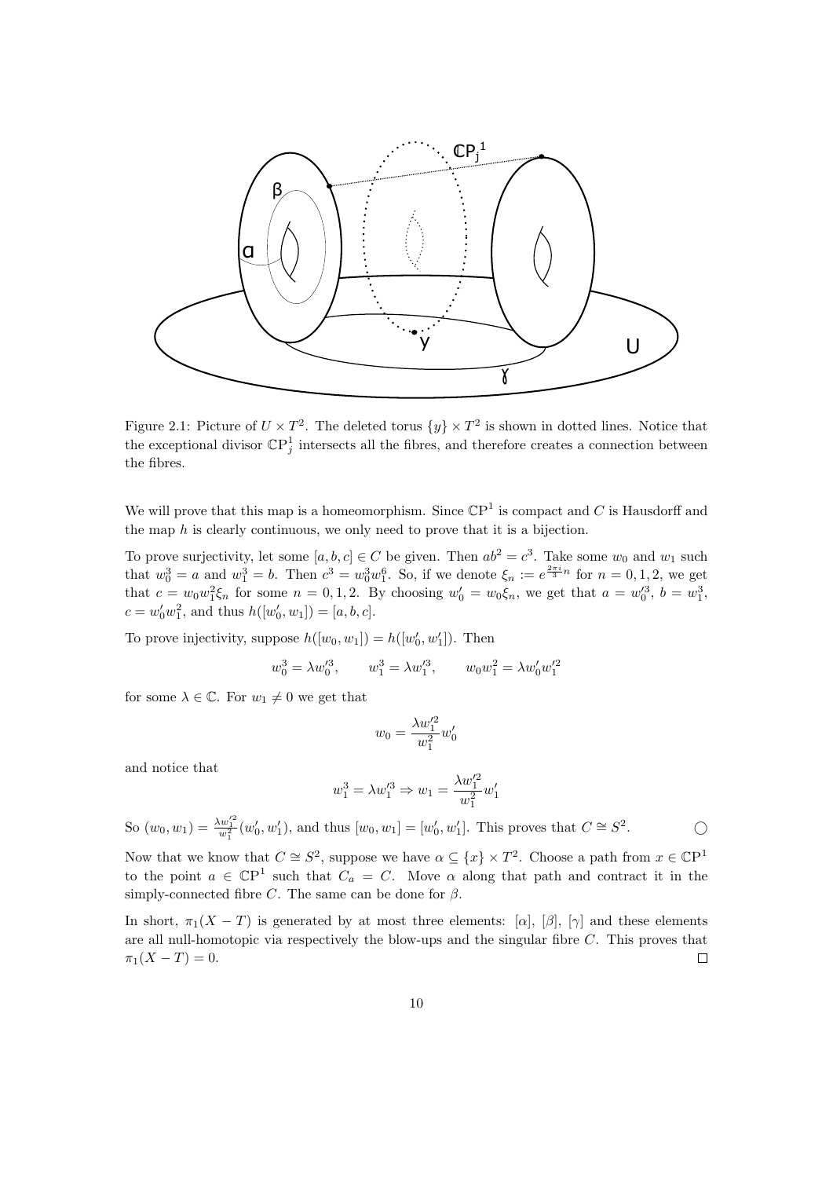Figure 2.1: Picture of $U \times T^2$. The deleted torus $\{y\} \times T^2$ is shown in dotted lines. Notice that the exceptional divisor $\mathbb{CP}^1_j$ intersects all the fibres, and therefore creates a connection between the fibres.

We will prove that this map is a homeomorphism. Since $\mathbb{CP}^1$ is compact and $C$ is Hausdorff and the map $h$ is clearly continuous, we only need to prove that it is a bijection.

To prove surjectivity, let some $[a, b, c] \in C$ be given. Then $ab^2 = c^3$. Take some $w_0$ and $w_1$ such that $w_0^3 = a$ and $w_1^3 = b$. Then $c^3 = w_0^3 w_1^6$. So, if we denote $\xi_n := e^{\frac{2\pi i}{3} n}$ for $n = 0, 1, 2$, we get that $c = w_0 w_1^2 \xi_n$ for some $n = 0, 1, 2$. By choosing $w_0' = w_0 \xi_n$, we get that $a = w_0'^3$, $b = w_1^3$, $c = w_0' w_1^2$, and thus $h([w_0', w_1]) = [a, b, c]$.

To prove injectivity, suppose $h([w_0, w_1]) = h([w_0', w_1'])$. Then

$$w_0^3 = \lambda w_0'^3, \qquad w_1^3 = \lambda w_1'^3, \qquad w_0 w_1^2 = \lambda w_0' w_1'^2$$

for some $\lambda \in \mathbb{C}$. For $w_1 \neq 0$ we get that

$$w_0 = \frac{\lambda w_1'^2}{w_1^2} w_0'$$

and notice that

$$w_1^3 = \lambda w_1'^3 \Rightarrow w_1 = \frac{\lambda w_1'^2}{w_1^2} w_1'$$

So $(w_0, w_1) = \frac{\lambda w_1'^2}{w_1^2}(w_0', w_1')$, and thus $[w_0, w_1] = [w_0', w_1']$. This proves that $C \cong S^2$. ○

Now that we know that $C \cong S^2$, suppose we have $\alpha \subseteq \{x\} \times T^2$. Choose a path from $x \in \mathbb{CP}^1$ to the point $a \in \mathbb{CP}^1$ such that $C_a = C$. Move $\alpha$ along that path and contract it in the simply-connected fibre $C$. The same can be done for $\beta$.

In short, $\pi_1(X - T)$ is generated by at most three elements: $[\alpha]$, $[\beta]$, $[\gamma]$ and these elements are all null-homotopic via respectively the blow-ups and the singular fibre $C$. This proves that $\pi_1(X - T) = 0$. □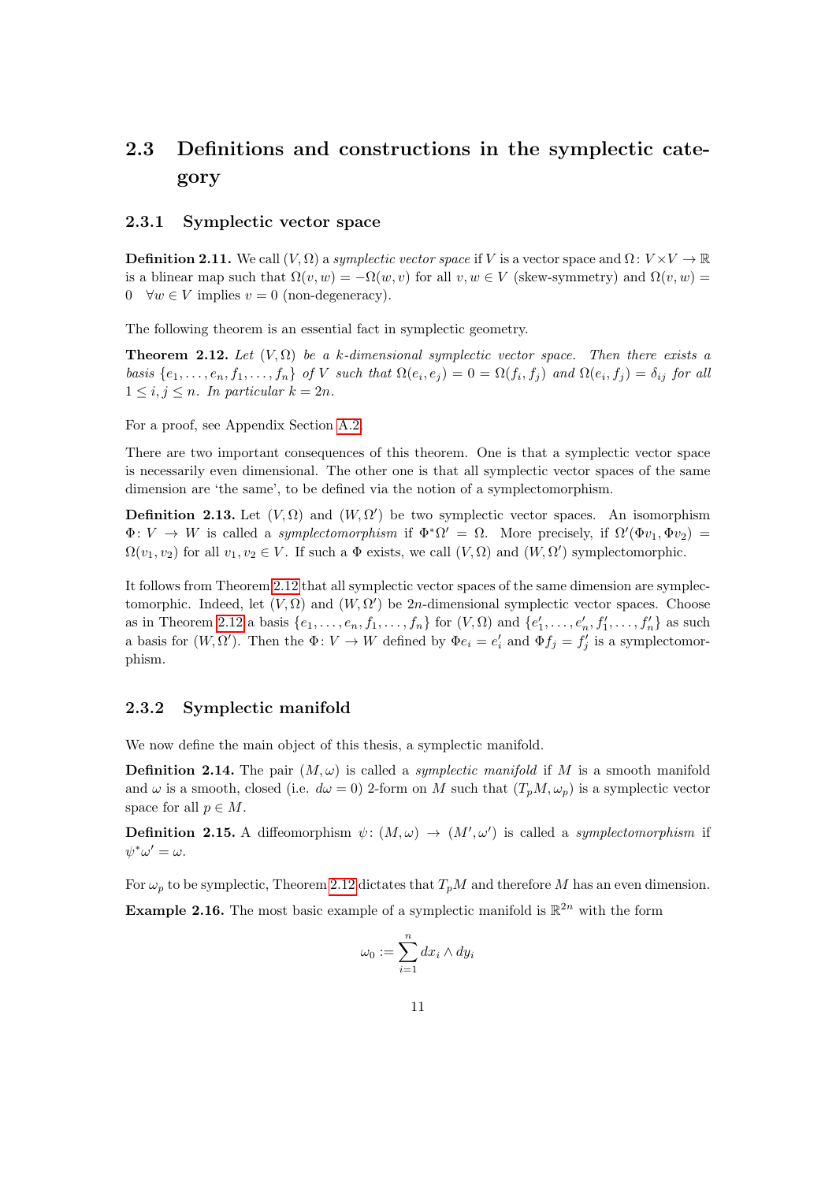## 2.3 Definitions and constructions in the symplectic category

### 2.3.1 Symplectic vector space

**Definition 2.11.** We call $(V, \Omega)$ a *symplectic vector space* if $V$ is a vector space and $\Omega \colon V \times V \to \mathbb{R}$ is a blinear map such that $\Omega(v, w) = -\Omega(w, v)$ for all $v, w \in V$ (skew-symmetry) and $\Omega(v, w) = 0 \quad \forall w \in V$ implies $v = 0$ (non-degeneracy).

The following theorem is an essential fact in symplectic geometry.

**Theorem 2.12.** *Let $(V, \Omega)$ be a $k$-dimensional symplectic vector space. Then there exists a basis $\{e_1, \ldots, e_n, f_1, \ldots, f_n\}$ of $V$ such that $\Omega(e_i, e_j) = 0 = \Omega(f_i, f_j)$ and $\Omega(e_i, f_j) = \delta_{ij}$ for all $1 \leq i, j \leq n$. In particular $k = 2n$.*

For a proof, see Appendix Section A.2.

There are two important consequences of this theorem. One is that a symplectic vector space is necessarily even dimensional. The other one is that all symplectic vector spaces of the same dimension are 'the same', to be defined via the notion of a symplectomorphism.

**Definition 2.13.** Let $(V, \Omega)$ and $(W, \Omega')$ be two symplectic vector spaces. An isomorphism $\Phi \colon V \to W$ is called a *symplectomorphism* if $\Phi^*\Omega' = \Omega$. More precisely, if $\Omega'(\Phi v_1, \Phi v_2) = \Omega(v_1, v_2)$ for all $v_1, v_2 \in V$. If such a $\Phi$ exists, we call $(V, \Omega)$ and $(W, \Omega')$ symplectomorphic.

It follows from Theorem 2.12 that all symplectic vector spaces of the same dimension are symplectomorphic. Indeed, let $(V, \Omega)$ and $(W, \Omega')$ be $2n$-dimensional symplectic vector spaces. Choose as in Theorem 2.12 a basis $\{e_1, \ldots, e_n, f_1, \ldots, f_n\}$ for $(V, \Omega)$ and $\{e_1', \ldots, e_n', f_1', \ldots, f_n'\}$ as such a basis for $(W, \Omega')$. Then the $\Phi \colon V \to W$ defined by $\Phi e_i = e_i'$ and $\Phi f_j = f_j'$ is a symplectomorphism.

### 2.3.2 Symplectic manifold

We now define the main object of this thesis, a symplectic manifold.

**Definition 2.14.** The pair $(M, \omega)$ is called a *symplectic manifold* if $M$ is a smooth manifold and $\omega$ is a smooth, closed (i.e. $d\omega = 0$) 2-form on $M$ such that $(T_pM, \omega_p)$ is a symplectic vector space for all $p \in M$.

**Definition 2.15.** A diffeomorphism $\psi \colon (M, \omega) \to (M', \omega')$ is called a *symplectomorphism* if $\psi^*\omega' = \omega$.

For $\omega_p$ to be symplectic, Theorem 2.12 dictates that $T_pM$ and therefore $M$ has an even dimension.

**Example 2.16.** The most basic example of a symplectic manifold is $\mathbb{R}^{2n}$ with the form

$$\omega_0 := \sum_{i=1}^{n} dx_i \wedge dy_i$$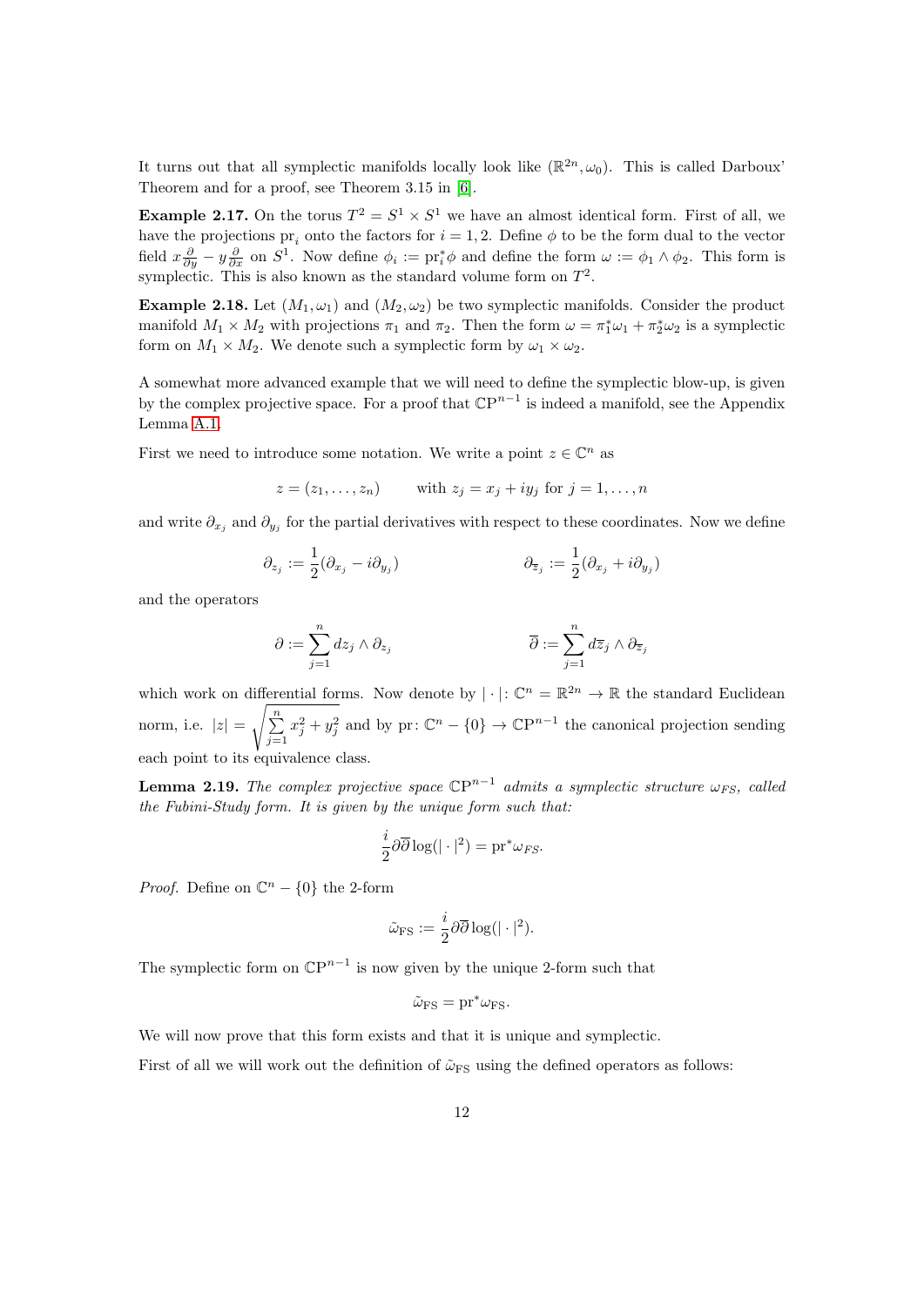It turns out that all symplectic manifolds locally look like $(\mathbb{R}^{2n}, \omega_0)$. This is called Darboux' Theorem and for a proof, see Theorem 3.15 in [6].

**Example 2.17.** On the torus $T^2 = S^1 \times S^1$ we have an almost identical form. First of all, we have the projections $\mathrm{pr}_i$ onto the factors for $i = 1, 2$. Define $\phi$ to be the form dual to the vector field $x\frac{\partial}{\partial y} - y\frac{\partial}{\partial x}$ on $S^1$. Now define $\phi_i := \mathrm{pr}_i^* \phi$ and define the form $\omega := \phi_1 \wedge \phi_2$. This form is symplectic. This is also known as the standard volume form on $T^2$.

**Example 2.18.** Let $(M_1, \omega_1)$ and $(M_2, \omega_2)$ be two symplectic manifolds. Consider the product manifold $M_1 \times M_2$ with projections $\pi_1$ and $\pi_2$. Then the form $\omega = \pi_1^* \omega_1 + \pi_2^* \omega_2$ is a symplectic form on $M_1 \times M_2$. We denote such a symplectic form by $\omega_1 \times \omega_2$.

A somewhat more advanced example that we will need to define the symplectic blow-up, is given by the complex projective space. For a proof that $\mathbb{CP}^{n-1}$ is indeed a manifold, see the Appendix Lemma A.1.

First we need to introduce some notation. We write a point $z \in \mathbb{C}^n$ as

$$z = (z_1, \ldots, z_n) \qquad \text{with } z_j = x_j + iy_j \text{ for } j = 1, \ldots, n$$

and write $\partial_{x_j}$ and $\partial_{y_j}$ for the partial derivatives with respect to these coordinates. Now we define

$$\partial_{z_j} := \frac{1}{2}(\partial_{x_j} - i\partial_{y_j}) \qquad\qquad \partial_{\overline{z}_j} := \frac{1}{2}(\partial_{x_j} + i\partial_{y_j})$$

and the operators

$$\partial := \sum_{j=1}^{n} dz_j \wedge \partial_{z_j} \qquad\qquad \overline{\partial} := \sum_{j=1}^{n} d\overline{z}_j \wedge \partial_{\overline{z}_j}$$

which work on differential forms. Now denote by $|\cdot| \colon \mathbb{C}^n = \mathbb{R}^{2n} \to \mathbb{R}$ the standard Euclidean norm, i.e. $|z| = \sqrt{\sum_{j=1}^{n} x_j^2 + y_j^2}$ and by $\mathrm{pr} \colon \mathbb{C}^n - \{0\} \to \mathbb{CP}^{n-1}$ the canonical projection sending each point to its equivalence class.

**Lemma 2.19.** *The complex projective space $\mathbb{CP}^{n-1}$ admits a symplectic structure $\omega_{FS}$, called the Fubini-Study form. It is given by the unique form such that:*

$$\frac{i}{2}\partial\overline{\partial}\log(|\cdot|^2) = \mathrm{pr}^* \omega_{FS}.$$

*Proof.* Define on $\mathbb{C}^n - \{0\}$ the 2-form

$$\tilde{\omega}_{\mathrm{FS}} := \frac{i}{2}\partial\overline{\partial}\log(|\cdot|^2).$$

The symplectic form on $\mathbb{CP}^{n-1}$ is now given by the unique 2-form such that

$$\tilde{\omega}_{\mathrm{FS}} = \mathrm{pr}^* \omega_{\mathrm{FS}}.$$

We will now prove that this form exists and that it is unique and symplectic.

First of all we will work out the definition of $\tilde{\omega}_{\mathrm{FS}}$ using the defined operators as follows: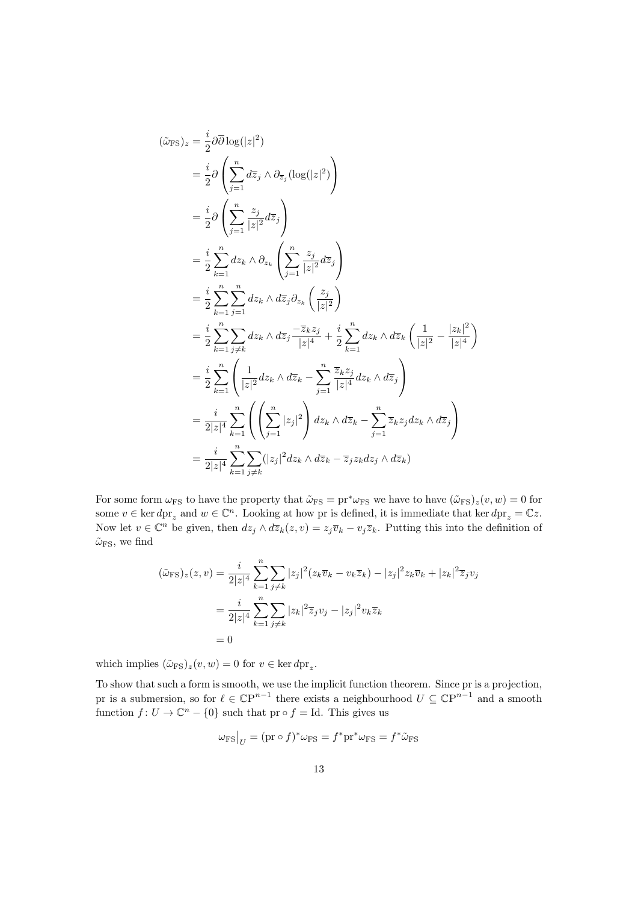$$
\begin{aligned}
(\tilde{\omega}_{\mathrm{FS}})_z &= \frac{i}{2}\partial\overline{\partial}\log(|z|^2) \\
&= \frac{i}{2}\partial\left(\sum_{j=1}^{n} d\overline{z}_j \wedge \partial_{\overline{z}_j}(\log(|z|^2)\right) \\
&= \frac{i}{2}\partial\left(\sum_{j=1}^{n} \frac{z_j}{|z|^2} d\overline{z}_j\right) \\
&= \frac{i}{2}\sum_{k=1}^{n} dz_k \wedge \partial_{z_k}\left(\sum_{j=1}^{n} \frac{z_j}{|z|^2} d\overline{z}_j\right) \\
&= \frac{i}{2}\sum_{k=1}^{n}\sum_{j=1}^{n} dz_k \wedge d\overline{z}_j \partial_{z_k}\left(\frac{z_j}{|z|^2}\right) \\
&= \frac{i}{2}\sum_{k=1}^{n}\sum_{j\neq k} dz_k \wedge d\overline{z}_j \frac{-\overline{z}_k z_j}{|z|^4} + \frac{i}{2}\sum_{k=1}^{n} dz_k \wedge d\overline{z}_k\left(\frac{1}{|z|^2} - \frac{|z_k|^2}{|z|^4}\right) \\
&= \frac{i}{2}\sum_{k=1}^{n}\left(\frac{1}{|z|^2} dz_k \wedge d\overline{z}_k - \sum_{j=1}^{n} \frac{\overline{z}_k z_j}{|z|^4} dz_k \wedge d\overline{z}_j\right) \\
&= \frac{i}{2|z|^4}\sum_{k=1}^{n}\left(\left(\sum_{j=1}^{n}|z_j|^2\right) dz_k \wedge d\overline{z}_k - \sum_{j=1}^{n} \overline{z}_k z_j dz_k \wedge d\overline{z}_j\right) \\
&= \frac{i}{2|z|^4}\sum_{k=1}^{n}\sum_{j\neq k}(|z_j|^2 dz_k \wedge d\overline{z}_k - \overline{z}_j z_k dz_j \wedge d\overline{z}_k)
\end{aligned}
$$

For some form $\omega_{\mathrm{FS}}$ to have the property that $\tilde{\omega}_{\mathrm{FS}} = \mathrm{pr}^*\omega_{\mathrm{FS}}$ we have to have $(\tilde{\omega}_{\mathrm{FS}})_z(v,w) = 0$ for some $v \in \ker d\mathrm{pr}_z$ and $w \in \mathbb{C}^n$. Looking at how pr is defined, it is immediate that $\ker d\mathrm{pr}_z = \mathbb{C}z$. Now let $v \in \mathbb{C}^n$ be given, then $dz_j \wedge d\overline{z}_k(z,v) = z_j\overline{v}_k - v_j\overline{z}_k$. Putting this into the definition of $\tilde{\omega}_{\mathrm{FS}}$, we find

$$
\begin{aligned}
(\tilde{\omega}_{\mathrm{FS}})_z(z,v) &= \frac{i}{2|z|^4}\sum_{k=1}^{n}\sum_{j\neq k}|z_j|^2(z_k\overline{v}_k - v_k\overline{z}_k) - |z_j|^2 z_k\overline{v}_k + |z_k|^2\overline{z}_j v_j \\
&= \frac{i}{2|z|^4}\sum_{k=1}^{n}\sum_{j\neq k}|z_k|^2\overline{z}_j v_j - |z_j|^2 v_k\overline{z}_k \\
&= 0
\end{aligned}
$$

which implies $(\tilde{\omega}_{\mathrm{FS}})_z(v,w) = 0$ for $v \in \ker d\mathrm{pr}_z$.

To show that such a form is smooth, we use the implicit function theorem. Since pr is a projection, pr is a submersion, so for $\ell \in \mathbb{CP}^{n-1}$ there exists a neighbourhood $U \subseteq \mathbb{CP}^{n-1}$ and a smooth function $f\colon U \to \mathbb{C}^n - \{0\}$ such that $\mathrm{pr} \circ f = \mathrm{Id}$. This gives us

$$
\omega_{\mathrm{FS}}\big|_U = (\mathrm{pr} \circ f)^*\omega_{\mathrm{FS}} = f^*\mathrm{pr}^*\omega_{\mathrm{FS}} = f^*\tilde{\omega}_{\mathrm{FS}}
$$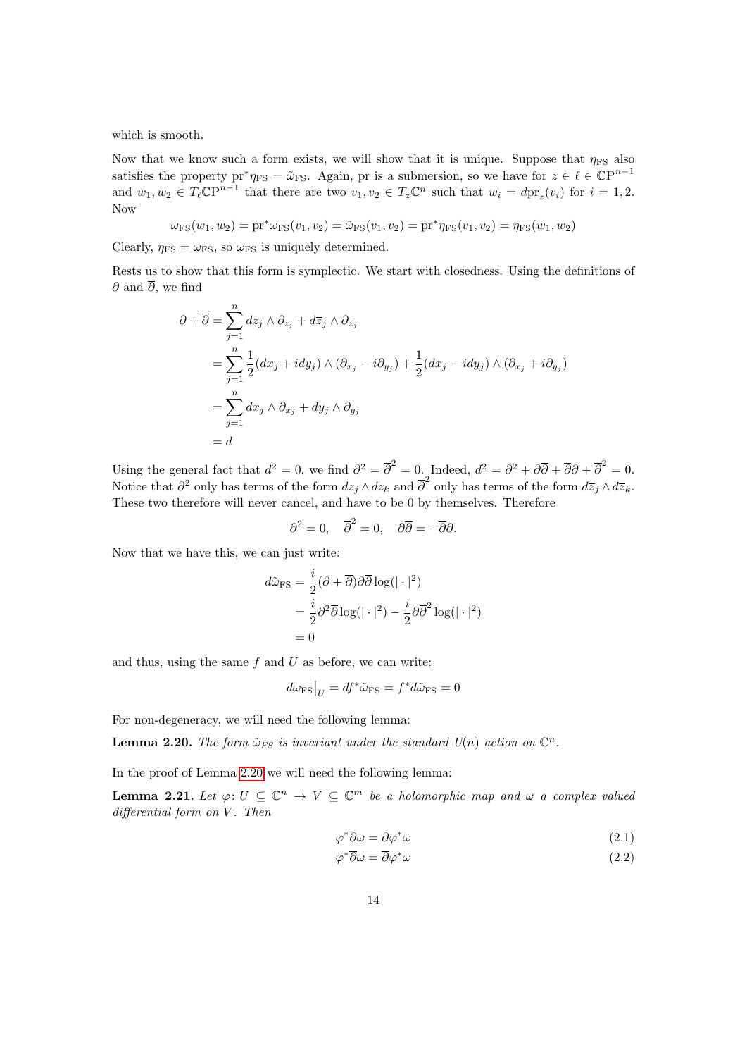which is smooth.

Now that we know such a form exists, we will show that it is unique. Suppose that $\eta_{\mathrm{FS}}$ also satisfies the property $\mathrm{pr}^*\eta_{\mathrm{FS}} = \tilde{\omega}_{\mathrm{FS}}$. Again, pr is a submersion, so we have for $z \in \ell \in \mathbb{C}\mathrm{P}^{n-1}$ and $w_1, w_2 \in T_\ell \mathbb{C}\mathrm{P}^{n-1}$ that there are two $v_1, v_2 \in T_z\mathbb{C}^n$ such that $w_i = d\mathrm{pr}_z(v_i)$ for $i = 1, 2$. Now

$$\omega_{\mathrm{FS}}(w_1, w_2) = \mathrm{pr}^*\omega_{\mathrm{FS}}(v_1, v_2) = \tilde{\omega}_{\mathrm{FS}}(v_1, v_2) = \mathrm{pr}^*\eta_{\mathrm{FS}}(v_1, v_2) = \eta_{\mathrm{FS}}(w_1, w_2)$$

Clearly, $\eta_{\mathrm{FS}} = \omega_{\mathrm{FS}}$, so $\omega_{\mathrm{FS}}$ is uniquely determined.

Rests us to show that this form is symplectic. We start with closedness. Using the definitions of $\partial$ and $\overline{\partial}$, we find

$$\begin{aligned}
\partial + \overline{\partial} &= \sum_{j=1}^{n} dz_j \wedge \partial_{z_j} + d\overline{z}_j \wedge \partial_{\overline{z}_j} \\
&= \sum_{j=1}^{n} \frac{1}{2}(dx_j + idy_j) \wedge (\partial_{x_j} - i\partial_{y_j}) + \frac{1}{2}(dx_j - idy_j) \wedge (\partial_{x_j} + i\partial_{y_j}) \\
&= \sum_{j=1}^{n} dx_j \wedge \partial_{x_j} + dy_j \wedge \partial_{y_j} \\
&= d
\end{aligned}$$

Using the general fact that $d^2 = 0$, we find $\partial^2 = \overline{\partial}^2 = 0$. Indeed, $d^2 = \partial^2 + \partial\overline{\partial} + \overline{\partial}\partial + \overline{\partial}^2 = 0$. Notice that $\partial^2$ only has terms of the form $dz_j \wedge dz_k$ and $\overline{\partial}^2$ only has terms of the form $d\overline{z}_j \wedge d\overline{z}_k$. These two therefore will never cancel, and have to be 0 by themselves. Therefore

$$\partial^2 = 0, \quad \overline{\partial}^2 = 0, \quad \partial\overline{\partial} = -\overline{\partial}\partial.$$

Now that we have this, we can just write:

$$\begin{aligned}
d\tilde{\omega}_{\mathrm{FS}} &= \frac{i}{2}(\partial + \overline{\partial})\partial\overline{\partial}\log(|\cdot|^2) \\
&= \frac{i}{2}\partial^2\overline{\partial}\log(|\cdot|^2) - \frac{i}{2}\partial\overline{\partial}^2\log(|\cdot|^2) \\
&= 0
\end{aligned}$$

and thus, using the same $f$ and $U$ as before, we can write:

$$d\omega_{\mathrm{FS}}\big|_U = df^*\tilde{\omega}_{\mathrm{FS}} = f^*d\tilde{\omega}_{\mathrm{FS}} = 0$$

For non-degeneracy, we will need the following lemma:

**Lemma 2.20.** *The form $\tilde{\omega}_{FS}$ is invariant under the standard $U(n)$ action on $\mathbb{C}^n$.*

In the proof of Lemma 2.20 we will need the following lemma:

**Lemma 2.21.** *Let $\varphi\colon U \subseteq \mathbb{C}^n \to V \subseteq \mathbb{C}^m$ be a holomorphic map and $\omega$ a complex valued differential form on $V$. Then*

$$\varphi^*\partial\omega = \partial\varphi^*\omega \tag{2.1}$$

$$\varphi^*\overline{\partial}\omega = \overline{\partial}\varphi^*\omega \tag{2.2}$$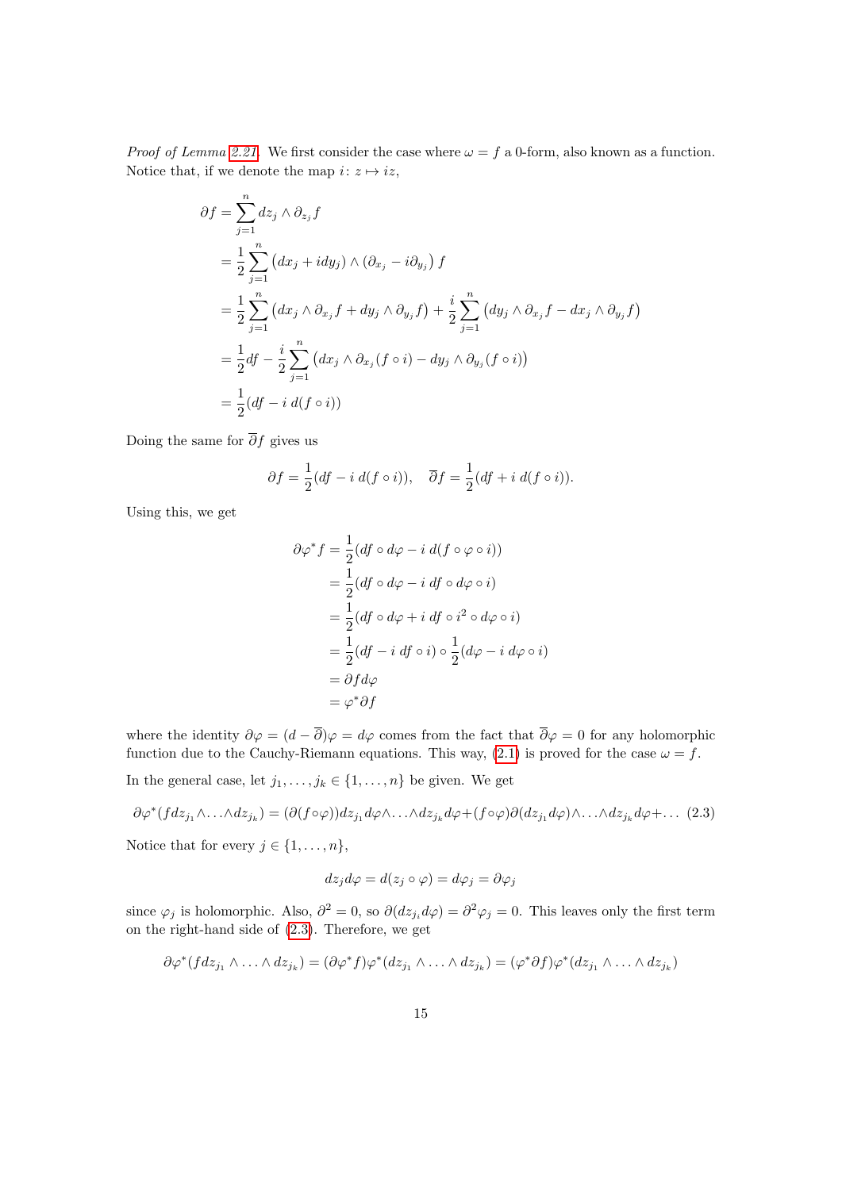*Proof of Lemma 2.21.* We first consider the case where $\omega = f$ a 0-form, also known as a function. Notice that, if we denote the map $i\colon z \mapsto iz$,

$$
\begin{aligned}
\partial f &= \sum_{j=1}^{n} dz_j \wedge \partial_{z_j} f \\
&= \frac{1}{2}\sum_{j=1}^{n} \left(dx_j + i dy_j\right) \wedge \left(\partial_{x_j} - i\partial_{y_j}\right) f \\
&= \frac{1}{2}\sum_{j=1}^{n} \left(dx_j \wedge \partial_{x_j} f + dy_j \wedge \partial_{y_j} f\right) + \frac{i}{2}\sum_{j=1}^{n} \left(dy_j \wedge \partial_{x_j} f - dx_j \wedge \partial_{y_j} f\right) \\
&= \frac{1}{2} df - \frac{i}{2}\sum_{j=1}^{n} \left(dx_j \wedge \partial_{x_j}(f \circ i) - dy_j \wedge \partial_{y_j}(f \circ i)\right) \\
&= \frac{1}{2}(df - i\, d(f \circ i))
\end{aligned}
$$

Doing the same for $\overline{\partial} f$ gives us

$$
\partial f = \frac{1}{2}(df - i\, d(f \circ i)), \quad \overline{\partial} f = \frac{1}{2}(df + i\, d(f \circ i)).
$$

Using this, we get

$$
\begin{aligned}
\partial \varphi^* f &= \frac{1}{2}(df \circ d\varphi - i\, d(f \circ \varphi \circ i)) \\
&= \frac{1}{2}(df \circ d\varphi - i\, df \circ d\varphi \circ i) \\
&= \frac{1}{2}(df \circ d\varphi + i\, df \circ i^2 \circ d\varphi \circ i) \\
&= \frac{1}{2}(df - i\, df \circ i) \circ \frac{1}{2}(d\varphi - i\, d\varphi \circ i) \\
&= \partial f d\varphi \\
&= \varphi^* \partial f
\end{aligned}
$$

where the identity $\partial\varphi = (d - \overline{\partial})\varphi = d\varphi$ comes from the fact that $\overline{\partial}\varphi = 0$ for any holomorphic function due to the Cauchy-Riemann equations. This way, (2.1) is proved for the case $\omega = f$.

In the general case, let $j_1, \ldots, j_k \in \{1, \ldots, n\}$ be given. We get

$$
\partial\varphi^*(f dz_{j_1} \wedge \ldots \wedge dz_{j_k}) = (\partial(f \circ \varphi)) dz_{j_1} d\varphi \wedge \ldots \wedge dz_{j_k} d\varphi + (f \circ \varphi)\partial(dz_{j_1} d\varphi) \wedge \ldots \wedge dz_{j_k} d\varphi + \ldots \quad (2.3)
$$

Notice that for every $j \in \{1, \ldots, n\}$,

$$
dz_j d\varphi = d(z_j \circ \varphi) = d\varphi_j = \partial\varphi_j
$$

since $\varphi_j$ is holomorphic. Also, $\partial^2 = 0$, so $\partial(dz_{j_i} d\varphi) = \partial^2 \varphi_j = 0$. This leaves only the first term on the right-hand side of (2.3). Therefore, we get

$$
\partial\varphi^*(f dz_{j_1} \wedge \ldots \wedge dz_{j_k}) = (\partial\varphi^* f)\varphi^*(dz_{j_1} \wedge \ldots \wedge dz_{j_k}) = (\varphi^* \partial f)\varphi^*(dz_{j_1} \wedge \ldots \wedge dz_{j_k})
$$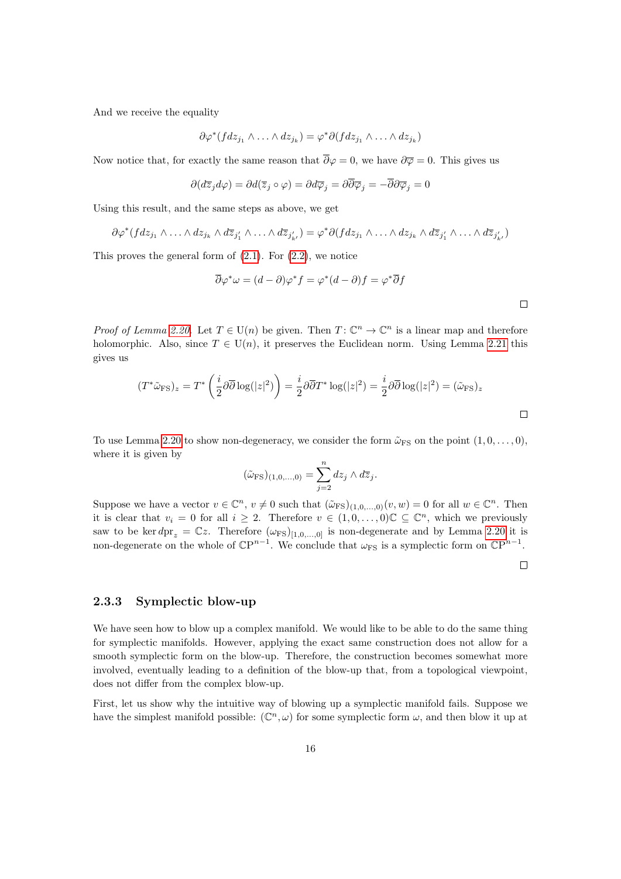And we receive the equality

$$\partial\varphi^*(f dz_{j_1} \wedge \ldots \wedge dz_{j_k}) = \varphi^*\partial(f dz_{j_1} \wedge \ldots \wedge dz_{j_k})$$

Now notice that, for exactly the same reason that $\overline{\partial}\varphi = 0$, we have $\partial\overline{\varphi} = 0$. This gives us

$$\partial(d\overline{z}_j d\varphi) = \partial d(\overline{z}_j \circ \varphi) = \partial d\overline{\varphi}_j = \partial\overline{\partial}\overline{\varphi}_j = -\overline{\partial}\partial\overline{\varphi}_j = 0$$

Using this result, and the same steps as above, we get

$$\partial\varphi^*(f dz_{j_1} \wedge \ldots \wedge dz_{j_k} \wedge d\overline{z}_{j'_1} \wedge \ldots \wedge d\overline{z}_{j'_{k'}}) = \varphi^*\partial(f dz_{j_1} \wedge \ldots \wedge dz_{j_k} \wedge d\overline{z}_{j'_1} \wedge \ldots \wedge d\overline{z}_{j'_{k'}})$$

This proves the general form of (2.1). For (2.2), we notice

$$\overline{\partial}\varphi^*\omega = (d - \partial)\varphi^* f = \varphi^*(d - \partial)f = \varphi^*\overline{\partial} f$$

□

*Proof of Lemma 2.20.* Let $T \in \mathrm{U}(n)$ be given. Then $T\colon \mathbb{C}^n \to \mathbb{C}^n$ is a linear map and therefore holomorphic. Also, since $T \in \mathrm{U}(n)$, it preserves the Euclidean norm. Using Lemma 2.21 this gives us

$$(T^*\tilde{\omega}_{\mathrm{FS}})_z = T^*\left(\frac{i}{2}\partial\overline{\partial}\log(|z|^2)\right) = \frac{i}{2}\partial\overline{\partial}T^*\log(|z|^2) = \frac{i}{2}\partial\overline{\partial}\log(|z|^2) = (\tilde{\omega}_{\mathrm{FS}})_z$$

□

To use Lemma 2.20 to show non-degeneracy, we consider the form $\tilde{\omega}_{\mathrm{FS}}$ on the point $(1, 0, \ldots, 0)$, where it is given by

$$(\tilde{\omega}_{\mathrm{FS}})_{(1,0,\ldots,0)} = \sum_{j=2}^{n} dz_j \wedge d\overline{z}_j.$$

Suppose we have a vector $v \in \mathbb{C}^n$, $v \neq 0$ such that $(\tilde{\omega}_{\mathrm{FS}})_{(1,0,\ldots,0)}(v, w) = 0$ for all $w \in \mathbb{C}^n$. Then it is clear that $v_i = 0$ for all $i \geq 2$. Therefore $v \in (1, 0, \ldots, 0)\mathbb{C} \subseteq \mathbb{C}^n$, which we previously saw to be $\ker d\mathrm{pr}_z = \mathbb{C}z$. Therefore $(\omega_{\mathrm{FS}})_{[1,0,\ldots,0]}$ is non-degenerate and by Lemma 2.20 it is non-degenerate on the whole of $\mathbb{CP}^{n-1}$. We conclude that $\omega_{\mathrm{FS}}$ is a symplectic form on $\mathbb{CP}^{n-1}$.

□

### 2.3.3 Symplectic blow-up

We have seen how to blow up a complex manifold. We would like to be able to do the same thing for symplectic manifolds. However, applying the exact same construction does not allow for a smooth symplectic form on the blow-up. Therefore, the construction becomes somewhat more involved, eventually leading to a definition of the blow-up that, from a topological viewpoint, does not differ from the complex blow-up.

First, let us show why the intuitive way of blowing up a symplectic manifold fails. Suppose we have the simplest manifold possible: $(\mathbb{C}^n, \omega)$ for some symplectic form $\omega$, and then blow it up at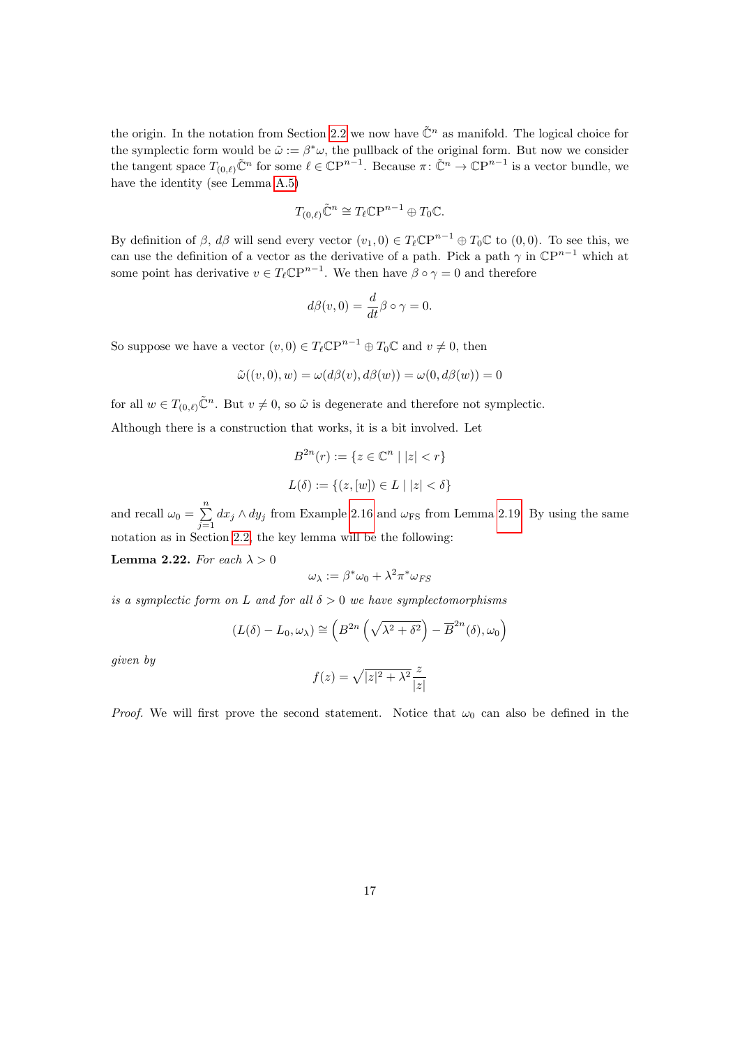the origin. In the notation from Section 2.2 we now have $\tilde{\mathbb{C}}^n$ as manifold. The logical choice for the symplectic form would be $\tilde{\omega} := \beta^*\omega$, the pullback of the original form. But now we consider the tangent space $T_{(0,\ell)}\tilde{\mathbb{C}}^n$ for some $\ell \in \mathbb{CP}^{n-1}$. Because $\pi\colon \tilde{\mathbb{C}}^n \to \mathbb{CP}^{n-1}$ is a vector bundle, we have the identity (see Lemma A.5)

$$T_{(0,\ell)}\tilde{\mathbb{C}}^n \cong T_\ell \mathbb{CP}^{n-1} \oplus T_0\mathbb{C}.$$

By definition of $\beta$, $d\beta$ will send every vector $(v_1, 0) \in T_\ell\mathbb{CP}^{n-1} \oplus T_0\mathbb{C}$ to $(0,0)$. To see this, we can use the definition of a vector as the derivative of a path. Pick a path $\gamma$ in $\mathbb{CP}^{n-1}$ which at some point has derivative $v \in T_\ell\mathbb{CP}^{n-1}$. We then have $\beta \circ \gamma = 0$ and therefore

$$d\beta(v,0) = \frac{d}{dt}\beta \circ \gamma = 0.$$

So suppose we have a vector $(v,0) \in T_\ell\mathbb{CP}^{n-1} \oplus T_0\mathbb{C}$ and $v \neq 0$, then

$$\tilde{\omega}((v,0),w) = \omega(d\beta(v), d\beta(w)) = \omega(0, d\beta(w)) = 0$$

for all $w \in T_{(0,\ell)}\tilde{\mathbb{C}}^n$. But $v \neq 0$, so $\tilde{\omega}$ is degenerate and therefore not symplectic.

Although there is a construction that works, it is a bit involved. Let

$$B^{2n}(r) := \{z \in \mathbb{C}^n \mid |z| < r\}$$

$$L(\delta) := \{(z,[w]) \in L \mid |z| < \delta\}$$

and recall $\omega_0 = \sum_{j=1}^{n} dx_j \wedge dy_j$ from Example 2.16 and $\omega_{\mathrm{FS}}$ from Lemma 2.19. By using the same notation as in Section 2.2, the key lemma will be the following:

**Lemma 2.22.** *For each $\lambda > 0$*

$$\omega_\lambda := \beta^*\omega_0 + \lambda^2\pi^*\omega_{FS}$$

*is a symplectic form on $L$ and for all $\delta > 0$ we have symplectomorphisms*

$$(L(\delta) - L_0, \omega_\lambda) \cong \left(B^{2n}\left(\sqrt{\lambda^2+\delta^2}\right) - \overline{B}^{2n}(\delta), \omega_0\right)$$

*given by*

$$f(z) = \sqrt{|z|^2 + \lambda^2}\,\frac{z}{|z|}$$

*Proof.* We will first prove the second statement. Notice that $\omega_0$ can also be defined in the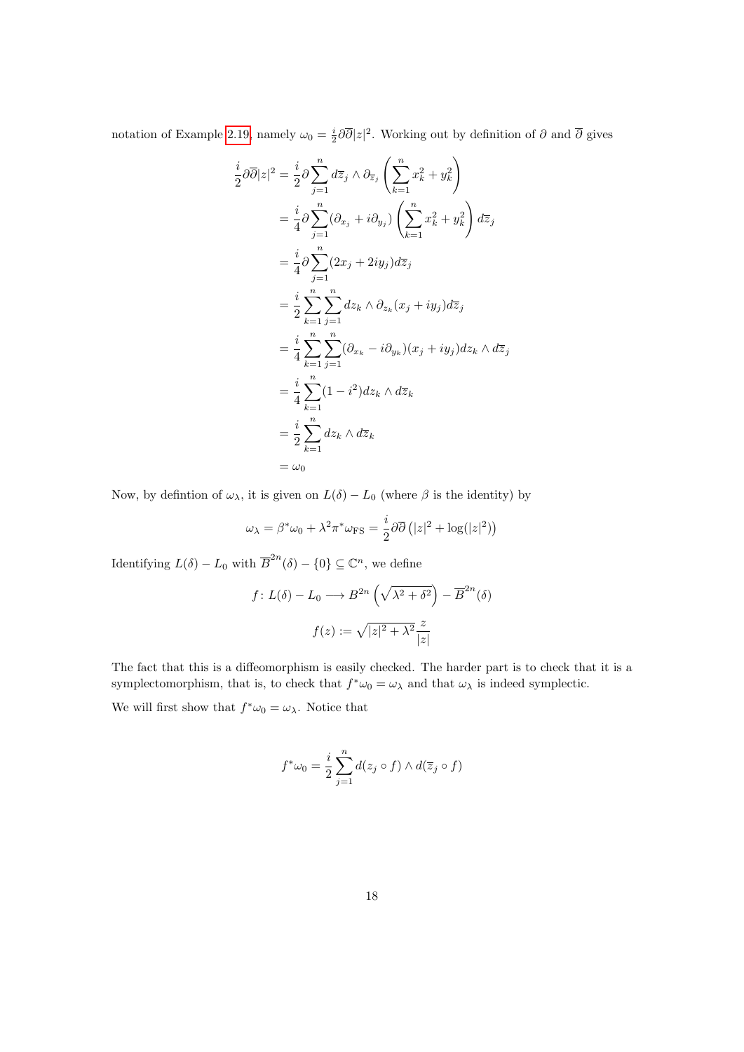notation of Example 2.19, namely $\omega_0 = \frac{i}{2}\partial\overline{\partial}|z|^2$. Working out by definition of $\partial$ and $\overline{\partial}$ gives

$$
\begin{aligned}
\frac{i}{2}\partial\overline{\partial}|z|^2 &= \frac{i}{2}\partial\sum_{j=1}^{n} d\overline{z}_j \wedge \partial_{\overline{z}_j}\left(\sum_{k=1}^{n} x_k^2 + y_k^2\right) \\
&= \frac{i}{4}\partial\sum_{j=1}^{n}(\partial_{x_j} + i\partial_{y_j})\left(\sum_{k=1}^{n} x_k^2 + y_k^2\right) d\overline{z}_j \\
&= \frac{i}{4}\partial\sum_{j=1}^{n}(2x_j + 2iy_j)d\overline{z}_j \\
&= \frac{i}{2}\sum_{k=1}^{n}\sum_{j=1}^{n} dz_k \wedge \partial_{z_k}(x_j + iy_j)d\overline{z}_j \\
&= \frac{i}{4}\sum_{k=1}^{n}\sum_{j=1}^{n}(\partial_{x_k} - i\partial_{y_k})(x_j + iy_j)dz_k \wedge d\overline{z}_j \\
&= \frac{i}{4}\sum_{k=1}^{n}(1 - i^2)dz_k \wedge d\overline{z}_k \\
&= \frac{i}{2}\sum_{k=1}^{n} dz_k \wedge d\overline{z}_k \\
&= \omega_0
\end{aligned}
$$

Now, by defintion of $\omega_\lambda$, it is given on $L(\delta) - L_0$ (where $\beta$ is the identity) by

$$
\omega_\lambda = \beta^*\omega_0 + \lambda^2\pi^*\omega_{\mathrm{FS}} = \frac{i}{2}\partial\overline{\partial}\left(|z|^2 + \log(|z|^2)\right)
$$

Identifying $L(\delta) - L_0$ with $\overline{B}^{2n}(\delta) - \{0\} \subseteq \mathbb{C}^n$, we define

$$
f\colon L(\delta) - L_0 \longrightarrow B^{2n}\left(\sqrt{\lambda^2 + \delta^2}\right) - \overline{B}^{2n}(\delta)
$$

$$
f(z) := \sqrt{|z|^2 + \lambda^2}\,\frac{z}{|z|}
$$

The fact that this is a diffeomorphism is easily checked. The harder part is to check that it is a symplectomorphism, that is, to check that $f^*\omega_0 = \omega_\lambda$ and that $\omega_\lambda$ is indeed symplectic.

We will first show that $f^*\omega_0 = \omega_\lambda$. Notice that

$$
f^*\omega_0 = \frac{i}{2}\sum_{j=1}^{n} d(z_j \circ f) \wedge d(\overline{z}_j \circ f)
$$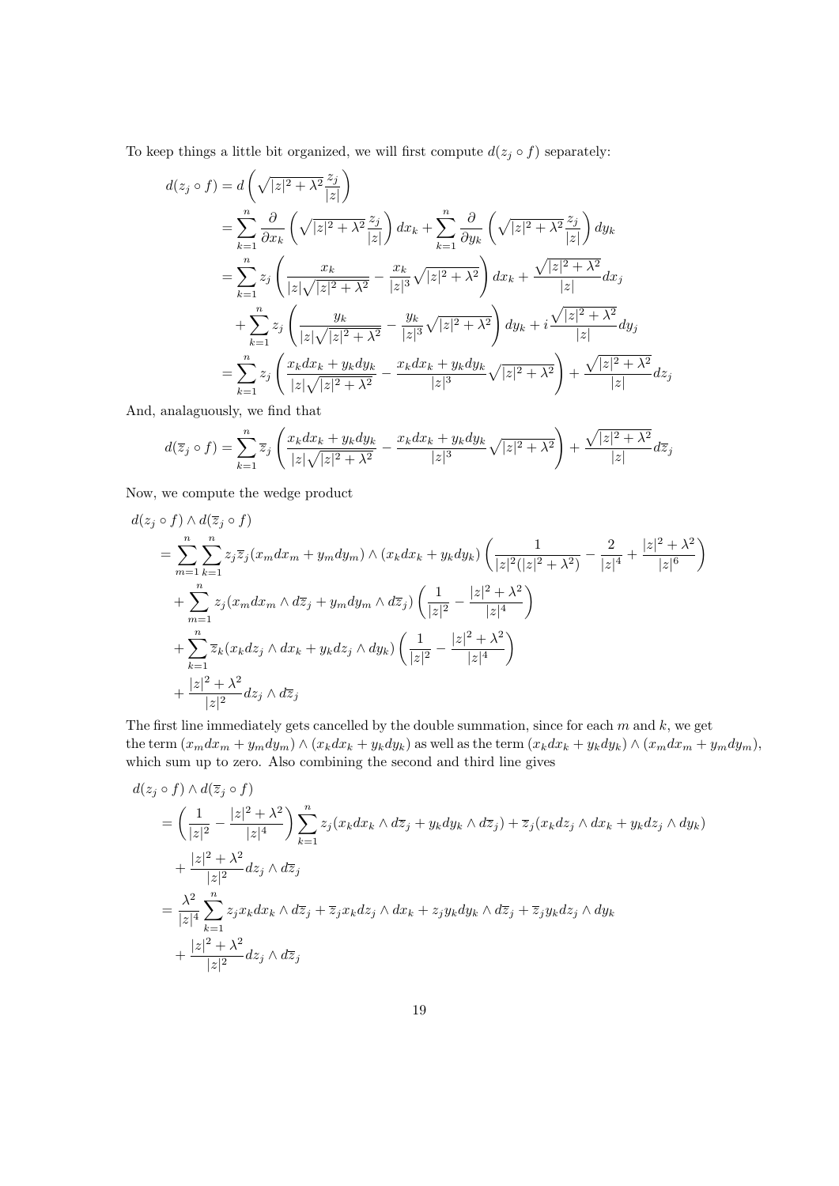To keep things a little bit organized, we will first compute $d(z_j \circ f)$ separately:

$$
\begin{aligned}
d(z_j \circ f) &= d\left(\sqrt{|z|^2+\lambda^2}\frac{z_j}{|z|}\right) \\
&= \sum_{k=1}^{n} \frac{\partial}{\partial x_k}\left(\sqrt{|z|^2+\lambda^2}\frac{z_j}{|z|}\right)dx_k + \sum_{k=1}^{n} \frac{\partial}{\partial y_k}\left(\sqrt{|z|^2+\lambda^2}\frac{z_j}{|z|}\right)dy_k \\
&= \sum_{k=1}^{n} z_j\left(\frac{x_k}{|z|\sqrt{|z|^2+\lambda^2}} - \frac{x_k}{|z|^3}\sqrt{|z|^2+\lambda^2}\right)dx_k + \frac{\sqrt{|z|^2+\lambda^2}}{|z|}dx_j \\
&\quad + \sum_{k=1}^{n} z_j\left(\frac{y_k}{|z|\sqrt{|z|^2+\lambda^2}} - \frac{y_k}{|z|^3}\sqrt{|z|^2+\lambda^2}\right)dy_k + i\frac{\sqrt{|z|^2+\lambda^2}}{|z|}dy_j \\
&= \sum_{k=1}^{n} z_j\left(\frac{x_k dx_k + y_k dy_k}{|z|\sqrt{|z|^2+\lambda^2}} - \frac{x_k dx_k + y_k dy_k}{|z|^3}\sqrt{|z|^2+\lambda^2}\right) + \frac{\sqrt{|z|^2+\lambda^2}}{|z|}dz_j
\end{aligned}
$$

And, analaguously, we find that

$$
d(\overline{z}_j \circ f) = \sum_{k=1}^{n} \overline{z}_j\left(\frac{x_k dx_k + y_k dy_k}{|z|\sqrt{|z|^2+\lambda^2}} - \frac{x_k dx_k + y_k dy_k}{|z|^3}\sqrt{|z|^2+\lambda^2}\right) + \frac{\sqrt{|z|^2+\lambda^2}}{|z|}d\overline{z}_j
$$

Now, we compute the wedge product

$$
\begin{aligned}
&d(z_j \circ f) \wedge d(\overline{z}_j \circ f) \\
&= \sum_{m=1}^{n}\sum_{k=1}^{n} z_j\overline{z}_j(x_m dx_m + y_m dy_m) \wedge (x_k dx_k + y_k dy_k)\left(\frac{1}{|z|^2(|z|^2+\lambda^2)} - \frac{2}{|z|^4} + \frac{|z|^2+\lambda^2}{|z|^6}\right) \\
&\quad + \sum_{m=1}^{n} z_j(x_m dx_m \wedge d\overline{z}_j + y_m dy_m \wedge d\overline{z}_j)\left(\frac{1}{|z|^2} - \frac{|z|^2+\lambda^2}{|z|^4}\right) \\
&\quad + \sum_{k=1}^{n} \overline{z}_k(x_k dz_j \wedge dx_k + y_k dz_j \wedge dy_k)\left(\frac{1}{|z|^2} - \frac{|z|^2+\lambda^2}{|z|^4}\right) \\
&\quad + \frac{|z|^2+\lambda^2}{|z|^2}dz_j \wedge d\overline{z}_j
\end{aligned}
$$

The first line immediately gets cancelled by the double summation, since for each $m$ and $k$, we get the term $(x_m dx_m + y_m dy_m) \wedge (x_k dx_k + y_k dy_k)$ as well as the term $(x_k dx_k + y_k dy_k) \wedge (x_m dx_m + y_m dy_m)$, which sum up to zero. Also combining the second and third line gives

$$
\begin{aligned}
&d(z_j \circ f) \wedge d(\overline{z}_j \circ f) \\
&= \left(\frac{1}{|z|^2} - \frac{|z|^2+\lambda^2}{|z|^4}\right)\sum_{k=1}^{n} z_j(x_k dx_k \wedge d\overline{z}_j + y_k dy_k \wedge d\overline{z}_j) + \overline{z}_j(x_k dz_j \wedge dx_k + y_k dz_j \wedge dy_k) \\
&\quad + \frac{|z|^2+\lambda^2}{|z|^2}dz_j \wedge d\overline{z}_j \\
&= \frac{\lambda^2}{|z|^4}\sum_{k=1}^{n} z_j x_k dx_k \wedge d\overline{z}_j + \overline{z}_j x_k dz_j \wedge dx_k + z_j y_k dy_k \wedge d\overline{z}_j + \overline{z}_j y_k dz_j \wedge dy_k \\
&\quad + \frac{|z|^2+\lambda^2}{|z|^2}dz_j \wedge d\overline{z}_j
\end{aligned}
$$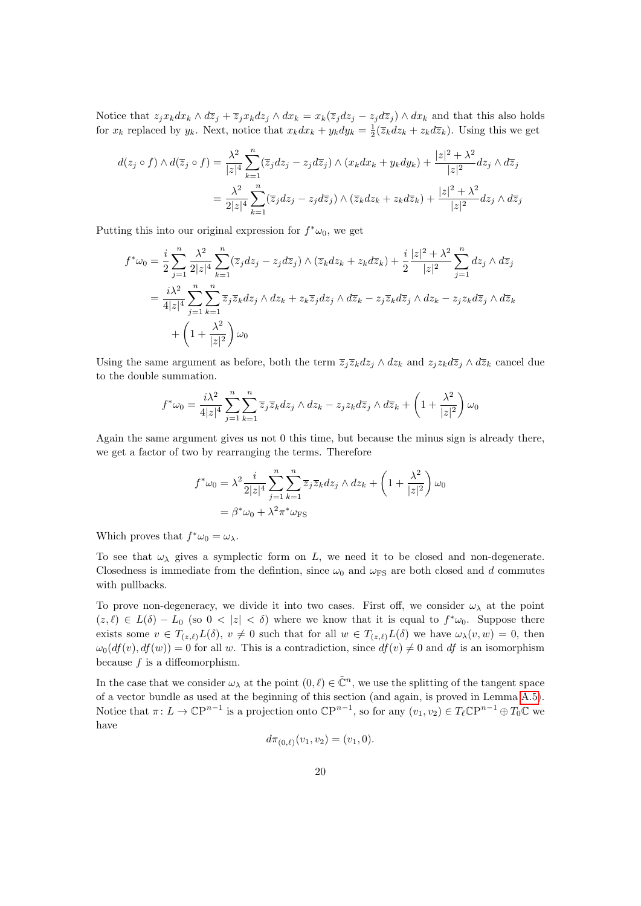Notice that $z_j x_k dx_k \wedge d\overline{z}_j + \overline{z}_j x_k dz_j \wedge dx_k = x_k(\overline{z}_j dz_j - z_j d\overline{z}_j) \wedge dx_k$ and that this also holds for $x_k$ replaced by $y_k$. Next, notice that $x_k dx_k + y_k dy_k = \frac{1}{2}(\overline{z}_k dz_k + z_k d\overline{z}_k)$. Using this we get

$$
\begin{aligned}
d(z_j \circ f) \wedge d(\overline{z}_j \circ f) &= \frac{\lambda^2}{|z|^4} \sum_{k=1}^{n} (\overline{z}_j dz_j - z_j d\overline{z}_j) \wedge (x_k dx_k + y_k dy_k) + \frac{|z|^2 + \lambda^2}{|z|^2} dz_j \wedge d\overline{z}_j \\
&= \frac{\lambda^2}{2|z|^4} \sum_{k=1}^{n} (\overline{z}_j dz_j - z_j d\overline{z}_j) \wedge (\overline{z}_k dz_k + z_k d\overline{z}_k) + \frac{|z|^2 + \lambda^2}{|z|^2} dz_j \wedge d\overline{z}_j
\end{aligned}
$$

Putting this into our original expression for $f^*\omega_0$, we get

$$
\begin{aligned}
f^*\omega_0 &= \frac{i}{2} \sum_{j=1}^{n} \frac{\lambda^2}{2|z|^4} \sum_{k=1}^{n} (\overline{z}_j dz_j - z_j d\overline{z}_j) \wedge (\overline{z}_k dz_k + z_k d\overline{z}_k) + \frac{i}{2} \frac{|z|^2 + \lambda^2}{|z|^2} \sum_{j=1}^{n} dz_j \wedge d\overline{z}_j \\
&= \frac{i\lambda^2}{4|z|^4} \sum_{j=1}^{n} \sum_{k=1}^{n} \overline{z}_j \overline{z}_k dz_j \wedge dz_k + z_k \overline{z}_j dz_j \wedge d\overline{z}_k - z_j \overline{z}_k d\overline{z}_j \wedge dz_k - z_j z_k d\overline{z}_j \wedge d\overline{z}_k \\
&\quad + \left(1 + \frac{\lambda^2}{|z|^2}\right) \omega_0
\end{aligned}
$$

Using the same argument as before, both the term $\overline{z}_j \overline{z}_k dz_j \wedge dz_k$ and $z_j z_k d\overline{z}_j \wedge d\overline{z}_k$ cancel due to the double summation.

$$
f^*\omega_0 = \frac{i\lambda^2}{4|z|^4} \sum_{j=1}^{n} \sum_{k=1}^{n} \overline{z}_j \overline{z}_k dz_j \wedge dz_k - z_j z_k d\overline{z}_j \wedge d\overline{z}_k + \left(1 + \frac{\lambda^2}{|z|^2}\right) \omega_0
$$

Again the same argument gives us not 0 this time, but because the minus sign is already there, we get a factor of two by rearranging the terms. Therefore

$$
\begin{aligned}
f^*\omega_0 &= \lambda^2 \frac{i}{2|z|^4} \sum_{j=1}^{n} \sum_{k=1}^{n} \overline{z}_j \overline{z}_k dz_j \wedge dz_k + \left(1 + \frac{\lambda^2}{|z|^2}\right) \omega_0 \\
&= \beta^*\omega_0 + \lambda^2 \pi^* \omega_{\text{FS}}
\end{aligned}
$$

Which proves that $f^*\omega_0 = \omega_\lambda$.

To see that $\omega_\lambda$ gives a symplectic form on $L$, we need it to be closed and non-degenerate. Closedness is immediate from the defintion, since $\omega_0$ and $\omega_{\text{FS}}$ are both closed and $d$ commutes with pullbacks.

To prove non-degeneracy, we divide it into two cases. First off, we consider $\omega_\lambda$ at the point $(z, \ell) \in L(\delta) - L_0$ (so $0 < |z| < \delta$) where we know that it is equal to $f^*\omega_0$. Suppose there exists some $v \in T_{(z,\ell)}L(\delta)$, $v \neq 0$ such that for all $w \in T_{(z,\ell)}L(\delta)$ we have $\omega_\lambda(v, w) = 0$, then $\omega_0(df(v), df(w)) = 0$ for all $w$. This is a contradiction, since $df(v) \neq 0$ and $df$ is an isomorphism because $f$ is a diffeomorphism.

In the case that we consider $\omega_\lambda$ at the point $(0, \ell) \in \tilde{\mathbb{C}}^n$, we use the splitting of the tangent space of a vector bundle as used at the beginning of this section (and again, is proved in Lemma A.5). Notice that $\pi\colon L \to \mathbb{CP}^{n-1}$ is a projection onto $\mathbb{CP}^{n-1}$, so for any $(v_1, v_2) \in T_\ell \mathbb{CP}^{n-1} \oplus T_0\mathbb{C}$ we have

$$
d\pi_{(0,\ell)}(v_1, v_2) = (v_1, 0).
$$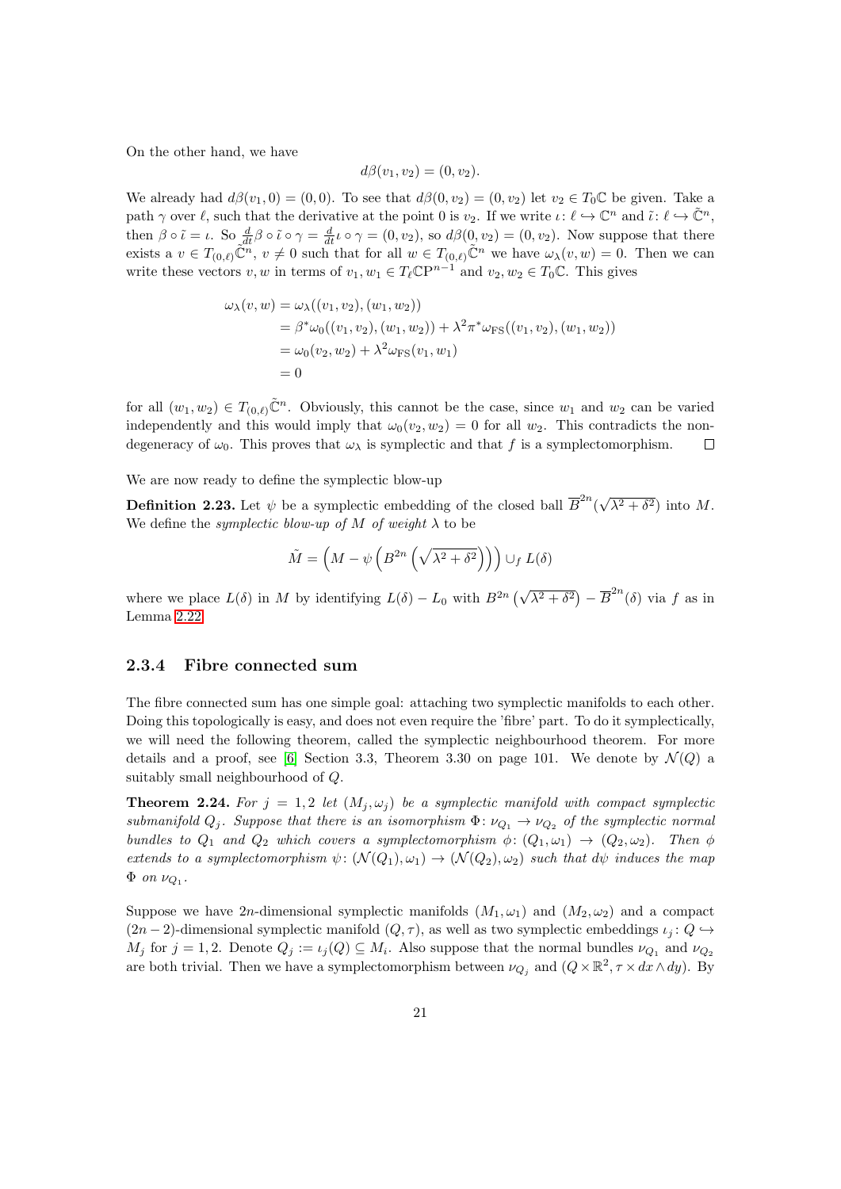On the other hand, we have

$$d\beta(v_1, v_2) = (0, v_2).$$

We already had $d\beta(v_1, 0) = (0, 0)$. To see that $d\beta(0, v_2) = (0, v_2)$ let $v_2 \in T_0\mathbb{C}$ be given. Take a path $\gamma$ over $\ell$, such that the derivative at the point 0 is $v_2$. If we write $\iota\colon \ell \hookrightarrow \mathbb{C}^n$ and $\tilde{\iota}\colon \ell \hookrightarrow \tilde{\mathbb{C}}^n$, then $\beta \circ \tilde{\iota} = \iota$. So $\frac{d}{dt}\beta \circ \tilde{\iota} \circ \gamma = \frac{d}{dt}\iota \circ \gamma = (0, v_2)$, so $d\beta(0, v_2) = (0, v_2)$. Now suppose that there exists a $v \in T_{(0,\ell)}\tilde{\mathbb{C}}^n$, $v \neq 0$ such that for all $w \in T_{(0,\ell)}\tilde{\mathbb{C}}^n$ we have $\omega_\lambda(v, w) = 0$. Then we can write these vectors $v, w$ in terms of $v_1, w_1 \in T_\ell\mathbb{C}\mathrm{P}^{n-1}$ and $v_2, w_2 \in T_0\mathbb{C}$. This gives

$$\begin{aligned}
\omega_\lambda(v, w) &= \omega_\lambda((v_1, v_2), (w_1, w_2)) \\
&= \beta^*\omega_0((v_1, v_2), (w_1, w_2)) + \lambda^2\pi^*\omega_{\mathrm{FS}}((v_1, v_2), (w_1, w_2)) \\
&= \omega_0(v_2, w_2) + \lambda^2\omega_{\mathrm{FS}}(v_1, w_1) \\
&= 0
\end{aligned}$$

for all $(w_1, w_2) \in T_{(0,\ell)}\tilde{\mathbb{C}}^n$. Obviously, this cannot be the case, since $w_1$ and $w_2$ can be varied independently and this would imply that $\omega_0(v_2, w_2) = 0$ for all $w_2$. This contradicts the non-degeneracy of $\omega_0$. This proves that $\omega_\lambda$ is symplectic and that $f$ is a symplectomorphism. $\square$

We are now ready to define the symplectic blow-up

**Definition 2.23.** Let $\psi$ be a symplectic embedding of the closed ball $\overline{B}^{2n}(\sqrt{\lambda^2 + \delta^2})$ into $M$. We define the *symplectic blow-up of $M$ of weight $\lambda$* to be

$$\tilde{M} = \left(M - \psi\left(B^{2n}\left(\sqrt{\lambda^2 + \delta^2}\right)\right)\right) \cup_f L(\delta)$$

where we place $L(\delta)$ in $M$ by identifying $L(\delta) - L_0$ with $B^{2n}\left(\sqrt{\lambda^2 + \delta^2}\right) - \overline{B}^{2n}(\delta)$ via $f$ as in Lemma 2.22.

### 2.3.4 Fibre connected sum

The fibre connected sum has one simple goal: attaching two symplectic manifolds to each other. Doing this topologically is easy, and does not even require the 'fibre' part. To do it symplectically, we will need the following theorem, called the symplectic neighbourhood theorem. For more details and a proof, see [6] Section 3.3, Theorem 3.30 on page 101. We denote by $\mathcal{N}(Q)$ a suitably small neighbourhood of $Q$.

**Theorem 2.24.** *For $j = 1, 2$ let $(M_j, \omega_j)$ be a symplectic manifold with compact symplectic submanifold $Q_j$. Suppose that there is an isomorphism $\Phi\colon \nu_{Q_1} \to \nu_{Q_2}$ of the symplectic normal bundles to $Q_1$ and $Q_2$ which covers a symplectomorphism $\phi\colon (Q_1, \omega_1) \to (Q_2, \omega_2)$. Then $\phi$ extends to a symplectomorphism $\psi\colon (\mathcal{N}(Q_1), \omega_1) \to (\mathcal{N}(Q_2), \omega_2)$ such that $d\psi$ induces the map $\Phi$ on $\nu_{Q_1}$.*

Suppose we have $2n$-dimensional symplectic manifolds $(M_1, \omega_1)$ and $(M_2, \omega_2)$ and a compact $(2n-2)$-dimensional symplectic manifold $(Q, \tau)$, as well as two symplectic embeddings $\iota_j\colon Q \hookrightarrow M_j$ for $j = 1, 2$. Denote $Q_j := \iota_j(Q) \subseteq M_i$. Also suppose that the normal bundles $\nu_{Q_1}$ and $\nu_{Q_2}$ are both trivial. Then we have a symplectomorphism between $\nu_{Q_j}$ and $(Q \times \mathbb{R}^2, \tau \times dx \wedge dy)$. By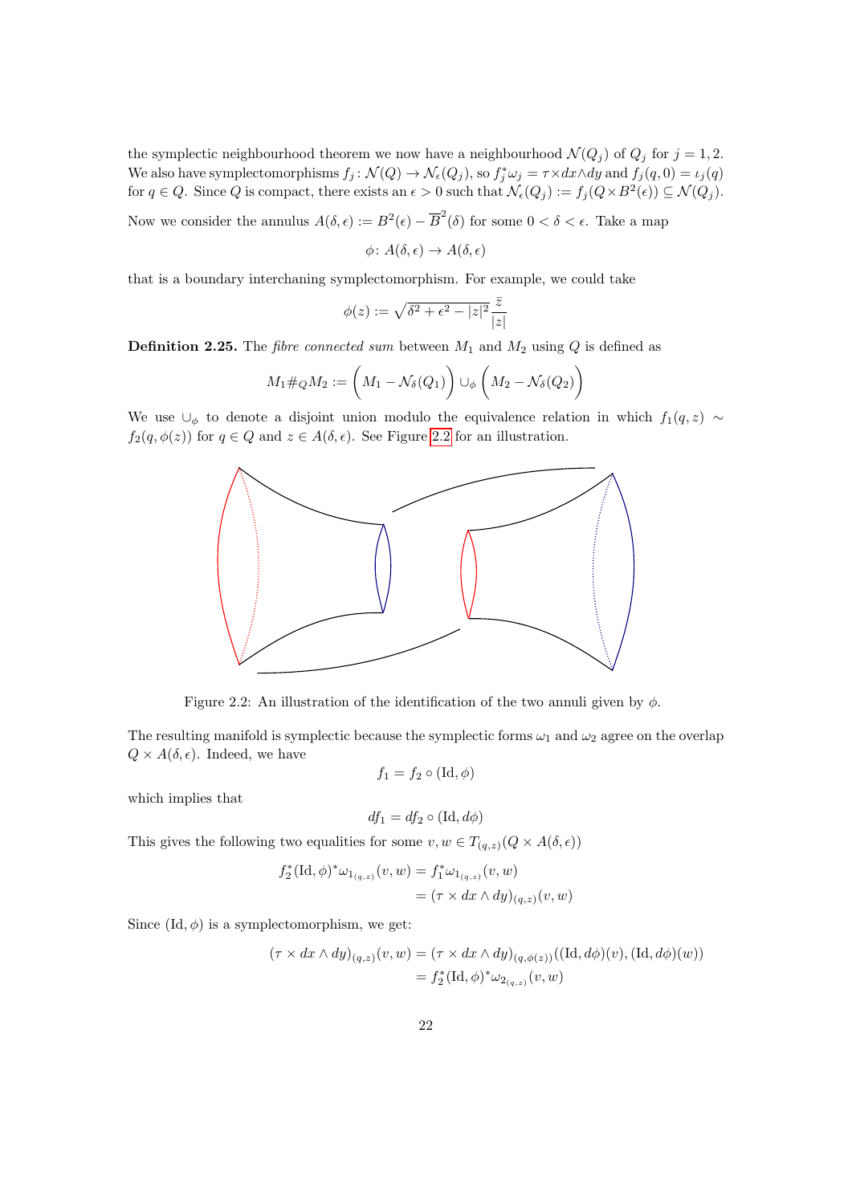the symplectic neighbourhood theorem we now have a neighbourhood $\mathcal{N}(Q_j)$ of $Q_j$ for $j = 1, 2$. We also have symplectomorphisms $f_j : \mathcal{N}(Q) \to \mathcal{N}_\epsilon(Q_j)$, so $f_j^*\omega_j = \tau \times dx \wedge dy$ and $f_j(q, 0) = \iota_j(q)$ for $q \in Q$. Since $Q$ is compact, there exists an $\epsilon > 0$ such that $\mathcal{N}_\epsilon(Q_j) := f_j(Q \times B^2(\epsilon)) \subseteq \mathcal{N}(Q_j)$.

Now we consider the annulus $A(\delta, \epsilon) := B^2(\epsilon) - \overline{B}^2(\delta)$ for some $0 < \delta < \epsilon$. Take a map

$$\phi \colon A(\delta, \epsilon) \to A(\delta, \epsilon)$$

that is a boundary interchaning symplectomorphism. For example, we could take

$$\phi(z) := \sqrt{\delta^2 + \epsilon^2 - |z|^2}\, \frac{\bar{z}}{|z|}$$

**Definition 2.25.** The *fibre connected sum* between $M_1$ and $M_2$ using $Q$ is defined as

$$M_1 \#_Q M_2 := \Big( M_1 - \mathcal{N}_\delta(Q_1) \Big) \cup_\phi \Big( M_2 - \mathcal{N}_\delta(Q_2) \Big)$$

We use $\cup_\phi$ to denote a disjoint union modulo the equivalence relation in which $f_1(q, z) \sim f_2(q, \phi(z))$ for $q \in Q$ and $z \in A(\delta, \epsilon)$. See Figure 2.2 for an illustration.

Figure 2.2: An illustration of the identification of the two annuli given by $\phi$.

The resulting manifold is symplectic because the symplectic forms $\omega_1$ and $\omega_2$ agree on the overlap $Q \times A(\delta, \epsilon)$. Indeed, we have

$$f_1 = f_2 \circ (\mathrm{Id}, \phi)$$

which implies that

$$df_1 = df_2 \circ (\mathrm{Id}, d\phi)$$

This gives the following two equalities for some $v, w \in T_{(q,z)}(Q \times A(\delta, \epsilon))$

$$\begin{aligned} f_2^*(\mathrm{Id}, \phi)^* \omega_{1_{(q,z)}}(v, w) &= f_1^* \omega_{1_{(q,z)}}(v, w) \\ &= (\tau \times dx \wedge dy)_{(q,z)}(v, w) \end{aligned}$$

Since $(\mathrm{Id}, \phi)$ is a symplectomorphism, we get:

$$\begin{aligned} (\tau \times dx \wedge dy)_{(q,z)}(v, w) &= (\tau \times dx \wedge dy)_{(q,\phi(z))}((\mathrm{Id}, d\phi)(v), (\mathrm{Id}, d\phi)(w)) \\ &= f_2^*(\mathrm{Id}, \phi)^* \omega_{2_{(q,z)}}(v, w) \end{aligned}$$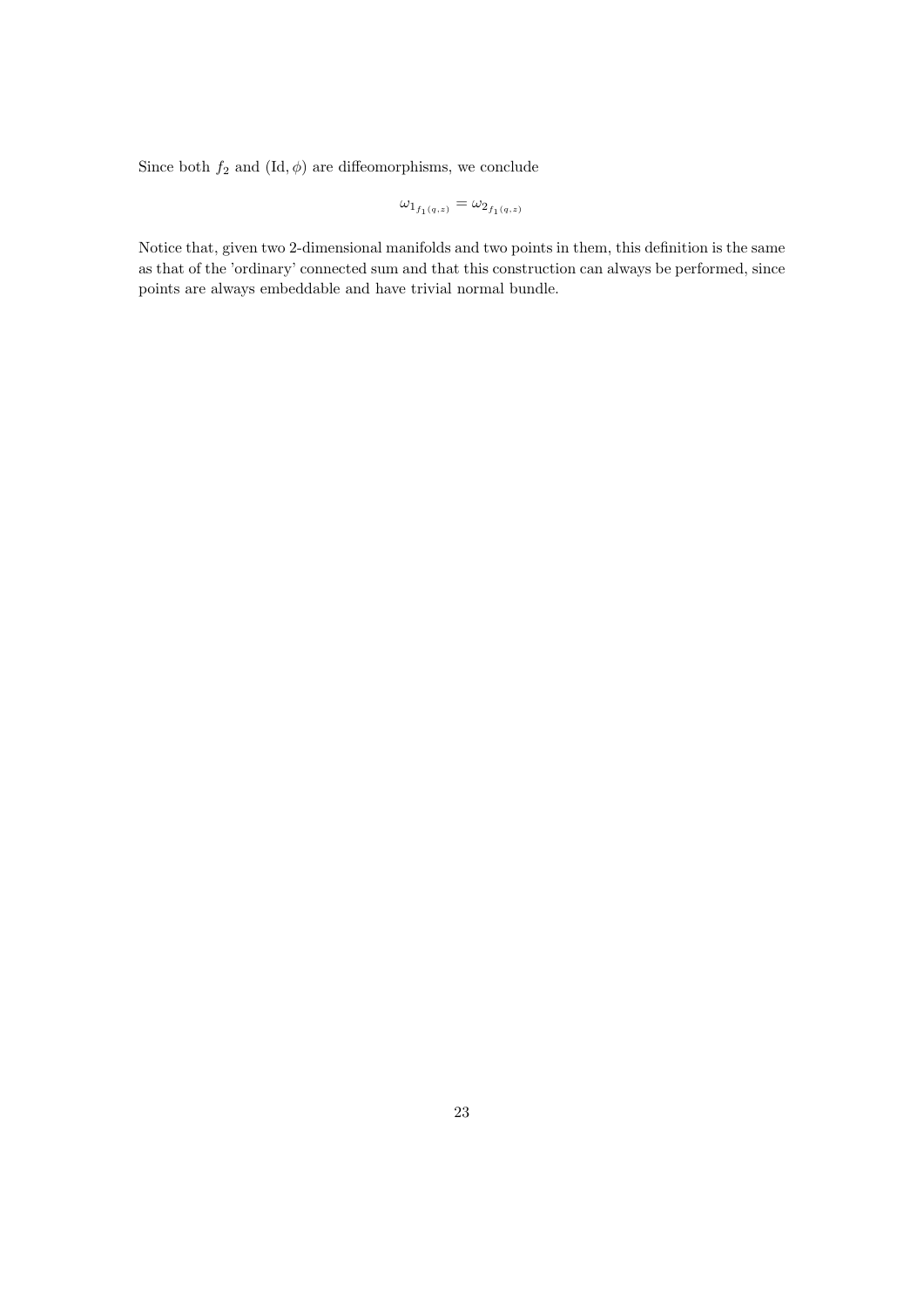Since both $f_2$ and $(\mathrm{Id}, \phi)$ are diffeomorphisms, we conclude

$$\omega_{1_{f_1(q,z)}} = \omega_{2_{f_1(q,z)}}$$

Notice that, given two 2-dimensional manifolds and two points in them, this definition is the same as that of the 'ordinary' connected sum and that this construction can always be performed, since points are always embeddable and have trivial normal bundle.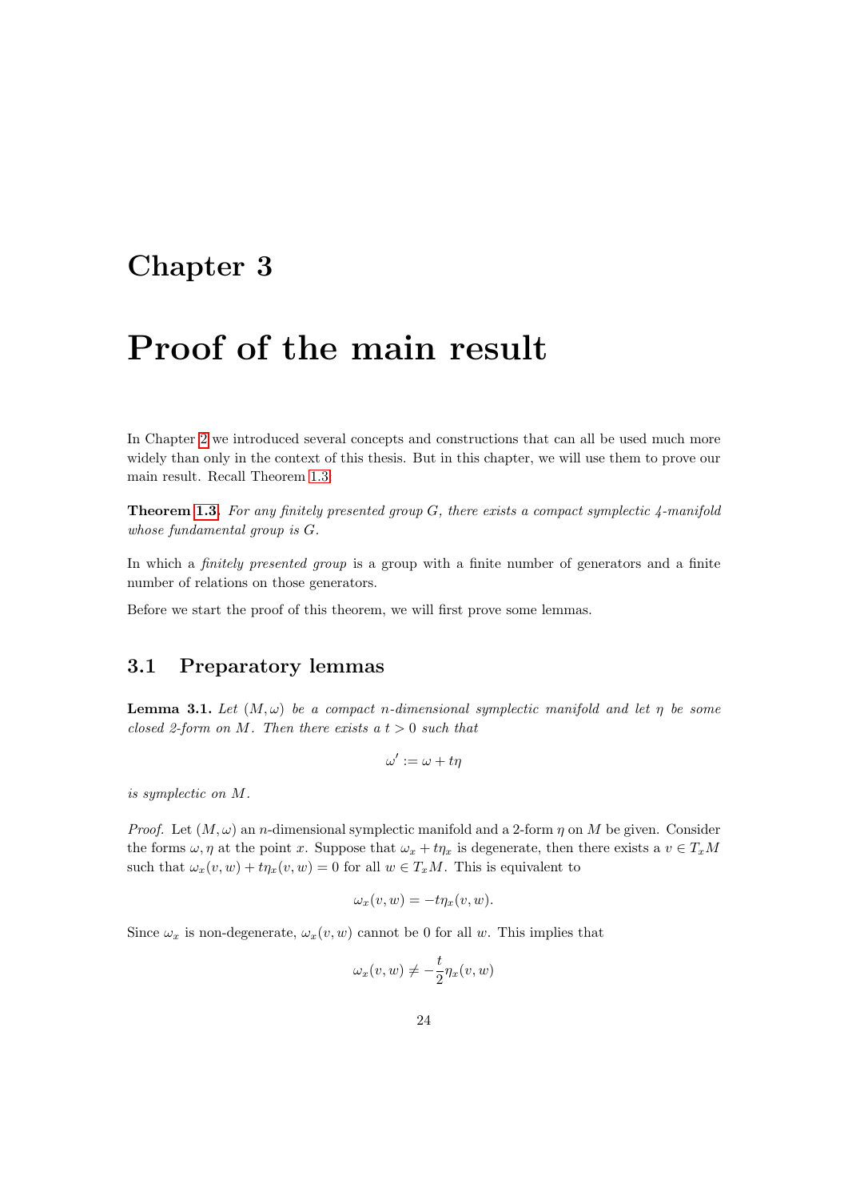# Chapter 3

# Proof of the main result

In Chapter 2 we introduced several concepts and constructions that can all be used much more widely than only in the context of this thesis. But in this chapter, we will use them to prove our main result. Recall Theorem 1.3.

**Theorem 1.3.** *For any finitely presented group $G$, there exists a compact symplectic 4-manifold whose fundamental group is $G$.*

In which a *finitely presented group* is a group with a finite number of generators and a finite number of relations on those generators.

Before we start the proof of this theorem, we will first prove some lemmas.

## 3.1 Preparatory lemmas

**Lemma 3.1.** *Let $(M, \omega)$ be a compact $n$-dimensional symplectic manifold and let $\eta$ be some closed 2-form on $M$. Then there exists a $t > 0$ such that*

$$\omega' := \omega + t\eta$$

*is symplectic on $M$.*

*Proof.* Let $(M, \omega)$ an $n$-dimensional symplectic manifold and a 2-form $\eta$ on $M$ be given. Consider the forms $\omega, \eta$ at the point $x$. Suppose that $\omega_x + t\eta_x$ is degenerate, then there exists a $v \in T_xM$ such that $\omega_x(v, w) + t\eta_x(v, w) = 0$ for all $w \in T_xM$. This is equivalent to

$$\omega_x(v, w) = -t\eta_x(v, w).$$

Since $\omega_x$ is non-degenerate, $\omega_x(v, w)$ cannot be 0 for all $w$. This implies that

$$\omega_x(v, w) \neq -\frac{t}{2}\eta_x(v, w)$$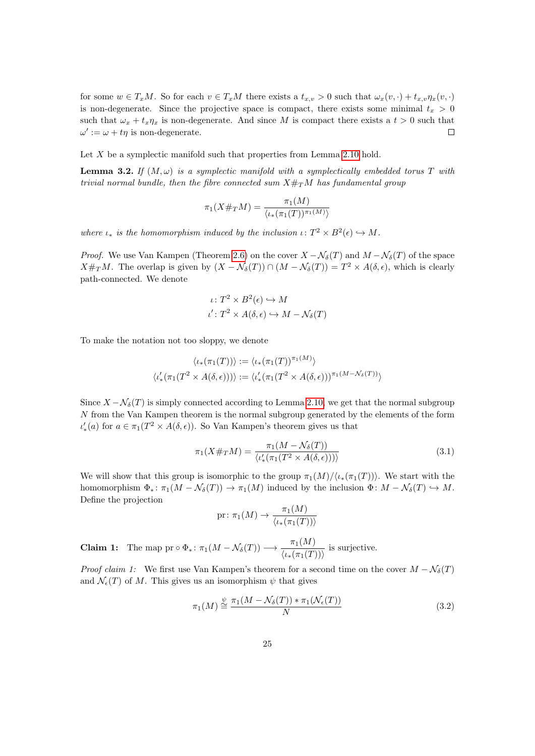for some $w \in T_xM$. So for each $v \in T_xM$ there exists a $t_{x,v} > 0$ such that $\omega_x(v,\cdot) + t_{x,v}\eta_x(v,\cdot)$ is non-degenerate. Since the projective space is compact, there exists some minimal $t_x > 0$ such that $\omega_x + t_x\eta_x$ is non-degenerate. And since $M$ is compact there exists a $t > 0$ such that $\omega' := \omega + t\eta$ is non-degenerate. $\square$

Let $X$ be a symplectic manifold such that properties from Lemma 2.10 hold.

**Lemma 3.2.** *If $(M, \omega)$ is a symplectic manifold with a symplectically embedded torus $T$ with trivial normal bundle, then the fibre connected sum $X\#_T M$ has fundamental group*

$$\pi_1(X\#_T M) = \frac{\pi_1(M)}{\langle \iota_*(\pi_1(T))^{\pi_1(M)} \rangle}$$

*where $\iota_*$ is the homomorphism induced by the inclusion $\iota \colon T^2 \times B^2(\epsilon) \hookrightarrow M$.*

*Proof.* We use Van Kampen (Theorem 2.6) on the cover $X - \mathcal{N}_\delta(T)$ and $M - \mathcal{N}_\delta(T)$ of the space $X\#_T M$. The overlap is given by $(X - \mathcal{N}_\delta(T)) \cap (M - \mathcal{N}_\delta(T)) = T^2 \times A(\delta, \epsilon)$, which is clearly path-connected. We denote

$$\iota \colon T^2 \times B^2(\epsilon) \hookrightarrow M$$
$$\iota' \colon T^2 \times A(\delta, \epsilon) \hookrightarrow M - \mathcal{N}_\delta(T)$$

To make the notation not too sloppy, we denote

$$\langle \iota_*(\pi_1(T)) \rangle := \langle \iota_*(\pi_1(T))^{\pi_1(M)} \rangle$$
$$\langle \iota'_*(\pi_1(T^2 \times A(\delta, \epsilon))) \rangle := \langle \iota'_*(\pi_1(T^2 \times A(\delta, \epsilon)))^{\pi_1(M - \mathcal{N}_\delta(T))} \rangle$$

Since $X - \mathcal{N}_\delta(T)$ is simply connected according to Lemma 2.10, we get that the normal subgroup $N$ from the Van Kampen theorem is the normal subgroup generated by the elements of the form $\iota'_*(a)$ for $a \in \pi_1(T^2 \times A(\delta, \epsilon))$. So Van Kampen's theorem gives us that

$$\pi_1(X\#_T M) = \frac{\pi_1(M - \mathcal{N}_\delta(T))}{\langle \iota'_*(\pi_1(T^2 \times A(\delta, \epsilon))) \rangle} \tag{3.1}$$

We will show that this group is isomorphic to the group $\pi_1(M)/\langle \iota_*(\pi_1(T)) \rangle$. We start with the homomorphism $\Phi_* \colon \pi_1(M - \mathcal{N}_\delta(T)) \to \pi_1(M)$ induced by the inclusion $\Phi \colon M - \mathcal{N}_\delta(T) \hookrightarrow M$. Define the projection

$$\text{pr} \colon \pi_1(M) \to \frac{\pi_1(M)}{\langle \iota_*(\pi_1(T)) \rangle}$$

**Claim 1:** The map $\text{pr} \circ \Phi_* \colon \pi_1(M - \mathcal{N}_\delta(T)) \longrightarrow \dfrac{\pi_1(M)}{\langle \iota_*(\pi_1(T)) \rangle}$ is surjective.

*Proof claim 1:* We first use Van Kampen's theorem for a second time on the cover $M - \mathcal{N}_\delta(T)$ and $\mathcal{N}_\epsilon(T)$ of $M$. This gives us an isomorphism $\psi$ that gives

$$\pi_1(M) \overset{\psi}{\cong} \frac{\pi_1(M - \mathcal{N}_\delta(T)) * \pi_1(\mathcal{N}_\epsilon(T))}{N} \tag{3.2}$$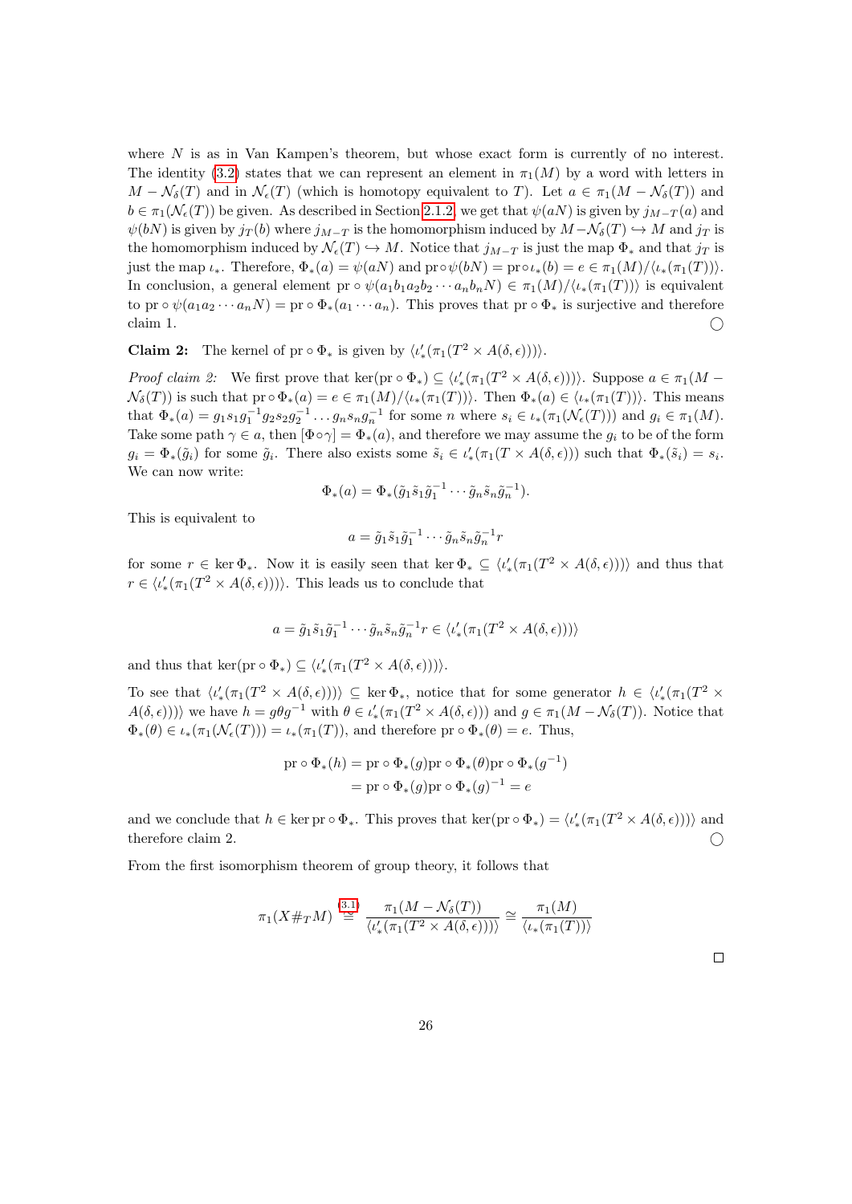where $N$ is as in Van Kampen's theorem, but whose exact form is currently of no interest. The identity (3.2) states that we can represent an element in $\pi_1(M)$ by a word with letters in $M - \mathcal{N}_\delta(T)$ and in $\mathcal{N}_\epsilon(T)$ (which is homotopy equivalent to $T$). Let $a \in \pi_1(M - \mathcal{N}_\delta(T))$ and $b \in \pi_1(\mathcal{N}_\epsilon(T))$ be given. As described in Section 2.1.2, we get that $\psi(aN)$ is given by $j_{M-T}(a)$ and $\psi(bN)$ is given by $j_T(b)$ where $j_{M-T}$ is the homomorphism induced by $M - \mathcal{N}_\delta(T) \hookrightarrow M$ and $j_T$ is the homomorphism induced by $\mathcal{N}_\epsilon(T) \hookrightarrow M$. Notice that $j_{M-T}$ is just the map $\Phi_*$ and that $j_T$ is just the map $\iota_*$. Therefore, $\Phi_*(a) = \psi(aN)$ and $\mathrm{pr} \circ \psi(bN) = \mathrm{pr} \circ \iota_*(b) = e \in \pi_1(M)/\langle \iota_*(\pi_1(T))\rangle$. In conclusion, a general element $\mathrm{pr} \circ \psi(a_1 b_1 a_2 b_2 \cdots a_n b_n N) \in \pi_1(M)/\langle \iota_*(\pi_1(T))\rangle$ is equivalent to $\mathrm{pr} \circ \psi(a_1 a_2 \cdots a_n N) = \mathrm{pr} \circ \Phi_*(a_1 \cdots a_n)$. This proves that $\mathrm{pr} \circ \Phi_*$ is surjective and therefore claim 1. ○

**Claim 2:** The kernel of $\mathrm{pr} \circ \Phi_*$ is given by $\langle \iota'_*(\pi_1(T^2 \times A(\delta, \epsilon)))\rangle$.

*Proof claim 2:* We first prove that $\ker(\mathrm{pr} \circ \Phi_*) \subseteq \langle \iota'_*(\pi_1(T^2 \times A(\delta, \epsilon)))\rangle$. Suppose $a \in \pi_1(M - \mathcal{N}_\delta(T))$ is such that $\mathrm{pr} \circ \Phi_*(a) = e \in \pi_1(M)/\langle \iota_*(\pi_1(T))\rangle$. Then $\Phi_*(a) \in \langle \iota_*(\pi_1(T))\rangle$. This means that $\Phi_*(a) = g_1 s_1 g_1^{-1} g_2 s_2 g_2^{-1} \ldots g_n s_n g_n^{-1}$ for some $n$ where $s_i \in \iota_*(\pi_1(\mathcal{N}_\epsilon(T)))$ and $g_i \in \pi_1(M)$. Take some path $\gamma \in a$, then $[\Phi \circ \gamma] = \Phi_*(a)$, and therefore we may assume the $g_i$ to be of the form $g_i = \Phi_*(\tilde{g}_i)$ for some $\tilde{g}_i$. There also exists some $\tilde{s}_i \in \iota'_*(\pi_1(T \times A(\delta, \epsilon)))$ such that $\Phi_*(\tilde{s}_i) = s_i$. We can now write:

$$\Phi_*(a) = \Phi_*(\tilde{g}_1 \tilde{s}_1 \tilde{g}_1^{-1} \cdots \tilde{g}_n \tilde{s}_n \tilde{g}_n^{-1}).$$

This is equivalent to

$$a = \tilde{g}_1 \tilde{s}_1 \tilde{g}_1^{-1} \cdots \tilde{g}_n \tilde{s}_n \tilde{g}_n^{-1} r$$

for some $r \in \ker \Phi_*$. Now it is easily seen that $\ker \Phi_* \subseteq \langle \iota'_*(\pi_1(T^2 \times A(\delta, \epsilon)))\rangle$ and thus that $r \in \langle \iota'_*(\pi_1(T^2 \times A(\delta, \epsilon)))\rangle$. This leads us to conclude that

$$a = \tilde{g}_1 \tilde{s}_1 \tilde{g}_1^{-1} \cdots \tilde{g}_n \tilde{s}_n \tilde{g}_n^{-1} r \in \langle \iota'_*(\pi_1(T^2 \times A(\delta, \epsilon)))\rangle$$

and thus that $\ker(\mathrm{pr} \circ \Phi_*) \subseteq \langle \iota'_*(\pi_1(T^2 \times A(\delta, \epsilon)))\rangle$.

To see that $\langle \iota'_*(\pi_1(T^2 \times A(\delta, \epsilon)))\rangle \subseteq \ker \Phi_*$, notice that for some generator $h \in \langle \iota'_*(\pi_1(T^2 \times A(\delta, \epsilon)))\rangle$ we have $h = g\theta g^{-1}$ with $\theta \in \iota'_*(\pi_1(T^2 \times A(\delta, \epsilon)))$ and $g \in \pi_1(M - \mathcal{N}_\delta(T))$. Notice that $\Phi_*(\theta) \in \iota_*(\pi_1(\mathcal{N}_\epsilon(T))) = \iota_*(\pi_1(T))$, and therefore $\mathrm{pr} \circ \Phi_*(\theta) = e$. Thus,

$$\begin{aligned}
\mathrm{pr} \circ \Phi_*(h) &= \mathrm{pr} \circ \Phi_*(g) \mathrm{pr} \circ \Phi_*(\theta) \mathrm{pr} \circ \Phi_*(g^{-1}) \\
&= \mathrm{pr} \circ \Phi_*(g) \mathrm{pr} \circ \Phi_*(g)^{-1} = e
\end{aligned}$$

and we conclude that $h \in \ker \mathrm{pr} \circ \Phi_*$. This proves that $\ker(\mathrm{pr} \circ \Phi_*) = \langle \iota'_*(\pi_1(T^2 \times A(\delta, \epsilon)))\rangle$ and therefore claim 2. ○

From the first isomorphism theorem of group theory, it follows that

$$\pi_1(X \#_T M) \overset{(3.1)}{\cong} \frac{\pi_1(M - \mathcal{N}_\delta(T))}{\langle \iota'_*(\pi_1(T^2 \times A(\delta, \epsilon)))\rangle} \cong \frac{\pi_1(M)}{\langle \iota_*(\pi_1(T))\rangle}$$

□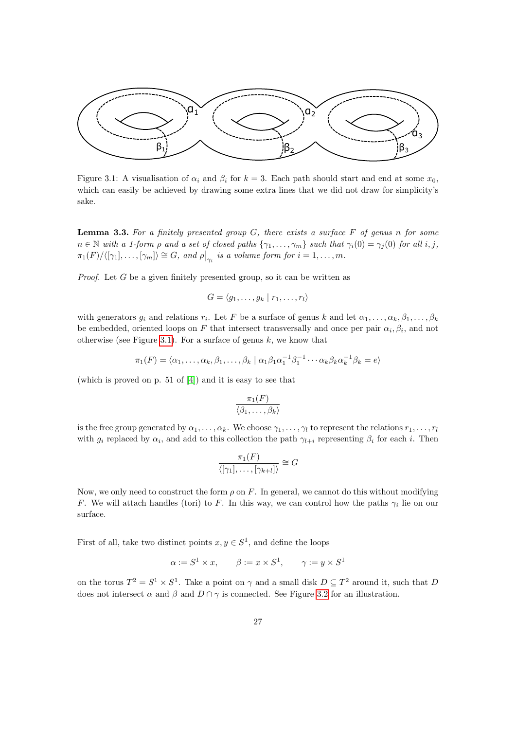Figure 3.1: A visualisation of $\alpha_i$ and $\beta_i$ for $k = 3$. Each path should start and end at some $x_0$, which can easily be achieved by drawing some extra lines that we did not draw for simplicity's sake.

**Lemma 3.3.** *For a finitely presented group $G$, there exists a surface $F$ of genus $n$ for some $n \in \mathbb{N}$ with a 1-form $\rho$ and a set of closed paths $\{\gamma_1, \dots, \gamma_m\}$ such that $\gamma_i(0) = \gamma_j(0)$ for all $i, j$, $\pi_1(F)/\langle[\gamma_1], \dots, [\gamma_m]\rangle \cong G$, and $\rho\big|_{\gamma_i}$ is a volume form for $i = 1, \dots, m$.*

*Proof.* Let $G$ be a given finitely presented group, so it can be written as

$$G = \langle g_1, \dots, g_k \mid r_1, \dots, r_l \rangle$$

with generators $g_i$ and relations $r_i$. Let $F$ be a surface of genus $k$ and let $\alpha_1, \dots, \alpha_k, \beta_1, \dots, \beta_k$ be embedded, oriented loops on $F$ that intersect transversally and once per pair $\alpha_i, \beta_i$, and not otherwise (see Figure 3.1). For a surface of genus $k$, we know that

$$\pi_1(F) = \langle \alpha_1, \dots, \alpha_k, \beta_1, \dots, \beta_k \mid \alpha_1\beta_1\alpha_1^{-1}\beta_1^{-1} \cdots \alpha_k\beta_k\alpha_k^{-1}\beta_k = e \rangle$$

(which is proved on p. 51 of [4]) and it is easy to see that

$$\frac{\pi_1(F)}{\langle \beta_1, \dots, \beta_k \rangle}$$

is the free group generated by $\alpha_1, \dots, \alpha_k$. We choose $\gamma_1, \dots, \gamma_l$ to represent the relations $r_1, \dots, r_l$ with $g_i$ replaced by $\alpha_i$, and add to this collection the path $\gamma_{l+i}$ representing $\beta_i$ for each $i$. Then

$$\frac{\pi_1(F)}{\langle [\gamma_1], \dots, [\gamma_{k+l}] \rangle} \cong G$$

Now, we only need to construct the form $\rho$ on $F$. In general, we cannot do this without modifying $F$. We will attach handles (tori) to $F$. In this way, we can control how the paths $\gamma_i$ lie on our surface.

First of all, take two distinct points $x, y \in S^1$, and define the loops

$$\alpha := S^1 \times x, \qquad \beta := x \times S^1, \qquad \gamma := y \times S^1$$

on the torus $T^2 = S^1 \times S^1$. Take a point on $\gamma$ and a small disk $D \subseteq T^2$ around it, such that $D$ does not intersect $\alpha$ and $\beta$ and $D \cap \gamma$ is connected. See Figure 3.2 for an illustration.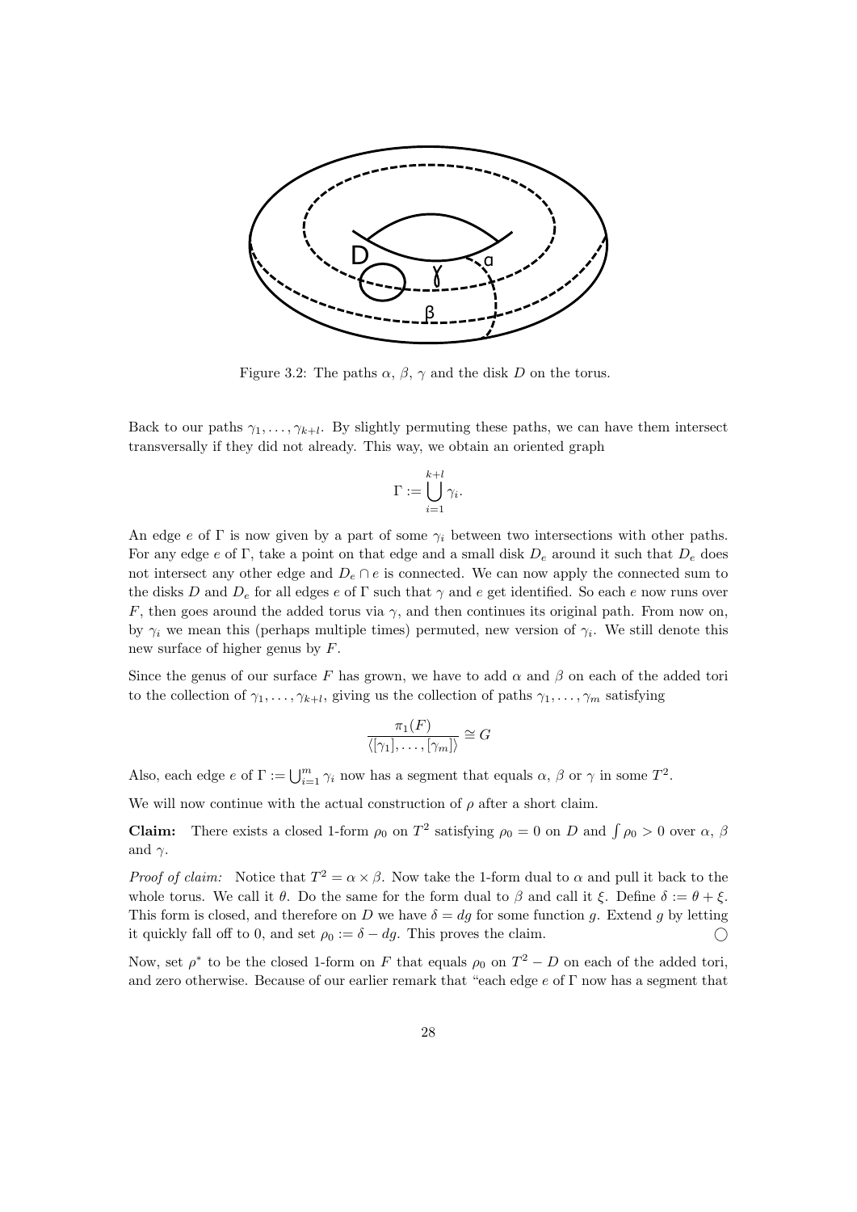Figure 3.2: The paths $\alpha$, $\beta$, $\gamma$ and the disk $D$ on the torus.

Back to our paths $\gamma_1, \dots, \gamma_{k+l}$. By slightly permuting these paths, we can have them intersect transversally if they did not already. This way, we obtain an oriented graph

$$\Gamma := \bigcup_{i=1}^{k+l} \gamma_i.$$

An edge $e$ of $\Gamma$ is now given by a part of some $\gamma_i$ between two intersections with other paths. For any edge $e$ of $\Gamma$, take a point on that edge and a small disk $D_e$ around it such that $D_e$ does not intersect any other edge and $D_e \cap e$ is connected. We can now apply the connected sum to the disks $D$ and $D_e$ for all edges $e$ of $\Gamma$ such that $\gamma$ and $e$ get identified. So each $e$ now runs over $F$, then goes around the added torus via $\gamma$, and then continues its original path. From now on, by $\gamma_i$ we mean this (perhaps multiple times) permuted, new version of $\gamma_i$. We still denote this new surface of higher genus by $F$.

Since the genus of our surface $F$ has grown, we have to add $\alpha$ and $\beta$ on each of the added tori to the collection of $\gamma_1, \dots, \gamma_{k+l}$, giving us the collection of paths $\gamma_1, \dots, \gamma_m$ satisfying

$$\frac{\pi_1(F)}{\langle [\gamma_1], \dots, [\gamma_m] \rangle} \cong G$$

Also, each edge $e$ of $\Gamma := \bigcup_{i=1}^{m} \gamma_i$ now has a segment that equals $\alpha$, $\beta$ or $\gamma$ in some $T^2$.

We will now continue with the actual construction of $\rho$ after a short claim.

**Claim:** There exists a closed 1-form $\rho_0$ on $T^2$ satisfying $\rho_0 = 0$ on $D$ and $\int \rho_0 > 0$ over $\alpha$, $\beta$ and $\gamma$.

*Proof of claim:* Notice that $T^2 = \alpha \times \beta$. Now take the 1-form dual to $\alpha$ and pull it back to the whole torus. We call it $\theta$. Do the same for the form dual to $\beta$ and call it $\xi$. Define $\delta := \theta + \xi$. This form is closed, and therefore on $D$ we have $\delta = dg$ for some function $g$. Extend $g$ by letting it quickly fall off to 0, and set $\rho_0 := \delta - dg$. This proves the claim. ○

Now, set $\rho^*$ to be the closed 1-form on $F$ that equals $\rho_0$ on $T^2 - D$ on each of the added tori, and zero otherwise. Because of our earlier remark that "each edge $e$ of $\Gamma$ now has a segment that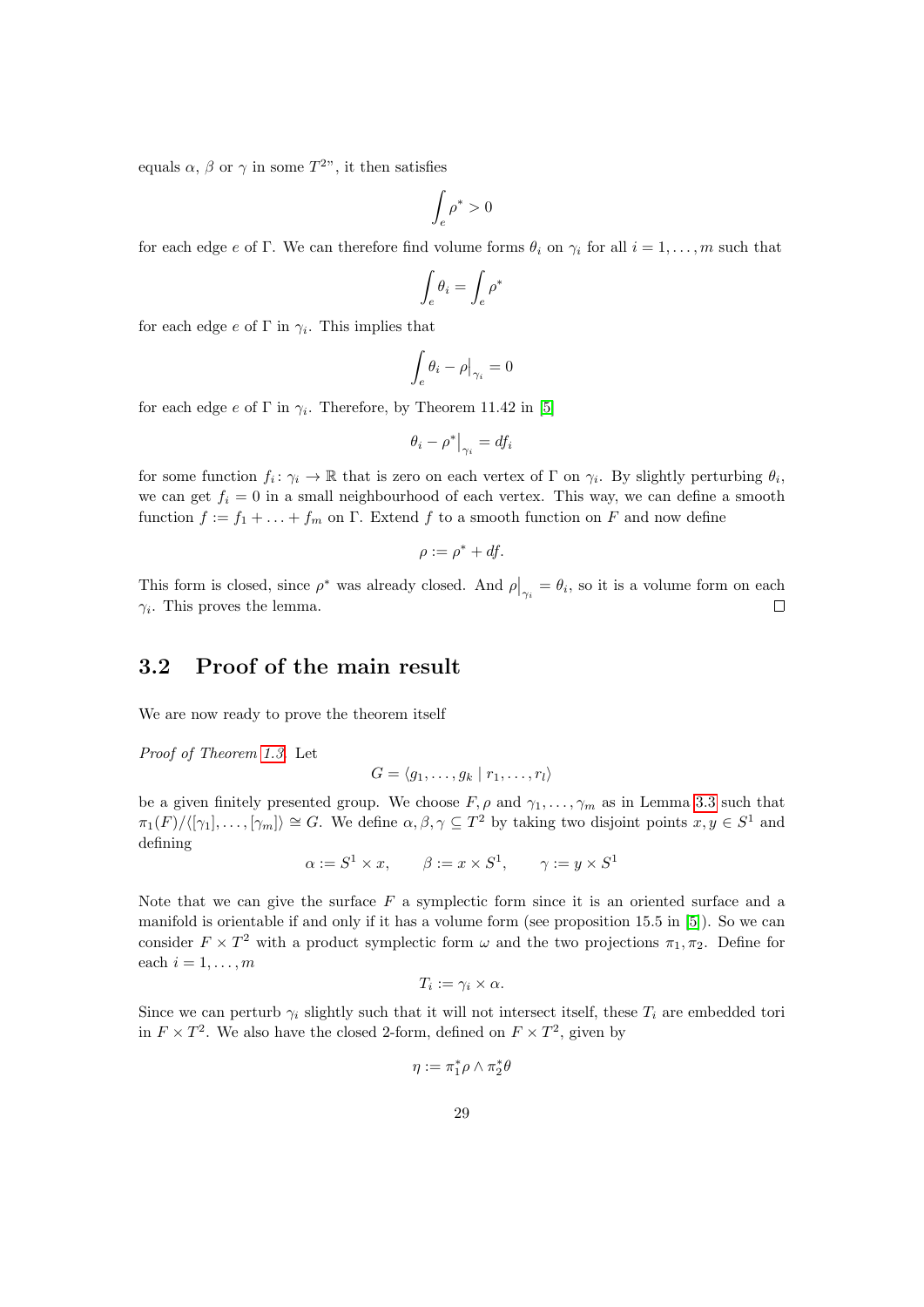equals $\alpha$, $\beta$ or $\gamma$ in some $T^2$", it then satisfies

$$\int_e \rho^* > 0$$

for each edge $e$ of $\Gamma$. We can therefore find volume forms $\theta_i$ on $\gamma_i$ for all $i = 1, \ldots, m$ such that

$$\int_e \theta_i = \int_e \rho^*$$

for each edge $e$ of $\Gamma$ in $\gamma_i$. This implies that

$$\int_e \theta_i - \rho\big|_{\gamma_i} = 0$$

for each edge $e$ of $\Gamma$ in $\gamma_i$. Therefore, by Theorem 11.42 in [5]

$$\theta_i - \rho^*\big|_{\gamma_i} = df_i$$

for some function $f_i \colon \gamma_i \to \mathbb{R}$ that is zero on each vertex of $\Gamma$ on $\gamma_i$. By slightly perturbing $\theta_i$, we can get $f_i = 0$ in a small neighbourhood of each vertex. This way, we can define a smooth function $f := f_1 + \ldots + f_m$ on $\Gamma$. Extend $f$ to a smooth function on $F$ and now define

$$\rho := \rho^* + df.$$

This form is closed, since $\rho^*$ was already closed. And $\rho\big|_{\gamma_i} = \theta_i$, so it is a volume form on each $\gamma_i$. This proves the lemma. □

## 3.2 Proof of the main result

We are now ready to prove the theorem itself

*Proof of Theorem 1.3.* Let

$$G = \langle g_1, \ldots, g_k \mid r_1, \ldots, r_l \rangle$$

be a given finitely presented group. We choose $F, \rho$ and $\gamma_1, \ldots, \gamma_m$ as in Lemma 3.3 such that $\pi_1(F)/\langle [\gamma_1], \ldots, [\gamma_m] \rangle \cong G$. We define $\alpha, \beta, \gamma \subseteq T^2$ by taking two disjoint points $x, y \in S^1$ and defining

$$\alpha := S^1 \times x, \qquad \beta := x \times S^1, \qquad \gamma := y \times S^1$$

Note that we can give the surface $F$ a symplectic form since it is an oriented surface and a manifold is orientable if and only if it has a volume form (see proposition 15.5 in [5]). So we can consider $F \times T^2$ with a product symplectic form $\omega$ and the two projections $\pi_1, \pi_2$. Define for each $i = 1, \ldots, m$

$$T_i := \gamma_i \times \alpha.$$

Since we can perturb $\gamma_i$ slightly such that it will not intersect itself, these $T_i$ are embedded tori in $F \times T^2$. We also have the closed 2-form, defined on $F \times T^2$, given by

$$\eta := \pi_1^* \rho \wedge \pi_2^* \theta$$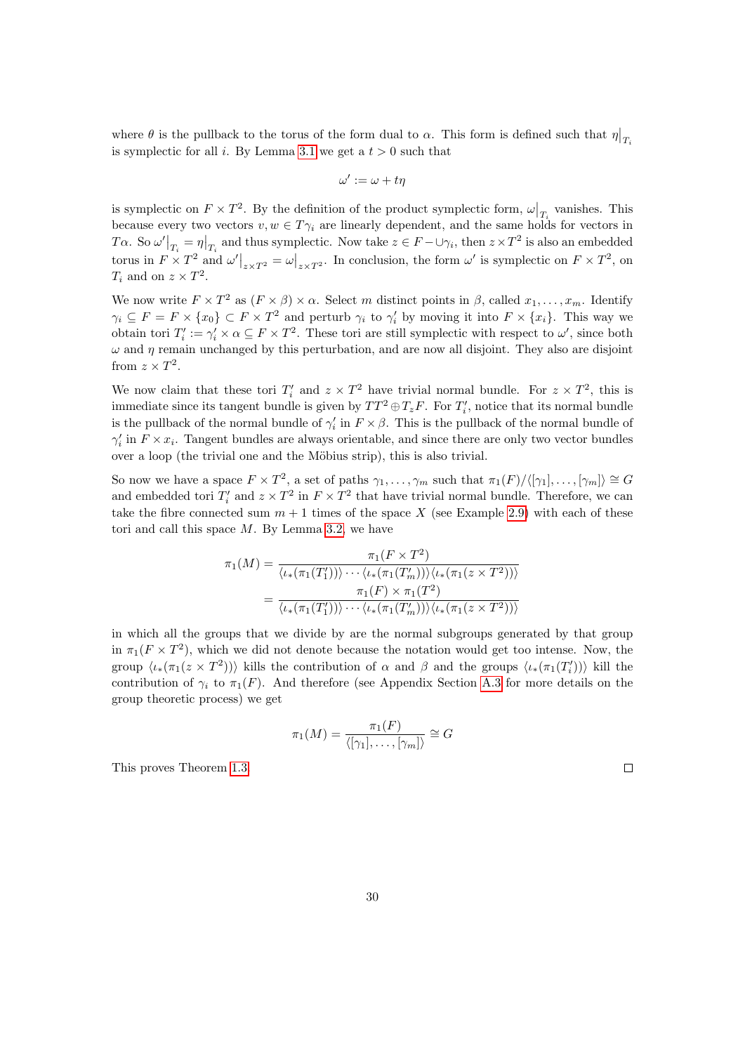where $\theta$ is the pullback to the torus of the form dual to $\alpha$. This form is defined such that $\eta\big|_{T_i}$ is symplectic for all $i$. By Lemma 3.1 we get a $t > 0$ such that

$$\omega' := \omega + t\eta$$

is symplectic on $F \times T^2$. By the definition of the product symplectic form, $\omega\big|_{T_i}$ vanishes. This because every two vectors $v, w \in T\gamma_i$ are linearly dependent, and the same holds for vectors in $T\alpha$. So $\omega'\big|_{T_i} = \eta\big|_{T_i}$ and thus symplectic. Now take $z \in F - \cup\gamma_i$, then $z \times T^2$ is also an embedded torus in $F \times T^2$ and $\omega'\big|_{z\times T^2} = \omega\big|_{z\times T^2}$. In conclusion, the form $\omega'$ is symplectic on $F \times T^2$, on $T_i$ and on $z \times T^2$.

We now write $F \times T^2$ as $(F \times \beta) \times \alpha$. Select $m$ distinct points in $\beta$, called $x_1, \ldots, x_m$. Identify $\gamma_i \subseteq F = F \times \{x_0\} \subset F \times T^2$ and perturb $\gamma_i$ to $\gamma_i'$ by moving it into $F \times \{x_i\}$. This way we obtain tori $T_i' := \gamma_i' \times \alpha \subseteq F \times T^2$. These tori are still symplectic with respect to $\omega'$, since both $\omega$ and $\eta$ remain unchanged by this perturbation, and are now all disjoint. They also are disjoint from $z \times T^2$.

We now claim that these tori $T_i'$ and $z \times T^2$ have trivial normal bundle. For $z \times T^2$, this is immediate since its tangent bundle is given by $TT^2 \oplus T_zF$. For $T_i'$, notice that its normal bundle is the pullback of the normal bundle of $\gamma_i'$ in $F \times \beta$. This is the pullback of the normal bundle of $\gamma_i'$ in $F \times x_i$. Tangent bundles are always orientable, and since there are only two vector bundles over a loop (the trivial one and the Möbius strip), this is also trivial.

So now we have a space $F \times T^2$, a set of paths $\gamma_1, \ldots, \gamma_m$ such that $\pi_1(F)/\langle[\gamma_1], \ldots, [\gamma_m]\rangle \cong G$ and embedded tori $T_i'$ and $z \times T^2$ in $F \times T^2$ that have trivial normal bundle. Therefore, we can take the fibre connected sum $m + 1$ times of the space $X$ (see Example 2.9) with each of these tori and call this space $M$. By Lemma 3.2, we have

$$\begin{aligned}
\pi_1(M) &= \frac{\pi_1(F \times T^2)}{\langle\iota_*(\pi_1(T_1'))\rangle \cdots \langle\iota_*(\pi_1(T_m'))\rangle\langle\iota_*(\pi_1(z \times T^2))\rangle} \\
&= \frac{\pi_1(F) \times \pi_1(T^2)}{\langle\iota_*(\pi_1(T_1'))\rangle \cdots \langle\iota_*(\pi_1(T_m'))\rangle\langle\iota_*(\pi_1(z \times T^2))\rangle}
\end{aligned}$$

in which all the groups that we divide by are the normal subgroups generated by that group in $\pi_1(F \times T^2)$, which we did not denote because the notation would get too intense. Now, the group $\langle\iota_*(\pi_1(z \times T^2))\rangle$ kills the contribution of $\alpha$ and $\beta$ and the groups $\langle\iota_*(\pi_1(T_i'))\rangle$ kill the contribution of $\gamma_i$ to $\pi_1(F)$. And therefore (see Appendix Section A.3 for more details on the group theoretic process) we get

$$\pi_1(M) = \frac{\pi_1(F)}{\langle[\gamma_1], \ldots, [\gamma_m]\rangle} \cong G$$

This proves Theorem 1.3. $\square$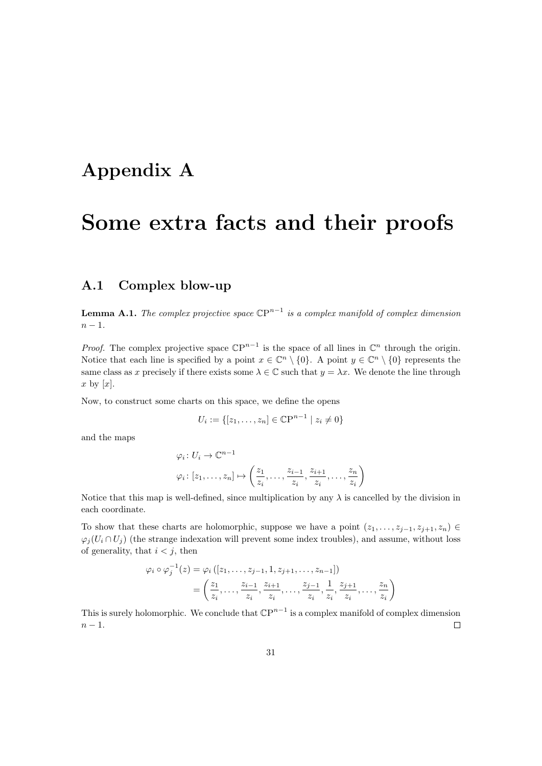# Appendix A

# Some extra facts and their proofs

## A.1 Complex blow-up

**Lemma A.1.** *The complex projective space $\mathbb{CP}^{n-1}$ is a complex manifold of complex dimension $n-1$.*

*Proof.* The complex projective space $\mathbb{CP}^{n-1}$ is the space of all lines in $\mathbb{C}^n$ through the origin. Notice that each line is specified by a point $x \in \mathbb{C}^n \setminus \{0\}$. A point $y \in \mathbb{C}^n \setminus \{0\}$ represents the same class as $x$ precisely if there exists some $\lambda \in \mathbb{C}$ such that $y = \lambda x$. We denote the line through $x$ by $[x]$.

Now, to construct some charts on this space, we define the opens

$$U_i := \{[z_1, \ldots, z_n] \in \mathbb{CP}^{n-1} \mid z_i \neq 0\}$$

and the maps

$$\varphi_i \colon U_i \to \mathbb{C}^{n-1}$$
$$\varphi_i \colon [z_1, \ldots, z_n] \mapsto \left( \frac{z_1}{z_i}, \ldots, \frac{z_{i-1}}{z_i}, \frac{z_{i+1}}{z_i}, \ldots, \frac{z_n}{z_i} \right)$$

Notice that this map is well-defined, since multiplication by any $\lambda$ is cancelled by the division in each coordinate.

To show that these charts are holomorphic, suppose we have a point $(z_1, \ldots, z_{j-1}, z_{j+1}, z_n) \in \varphi_j(U_i \cap U_j)$ (the strange indexation will prevent some index troubles), and assume, without loss of generality, that $i < j$, then

$$\begin{aligned}
\varphi_i \circ \varphi_j^{-1}(z) &= \varphi_i \left( [z_1, \ldots, z_{j-1}, 1, z_{j+1}, \ldots, z_{n-1}] \right) \\
&= \left( \frac{z_1}{z_i}, \ldots, \frac{z_{i-1}}{z_i}, \frac{z_{i+1}}{z_i}, \ldots, \frac{z_{j-1}}{z_i}, \frac{1}{z_i}, \frac{z_{j+1}}{z_i}, \ldots, \frac{z_n}{z_i} \right)
\end{aligned}$$

This is surely holomorphic. We conclude that $\mathbb{CP}^{n-1}$ is a complex manifold of complex dimension $n-1$. $\square$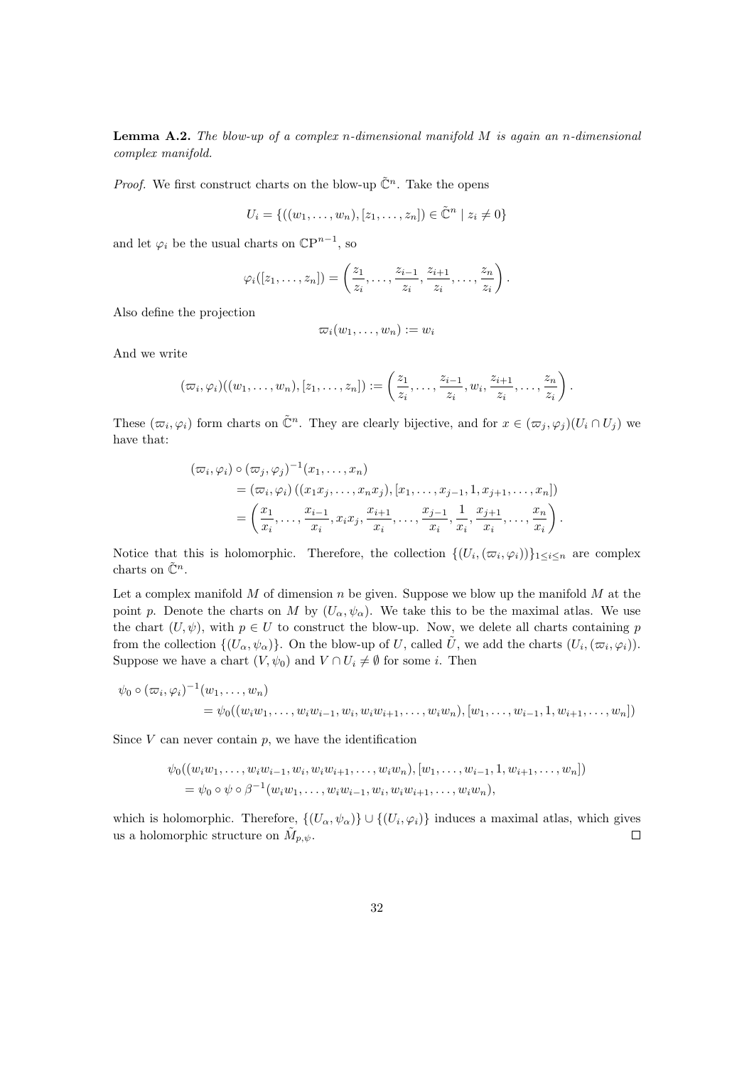**Lemma A.2.** *The blow-up of a complex $n$-dimensional manifold $M$ is again an $n$-dimensional complex manifold.*

*Proof.* We first construct charts on the blow-up $\tilde{\mathbb{C}}^n$. Take the opens

$$U_i = \{((w_1, \dots, w_n), [z_1, \dots, z_n]) \in \tilde{\mathbb{C}}^n \mid z_i \neq 0\}$$

and let $\varphi_i$ be the usual charts on $\mathbb{CP}^{n-1}$, so

$$\varphi_i([z_1, \dots, z_n]) = \left(\frac{z_1}{z_i}, \dots, \frac{z_{i-1}}{z_i}, \frac{z_{i+1}}{z_i}, \dots, \frac{z_n}{z_i}\right).$$

Also define the projection

$$\varpi_i(w_1, \dots, w_n) := w_i$$

And we write

$$(\varpi_i, \varphi_i)((w_1, \dots, w_n), [z_1, \dots, z_n]) := \left(\frac{z_1}{z_i}, \dots, \frac{z_{i-1}}{z_i}, w_i, \frac{z_{i+1}}{z_i}, \dots, \frac{z_n}{z_i}\right).$$

These $(\varpi_i, \varphi_i)$ form charts on $\tilde{\mathbb{C}}^n$. They are clearly bijective, and for $x \in (\varpi_j, \varphi_j)(U_i \cap U_j)$ we have that:

$$\begin{aligned}
(\varpi_i, \varphi_i) &\circ (\varpi_j, \varphi_j)^{-1}(x_1, \dots, x_n) \\
&= (\varpi_i, \varphi_i)\left((x_1 x_j, \dots, x_n x_j), [x_1, \dots, x_{j-1}, 1, x_{j+1}, \dots, x_n]\right) \\
&= \left(\frac{x_1}{x_i}, \dots, \frac{x_{i-1}}{x_i}, x_i x_j, \frac{x_{i+1}}{x_i}, \dots, \frac{x_{j-1}}{x_i}, \frac{1}{x_i}, \frac{x_{j+1}}{x_i}, \dots, \frac{x_n}{x_i}\right).
\end{aligned}$$

Notice that this is holomorphic. Therefore, the collection $\{(U_i, (\varpi_i, \varphi_i))\}_{1 \leq i \leq n}$ are complex charts on $\tilde{\mathbb{C}}^n$.

Let a complex manifold $M$ of dimension $n$ be given. Suppose we blow up the manifold $M$ at the point $p$. Denote the charts on $M$ by $(U_\alpha, \psi_\alpha)$. We take this to be the maximal atlas. We use the chart $(U, \psi)$, with $p \in U$ to construct the blow-up. Now, we delete all charts containing $p$ from the collection $\{(U_\alpha, \psi_\alpha)\}$. On the blow-up of $U$, called $\tilde{U}$, we add the charts $(U_i, (\varpi_i, \varphi_i))$. Suppose we have a chart $(V, \psi_0)$ and $V \cap U_i \neq \emptyset$ for some $i$. Then

$$\begin{aligned}
\psi_0 &\circ (\varpi_i, \varphi_i)^{-1}(w_1, \dots, w_n) \\
&= \psi_0((w_i w_1, \dots, w_i w_{i-1}, w_i, w_i w_{i+1}, \dots, w_i w_n), [w_1, \dots, w_{i-1}, 1, w_{i+1}, \dots, w_n])
\end{aligned}$$

Since $V$ can never contain $p$, we have the identification

$$\begin{aligned}
&\psi_0((w_i w_1, \dots, w_i w_{i-1}, w_i, w_i w_{i+1}, \dots, w_i w_n), [w_1, \dots, w_{i-1}, 1, w_{i+1}, \dots, w_n]) \\
&= \psi_0 \circ \psi \circ \beta^{-1}(w_i w_1, \dots, w_i w_{i-1}, w_i, w_i w_{i+1}, \dots, w_i w_n),
\end{aligned}$$

which is holomorphic. Therefore, $\{(U_\alpha, \psi_\alpha)\} \cup \{(U_i, \varphi_i)\}$ induces a maximal atlas, which gives us a holomorphic structure on $\tilde{M}_{p,\psi}$. $\square$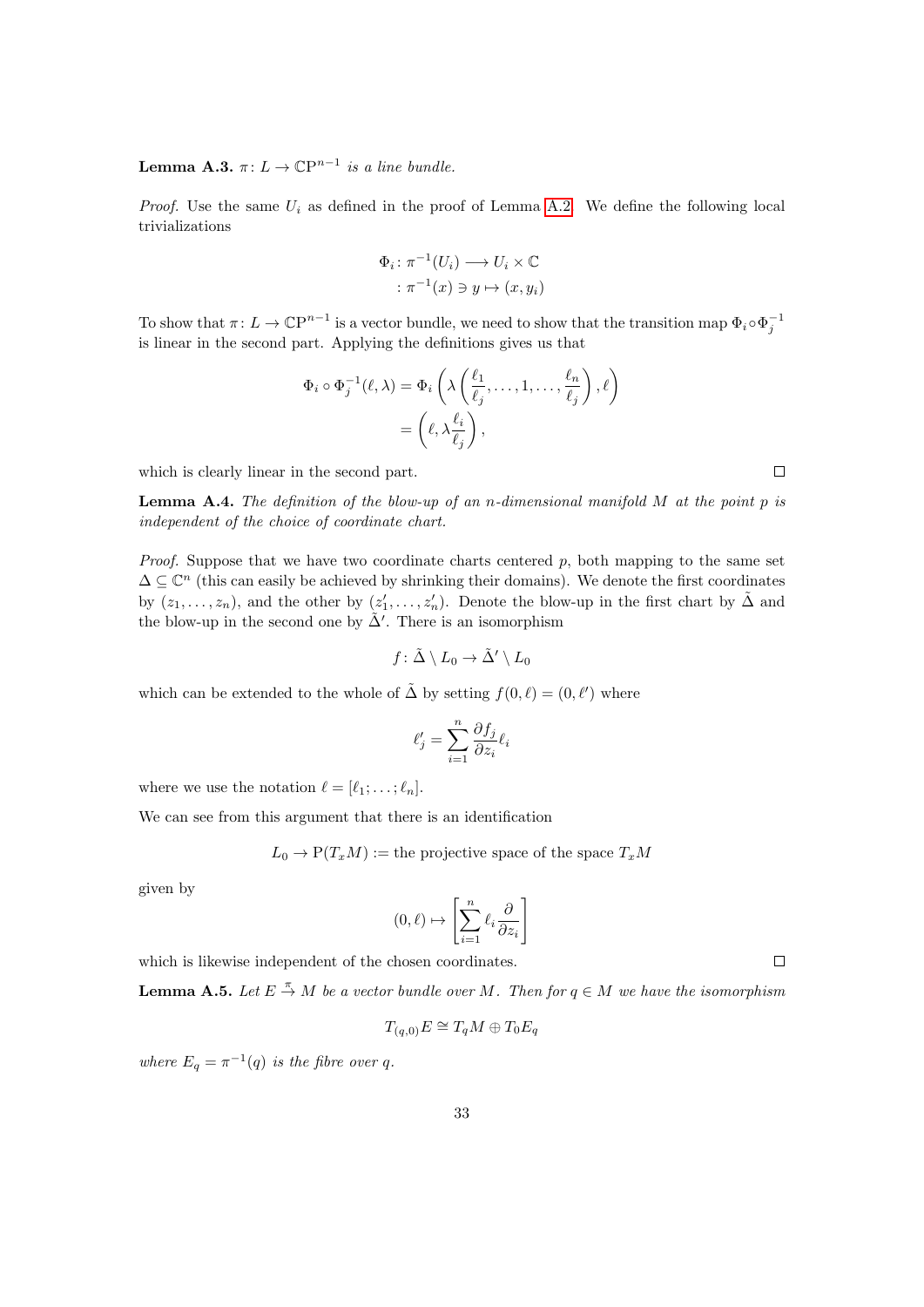**Lemma A.3.** *$\pi\colon L \to \mathbb{C}\mathrm{P}^{n-1}$ is a line bundle.*

*Proof.* Use the same $U_i$ as defined in the proof of Lemma A.2. We define the following local trivializations

$$
\begin{aligned}
\Phi_i \colon \pi^{-1}(U_i) &\longrightarrow U_i \times \mathbb{C} \\
\colon \pi^{-1}(x) \ni y &\mapsto (x, y_i)
\end{aligned}
$$

To show that $\pi\colon L \to \mathbb{C}\mathrm{P}^{n-1}$ is a vector bundle, we need to show that the transition map $\Phi_i \circ \Phi_j^{-1}$ is linear in the second part. Applying the definitions gives us that

$$
\begin{aligned}
\Phi_i \circ \Phi_j^{-1}(\ell, \lambda) &= \Phi_i\left(\lambda\left(\frac{\ell_1}{\ell_j}, \ldots, 1, \ldots, \frac{\ell_n}{\ell_j}\right), \ell\right) \\
&= \left(\ell, \lambda \frac{\ell_i}{\ell_j}\right),
\end{aligned}
$$

which is clearly linear in the second part. $\square$

**Lemma A.4.** *The definition of the blow-up of an $n$-dimensional manifold $M$ at the point $p$ is independent of the choice of coordinate chart.*

*Proof.* Suppose that we have two coordinate charts centered $p$, both mapping to the same set $\Delta \subseteq \mathbb{C}^n$ (this can easily be achieved by shrinking their domains). We denote the first coordinates by $(z_1, \ldots, z_n)$, and the other by $(z'_1, \ldots, z'_n)$. Denote the blow-up in the first chart by $\tilde{\Delta}$ and the blow-up in the second one by $\tilde{\Delta}'$. There is an isomorphism

$$
f\colon \tilde{\Delta} \setminus L_0 \to \tilde{\Delta}' \setminus L_0
$$

which can be extended to the whole of $\tilde{\Delta}$ by setting $f(0, \ell) = (0, \ell')$ where

$$
\ell'_j = \sum_{i=1}^{n} \frac{\partial f_j}{\partial z_i} \ell_i
$$

where we use the notation $\ell = [\ell_1; \ldots; \ell_n]$.

We can see from this argument that there is an identification

$$
L_0 \to \mathrm{P}(T_x M) := \text{the projective space of the space } T_x M
$$

given by

$$
(0, \ell) \mapsto \left[\sum_{i=1}^{n} \ell_i \frac{\partial}{\partial z_i}\right]
$$

which is likewise independent of the chosen coordinates. $\square$

**Lemma A.5.** *Let $E \xrightarrow{\pi} M$ be a vector bundle over $M$. Then for $q \in M$ we have the isomorphism*

$$
T_{(q,0)} E \cong T_q M \oplus T_0 E_q
$$

*where $E_q = \pi^{-1}(q)$ is the fibre over $q$.*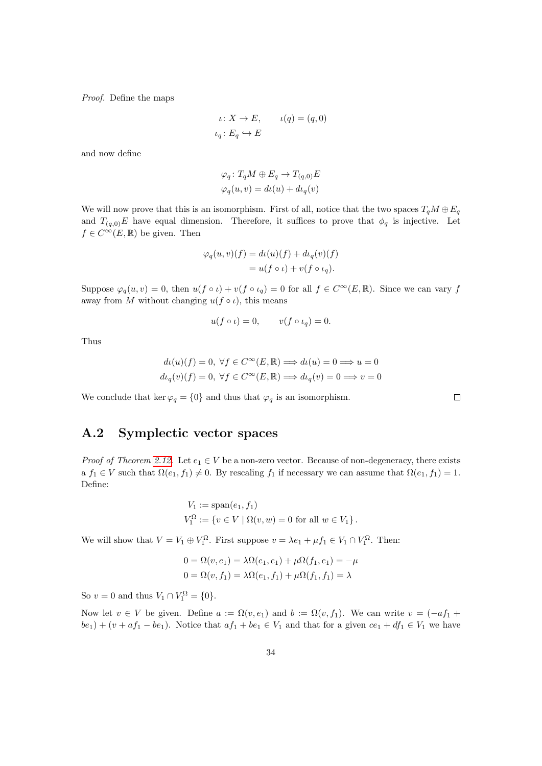*Proof.* Define the maps

$$\iota\colon X \to E, \qquad \iota(q) = (q, 0)$$
$$\iota_q\colon E_q \hookrightarrow E$$

and now define

$$\varphi_q\colon T_qM \oplus E_q \to T_{(q,0)}E$$
$$\varphi_q(u, v) = d\iota(u) + d\iota_q(v)$$

We will now prove that this is an isomorphism. First of all, notice that the two spaces $T_qM \oplus E_q$ and $T_{(q,0)}E$ have equal dimension. Therefore, it suffices to prove that $\phi_q$ is injective. Let $f \in C^\infty(E, \mathbb{R})$ be given. Then

$$\begin{aligned}\varphi_q(u, v)(f) &= d\iota(u)(f) + d\iota_q(v)(f) \\ &= u(f \circ \iota) + v(f \circ \iota_q).\end{aligned}$$

Suppose $\varphi_q(u, v) = 0$, then $u(f \circ \iota) + v(f \circ \iota_q) = 0$ for all $f \in C^\infty(E, \mathbb{R})$. Since we can vary $f$ away from $M$ without changing $u(f \circ \iota)$, this means

$$u(f \circ \iota) = 0, \qquad v(f \circ \iota_q) = 0.$$

Thus

$$d\iota(u)(f) = 0,\ \forall f \in C^\infty(E, \mathbb{R}) \implies d\iota(u) = 0 \implies u = 0$$
$$d\iota_q(v)(f) = 0,\ \forall f \in C^\infty(E, \mathbb{R}) \implies d\iota_q(v) = 0 \implies v = 0$$

We conclude that $\ker \varphi_q = \{0\}$ and thus that $\varphi_q$ is an isomorphism. $\square$

## A.2 Symplectic vector spaces

*Proof of Theorem 2.12.* Let $e_1 \in V$ be a non-zero vector. Because of non-degeneracy, there exists a $f_1 \in V$ such that $\Omega(e_1, f_1) \neq 0$. By rescaling $f_1$ if necessary we can assume that $\Omega(e_1, f_1) = 1$. Define:

$$V_1 := \operatorname{span}(e_1, f_1)$$
$$V_1^\Omega := \{v \in V \mid \Omega(v, w) = 0 \text{ for all } w \in V_1\}.$$

We will show that $V = V_1 \oplus V_1^\Omega$. First suppose $v = \lambda e_1 + \mu f_1 \in V_1 \cap V_1^\Omega$. Then:

$$0 = \Omega(v, e_1) = \lambda\Omega(e_1, e_1) + \mu\Omega(f_1, e_1) = -\mu$$
$$0 = \Omega(v, f_1) = \lambda\Omega(e_1, f_1) + \mu\Omega(f_1, f_1) = \lambda$$

So $v = 0$ and thus $V_1 \cap V_1^\Omega = \{0\}$.

Now let $v \in V$ be given. Define $a := \Omega(v, e_1)$ and $b := \Omega(v, f_1)$. We can write $v = (-af_1 + be_1) + (v + af_1 - be_1)$. Notice that $af_1 + be_1 \in V_1$ and that for a given $ce_1 + df_1 \in V_1$ we have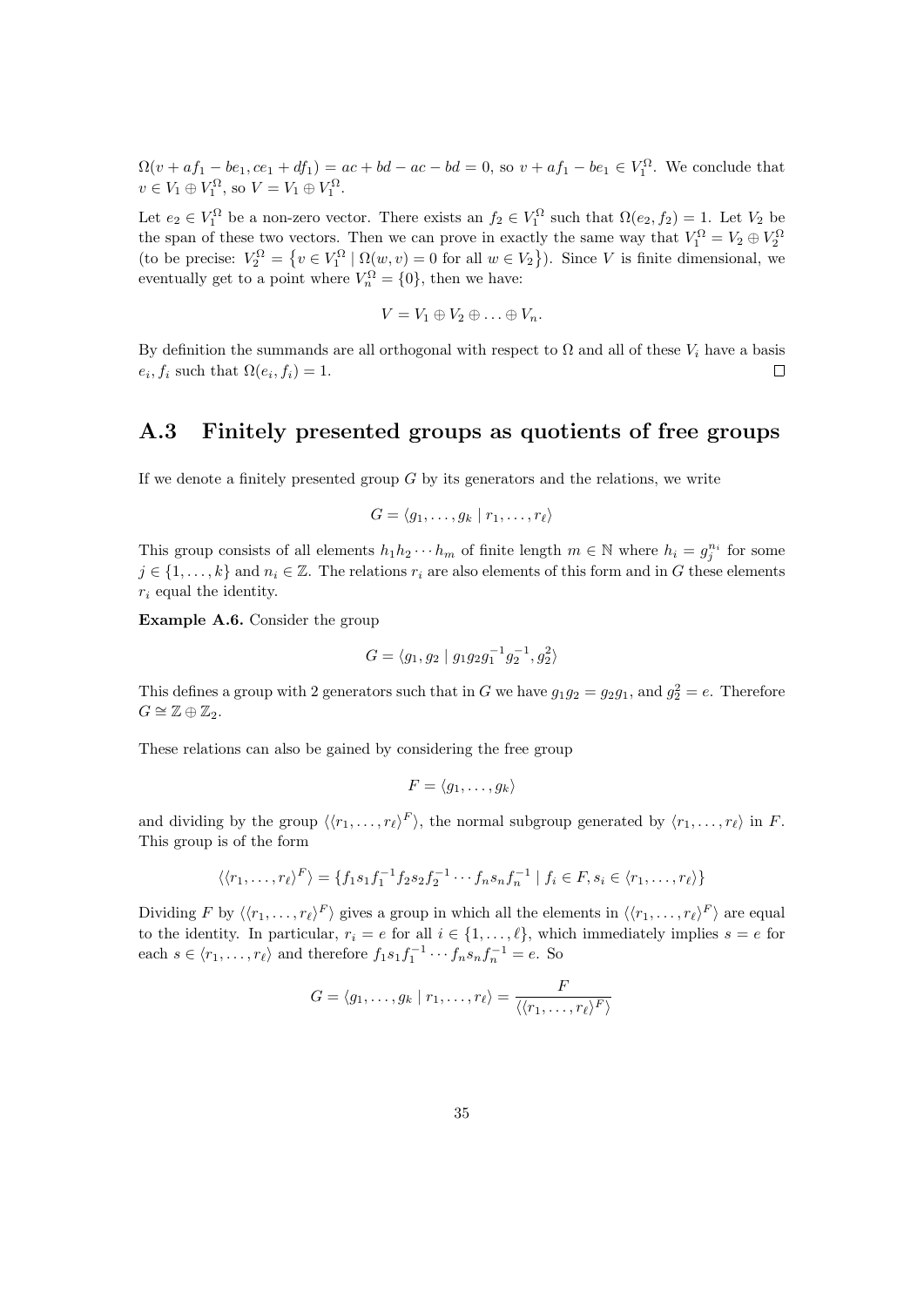$\Omega(v + af_1 - be_1, ce_1 + df_1) = ac + bd - ac - bd = 0$, so $v + af_1 - be_1 \in V_1^\Omega$. We conclude that $v \in V_1 \oplus V_1^\Omega$, so $V = V_1 \oplus V_1^\Omega$.

Let $e_2 \in V_1^\Omega$ be a non-zero vector. There exists an $f_2 \in V_1^\Omega$ such that $\Omega(e_2, f_2) = 1$. Let $V_2$ be the span of these two vectors. Then we can prove in exactly the same way that $V_1^\Omega = V_2 \oplus V_2^\Omega$ (to be precise: $V_2^\Omega = \{v \in V_1^\Omega \mid \Omega(w, v) = 0 \text{ for all } w \in V_2\}$). Since $V$ is finite dimensional, we eventually get to a point where $V_n^\Omega = \{0\}$, then we have:

$$V = V_1 \oplus V_2 \oplus \ldots \oplus V_n.$$

By definition the summands are all orthogonal with respect to $\Omega$ and all of these $V_i$ have a basis $e_i, f_i$ such that $\Omega(e_i, f_i) = 1$. $\square$

## A.3 Finitely presented groups as quotients of free groups

If we denote a finitely presented group $G$ by its generators and the relations, we write

$$G = \langle g_1, \ldots, g_k \mid r_1, \ldots, r_\ell \rangle$$

This group consists of all elements $h_1 h_2 \cdots h_m$ of finite length $m \in \mathbb{N}$ where $h_i = g_j^{n_i}$ for some $j \in \{1, \ldots, k\}$ and $n_i \in \mathbb{Z}$. The relations $r_i$ are also elements of this form and in $G$ these elements $r_i$ equal the identity.

**Example A.6.** Consider the group

$$G = \langle g_1, g_2 \mid g_1 g_2 g_1^{-1} g_2^{-1}, g_2^2 \rangle$$

This defines a group with 2 generators such that in $G$ we have $g_1 g_2 = g_2 g_1$, and $g_2^2 = e$. Therefore $G \cong \mathbb{Z} \oplus \mathbb{Z}_2$.

These relations can also be gained by considering the free group

$$F = \langle g_1, \ldots, g_k \rangle$$

and dividing by the group $\langle \langle r_1, \ldots, r_\ell \rangle^F \rangle$, the normal subgroup generated by $\langle r_1, \ldots, r_\ell \rangle$ in $F$. This group is of the form

$$\langle \langle r_1, \ldots, r_\ell \rangle^F \rangle = \{ f_1 s_1 f_1^{-1} f_2 s_2 f_2^{-1} \cdots f_n s_n f_n^{-1} \mid f_i \in F, s_i \in \langle r_1, \ldots, r_\ell \rangle \}$$

Dividing $F$ by $\langle \langle r_1, \ldots, r_\ell \rangle^F \rangle$ gives a group in which all the elements in $\langle \langle r_1, \ldots, r_\ell \rangle^F \rangle$ are equal to the identity. In particular, $r_i = e$ for all $i \in \{1, \ldots, \ell\}$, which immediately implies $s = e$ for each $s \in \langle r_1, \ldots, r_\ell \rangle$ and therefore $f_1 s_1 f_1^{-1} \cdots f_n s_n f_n^{-1} = e$. So

$$G = \langle g_1, \ldots, g_k \mid r_1, \ldots, r_\ell \rangle = \frac{F}{\langle \langle r_1, \ldots, r_\ell \rangle^F \rangle}$$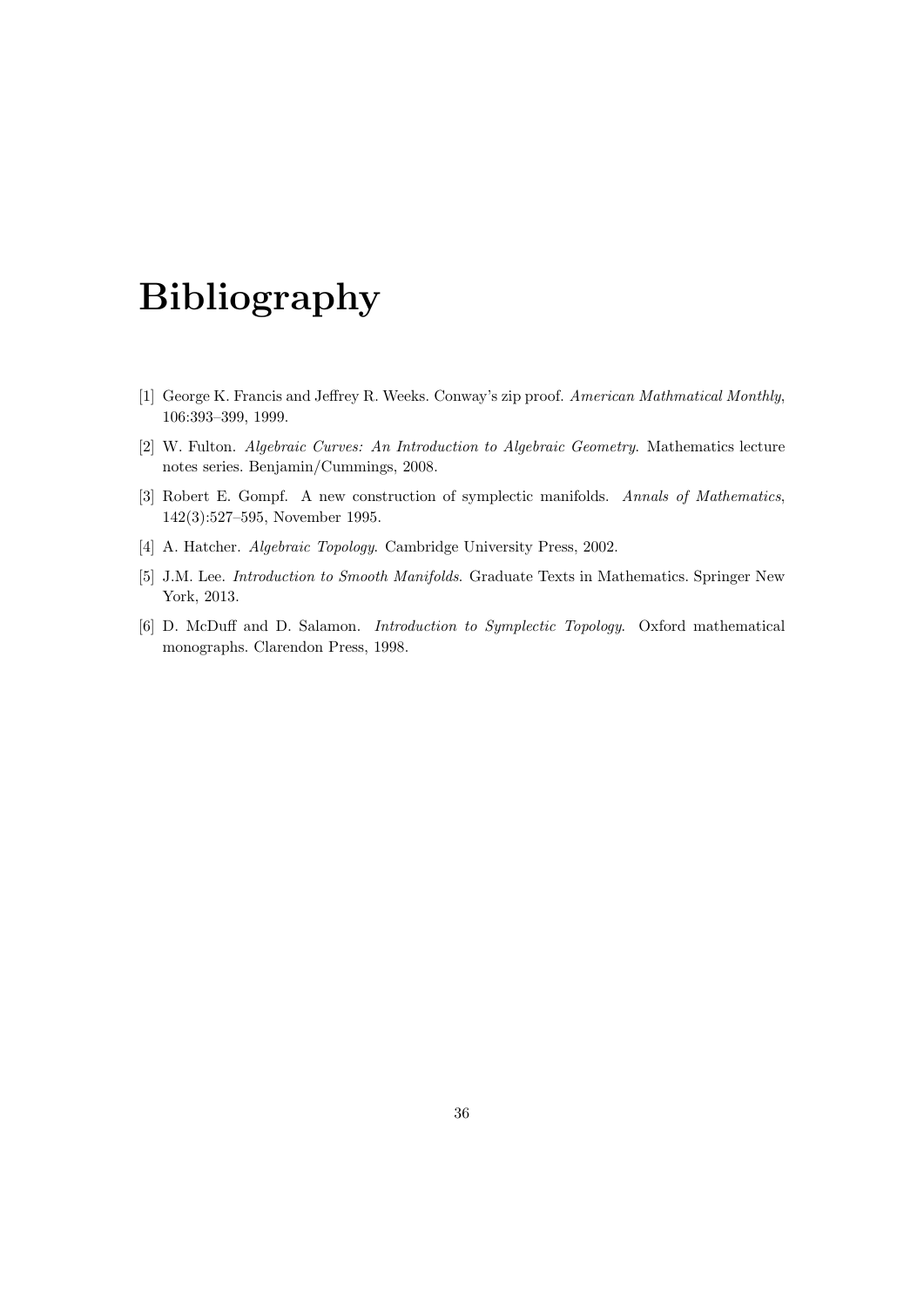# Bibliography

[1] George K. Francis and Jeffrey R. Weeks. Conway's zip proof. *American Mathmatical Monthly*, 106:393–399, 1999.

[2] W. Fulton. *Algebraic Curves: An Introduction to Algebraic Geometry*. Mathematics lecture notes series. Benjamin/Cummings, 2008.

[3] Robert E. Gompf. A new construction of symplectic manifolds. *Annals of Mathematics*, 142(3):527–595, November 1995.

[4] A. Hatcher. *Algebraic Topology*. Cambridge University Press, 2002.

[5] J.M. Lee. *Introduction to Smooth Manifolds*. Graduate Texts in Mathematics. Springer New York, 2013.

[6] D. McDuff and D. Salamon. *Introduction to Symplectic Topology*. Oxford mathematical monographs. Clarendon Press, 1998.